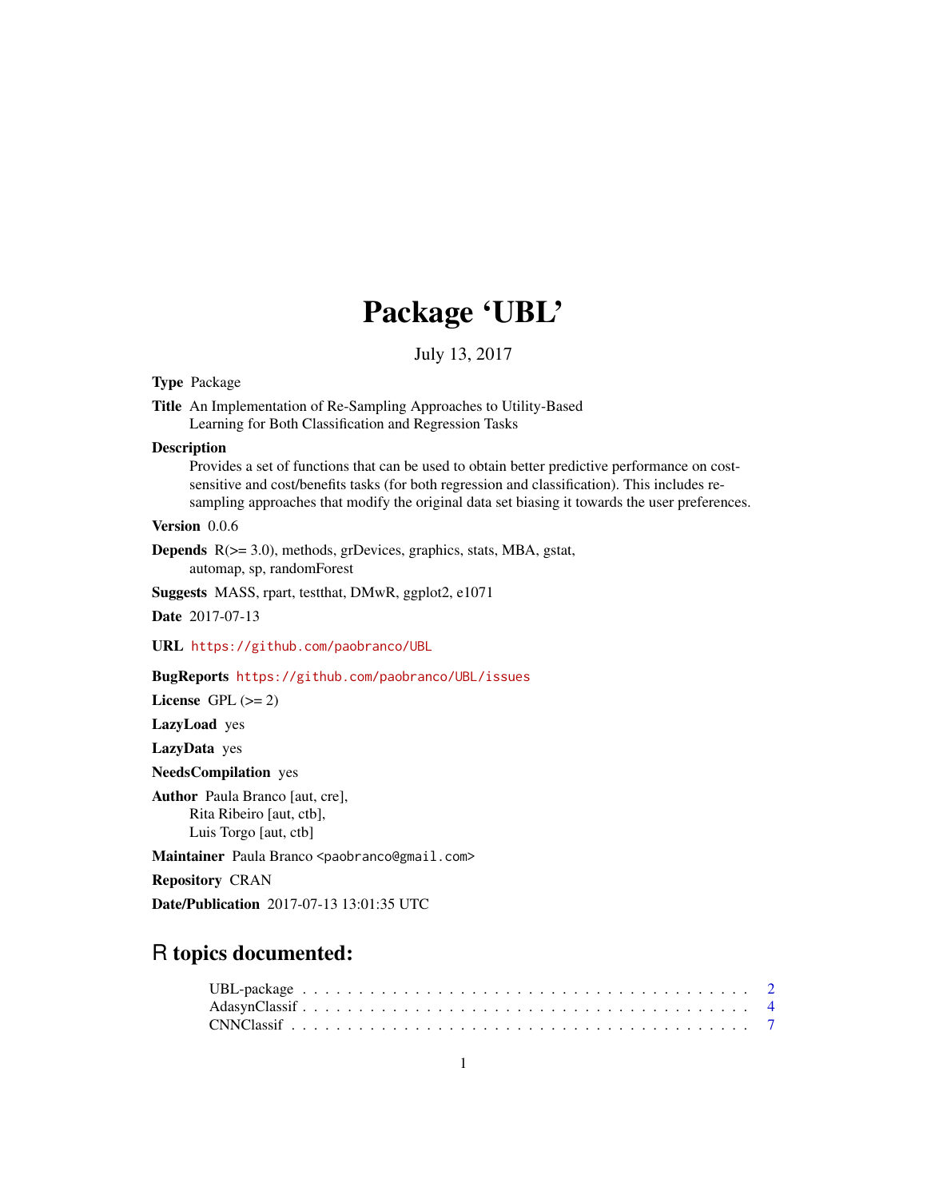# Package 'UBL'

July 13, 2017

**Type** Package

**Title** An Implementation of Re-Sampling Approaches to Utility-Based Learning for Both Classification and Regression Tasks

**Description** Provides a set of functions that can be used to obtain better predictive performance on cost-sensitive and cost/benefits tasks (for both regression and classification). This includes re-sampling approaches that modify the original data set biasing it towards the user preferences.

**Version** 0.0.6

**Depends** R(>= 3.0), methods, grDevices, graphics, stats, MBA, gstat, automap, sp, randomForest

**Suggests** MASS, rpart, testthat, DMwR, ggplot2, e1071

**Date** 2017-07-13

**URL** https://github.com/paobranco/UBL

**BugReports** https://github.com/paobranco/UBL/issues

**License** GPL (>= 2)

**LazyLoad** yes

**LazyData** yes

**NeedsCompilation** yes

**Author** Paula Branco [aut, cre],
Rita Ribeiro [aut, ctb],
Luis Torgo [aut, ctb]

**Maintainer** Paula Branco <paobranco@gmail.com>

**Repository** CRAN

**Date/Publication** 2017-07-13 13:01:35 UTC

## R topics documented:

UBL-package . . . . . . . . . . . . . . . . . . . . . . . . . . . . . . . . . . . . . . 2
AdasynClassif . . . . . . . . . . . . . . . . . . . . . . . . . . . . . . . . . . . . . 4
CNNClassif . . . . . . . . . . . . . . . . . . . . . . . . . . . . . . . . . . . . . . 7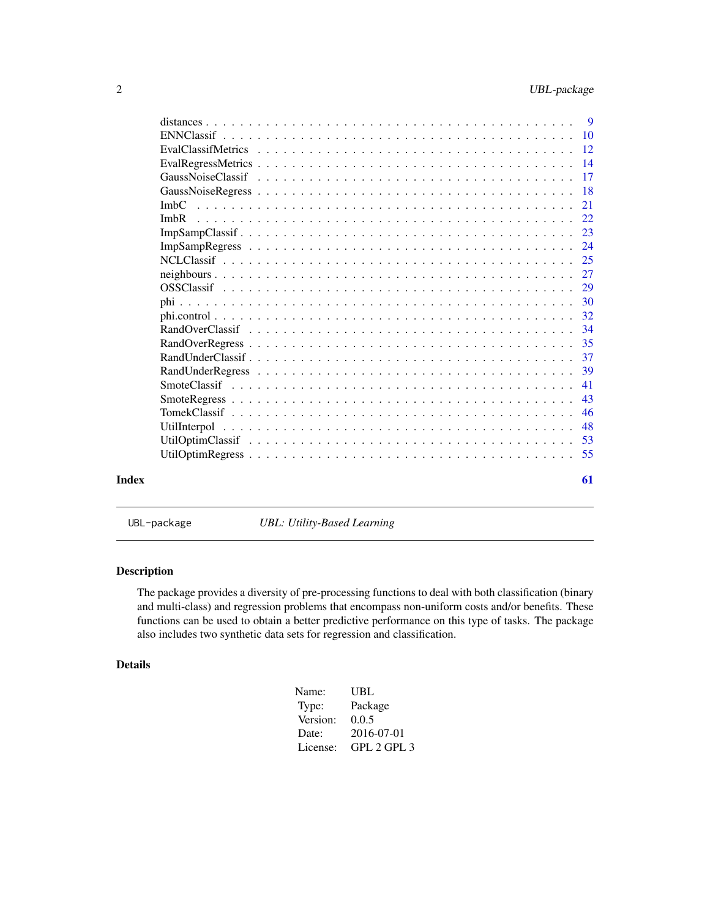| | |
|---|---|
| distances | 9 |
| ENNClassif | 10 |
| EvalClassifMetrics | 12 |
| EvalRegressMetrics | 14 |
| GaussNoiseClassif | 17 |
| GaussNoiseRegress | 18 |
| ImbC | 21 |
| ImbR | 22 |
| ImpSampClassif | 23 |
| ImpSampRegress | 24 |
| NCLClassif | 25 |
| neighbours | 27 |
| OSSClassif | 29 |
| phi | 30 |
| phi.control | 32 |
| RandOverClassif | 34 |
| RandOverRegress | 35 |
| RandUnderClassif | 37 |
| RandUnderRegress | 39 |
| SmoteClassif | 41 |
| SmoteRegress | 43 |
| TomekClassif | 46 |
| UtilInterpol | 48 |
| UtilOptimClassif | 53 |
| UtilOptimRegress | 55 |

**Index** **61**

---

`UBL-package` *UBL: Utility-Based Learning*

---

## Description

The package provides a diversity of pre-processing functions to deal with both classification (binary and multi-class) and regression problems that encompass non-uniform costs and/or benefits. These functions can be used to obtain a better predictive performance on this type of tasks. The package also includes two synthetic data sets for regression and classification.

## Details

| | |
|---|---|
| Name: | UBL |
| Type: | Package |
| Version: | 0.0.5 |
| Date: | 2016-07-01 |
| License: | GPL 2 GPL 3 |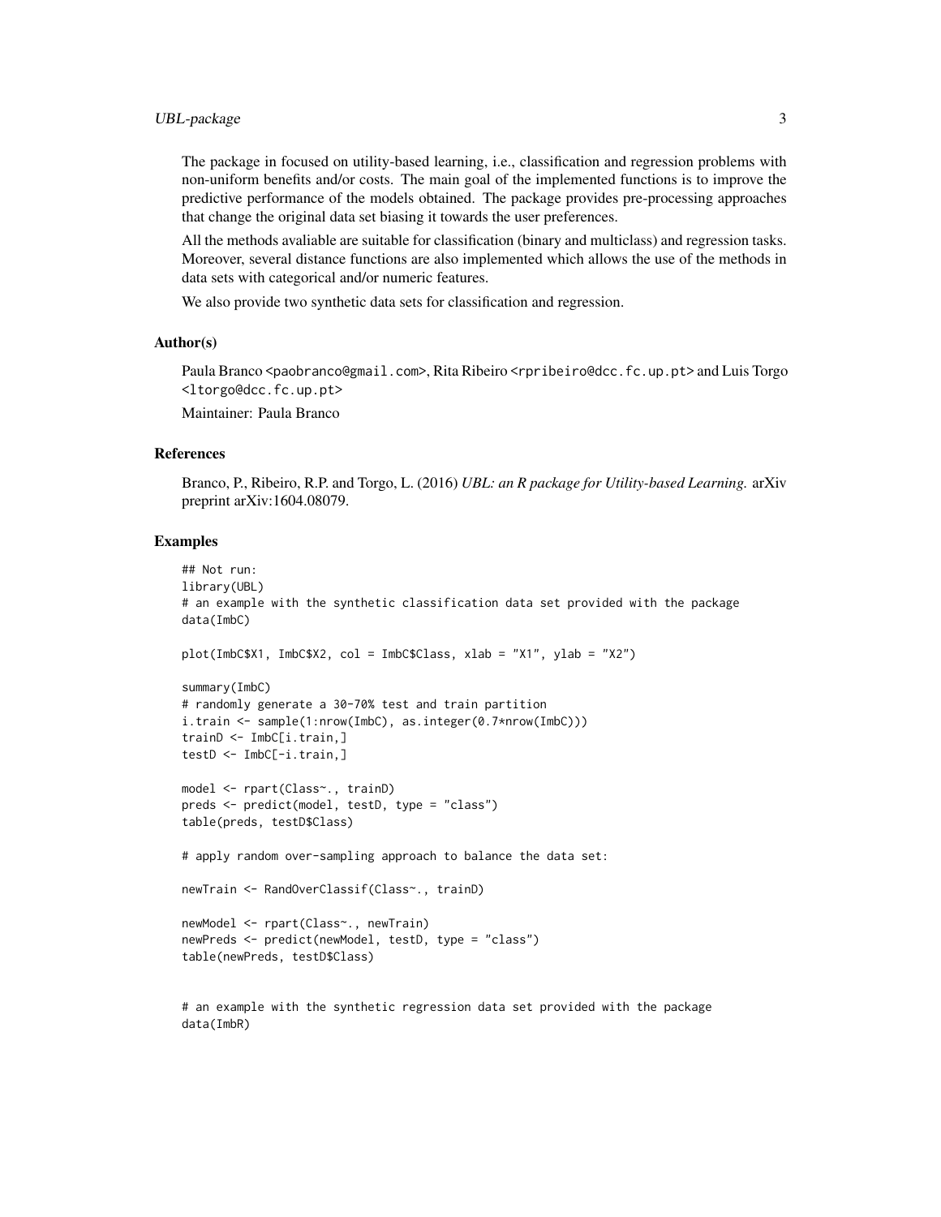The package in focused on utility-based learning, i.e., classification and regression problems with non-uniform benefits and/or costs. The main goal of the implemented functions is to improve the predictive performance of the models obtained. The package provides pre-processing approaches that change the original data set biasing it towards the user preferences.

All the methods avaliable are suitable for classification (binary and multiclass) and regression tasks. Moreover, several distance functions are also implemented which allows the use of the methods in data sets with categorical and/or numeric features.

We also provide two synthetic data sets for classification and regression.

### Author(s)

Paula Branco <paobranco@gmail.com>, Rita Ribeiro <rpribeiro@dcc.fc.up.pt> and Luis Torgo <ltorgo@dcc.fc.up.pt>

Maintainer: Paula Branco

### References

Branco, P., Ribeiro, R.P. and Torgo, L. (2016) *UBL: an R package for Utility-based Learning.* arXiv preprint arXiv:1604.08079.

### Examples

```
## Not run:
library(UBL)
# an example with the synthetic classification data set provided with the package
data(ImbC)

plot(ImbC$X1, ImbC$X2, col = ImbC$Class, xlab = "X1", ylab = "X2")

summary(ImbC)
# randomly generate a 30-70% test and train partition
i.train <- sample(1:nrow(ImbC), as.integer(0.7*nrow(ImbC)))
trainD <- ImbC[i.train,]
testD <- ImbC[-i.train,]

model <- rpart(Class~., trainD)
preds <- predict(model, testD, type = "class")
table(preds, testD$Class)

# apply random over-sampling approach to balance the data set:

newTrain <- RandOverClassif(Class~., trainD)

newModel <- rpart(Class~., newTrain)
newPreds <- predict(newModel, testD, type = "class")
table(newPreds, testD$Class)


# an example with the synthetic regression data set provided with the package
data(ImbR)
```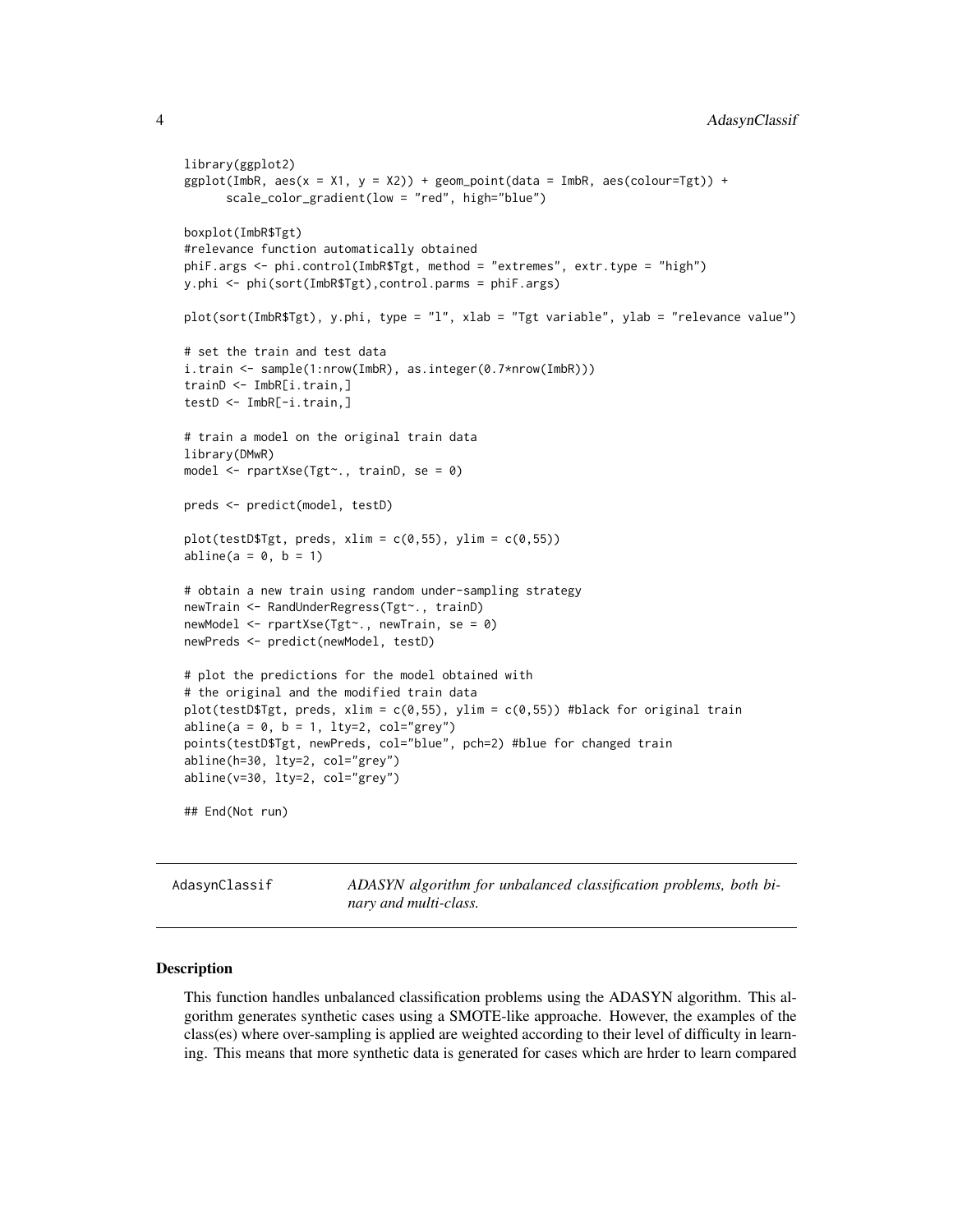```
library(ggplot2)
ggplot(ImbR, aes(x = X1, y = X2)) + geom_point(data = ImbR, aes(colour=Tgt)) +
      scale_color_gradient(low = "red", high="blue")

boxplot(ImbR$Tgt)
#relevance function automatically obtained
phiF.args <- phi.control(ImbR$Tgt, method = "extremes", extr.type = "high")
y.phi <- phi(sort(ImbR$Tgt),control.parms = phiF.args)

plot(sort(ImbR$Tgt), y.phi, type = "l", xlab = "Tgt variable", ylab = "relevance value")

# set the train and test data
i.train <- sample(1:nrow(ImbR), as.integer(0.7*nrow(ImbR)))
trainD <- ImbR[i.train,]
testD <- ImbR[-i.train,]

# train a model on the original train data
library(DMwR)
model <- rpartXse(Tgt~., trainD, se = 0)

preds <- predict(model, testD)

plot(testD$Tgt, preds, xlim = c(0,55), ylim = c(0,55))
abline(a = 0, b = 1)

# obtain a new train using random under-sampling strategy
newTrain <- RandUnderRegress(Tgt~., trainD)
newModel <- rpartXse(Tgt~., newTrain, se = 0)
newPreds <- predict(newModel, testD)

# plot the predictions for the model obtained with
# the original and the modified train data
plot(testD$Tgt, preds, xlim = c(0,55), ylim = c(0,55)) #black for original train
abline(a = 0, b = 1, lty=2, col="grey")
points(testD$Tgt, newPreds, col="blue", pch=2) #blue for changed train
abline(h=30, lty=2, col="grey")
abline(v=30, lty=2, col="grey")

## End(Not run)
```

---

AdasynClassif — *ADASYN algorithm for unbalanced classification problems, both binary and multi-class.*

---

### Description

This function handles unbalanced classification problems using the ADASYN algorithm. This algorithm generates synthetic cases using a SMOTE-like approache. However, the examples of the class(es) where over-sampling is applied are weighted according to their level of difficulty in learning. This means that more synthetic data is generated for cases which are hrder to learn compared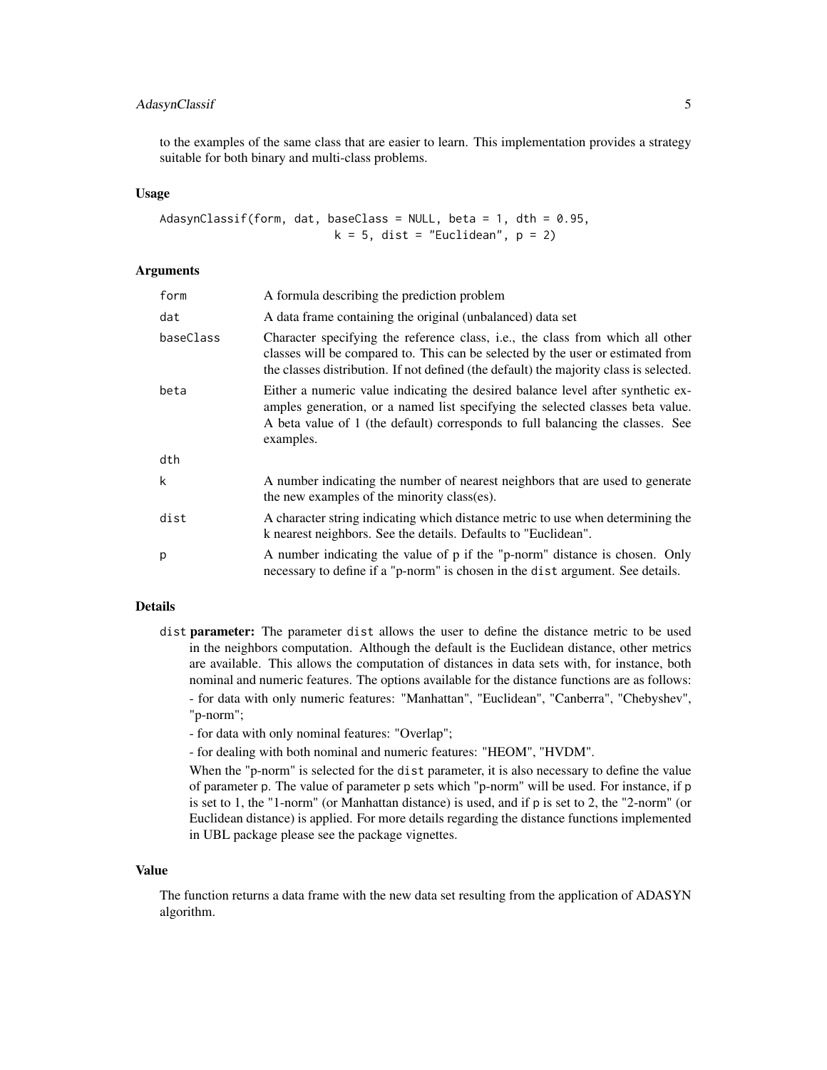to the examples of the same class that are easier to learn. This implementation provides a strategy suitable for both binary and multi-class problems.

### Usage

```
AdasynClassif(form, dat, baseClass = NULL, beta = 1, dth = 0.95,
                        k = 5, dist = "Euclidean", p = 2)
```

### Arguments

| | |
|---|---|
| form | A formula describing the prediction problem |
| dat | A data frame containing the original (unbalanced) data set |
| baseClass | Character specifying the reference class, i.e., the class from which all other classes will be compared to. This can be selected by the user or estimated from the classes distribution. If not defined (the default) the majority class is selected. |
| beta | Either a numeric value indicating the desired balance level after synthetic examples generation, or a named list specifying the selected classes beta value. A beta value of 1 (the default) corresponds to full balancing the classes. See examples. |
| dth | |
| k | A number indicating the number of nearest neighbors that are used to generate the new examples of the minority class(es). |
| dist | A character string indicating which distance metric to use when determining the k nearest neighbors. See the details. Defaults to "Euclidean". |
| p | A number indicating the value of p if the "p-norm" distance is chosen. Only necessary to define if a "p-norm" is chosen in the dist argument. See details. |

### Details

dist **parameter:** The parameter dist allows the user to define the distance metric to be used in the neighbors computation. Although the default is the Euclidean distance, other metrics are available. This allows the computation of distances in data sets with, for instance, both nominal and numeric features. The options available for the distance functions are as follows:

- for data with only numeric features: "Manhattan", "Euclidean", "Canberra", "Chebyshev", "p-norm";

- for data with only nominal features: "Overlap";

- for dealing with both nominal and numeric features: "HEOM", "HVDM".

When the "p-norm" is selected for the dist parameter, it is also necessary to define the value of parameter p. The value of parameter p sets which "p-norm" will be used. For instance, if p is set to 1, the "1-norm" (or Manhattan distance) is used, and if p is set to 2, the "2-norm" (or Euclidean distance) is applied. For more details regarding the distance functions implemented in UBL package please see the package vignettes.

### Value

The function returns a data frame with the new data set resulting from the application of ADASYN algorithm.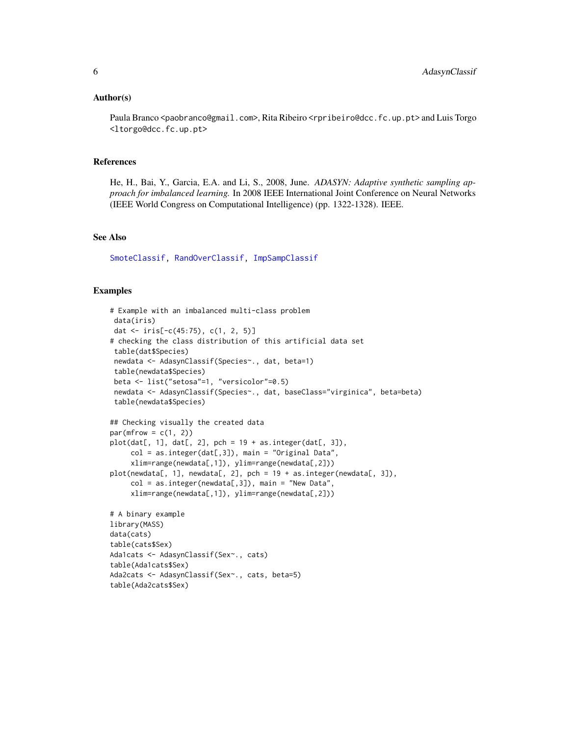### Author(s)

Paula Branco <paobranco@gmail.com>, Rita Ribeiro <rpribeiro@dcc.fc.up.pt> and Luis Torgo <ltorgo@dcc.fc.up.pt>

### References

He, H., Bai, Y., Garcia, E.A. and Li, S., 2008, June. *ADASYN: Adaptive synthetic sampling approach for imbalanced learning.* In 2008 IEEE International Joint Conference on Neural Networks (IEEE World Congress on Computational Intelligence) (pp. 1322-1328). IEEE.

### See Also

SmoteClassif, RandOverClassif, ImpSampClassif

### Examples

```
# Example with an imbalanced multi-class problem
 data(iris)
 dat <- iris[-c(45:75), c(1, 2, 5)]
# checking the class distribution of this artificial data set
 table(dat$Species)
 newdata <- AdasynClassif(Species~., dat, beta=1)
 table(newdata$Species)
 beta <- list("setosa"=1, "versicolor"=0.5)
 newdata <- AdasynClassif(Species~., dat, baseClass="virginica", beta=beta)
 table(newdata$Species)

## Checking visually the created data
par(mfrow = c(1, 2))
plot(dat[, 1], dat[, 2], pch = 19 + as.integer(dat[, 3]),
     col = as.integer(dat[,3]), main = "Original Data",
     xlim=range(newdata[,1]), ylim=range(newdata[,2]))
plot(newdata[, 1], newdata[, 2], pch = 19 + as.integer(newdata[, 3]),
     col = as.integer(newdata[,3]), main = "New Data",
     xlim=range(newdata[,1]), ylim=range(newdata[,2]))

# A binary example
library(MASS)
data(cats)
table(cats$Sex)
Ada1cats <- AdasynClassif(Sex~., cats)
table(Ada1cats$Sex)
Ada2cats <- AdasynClassif(Sex~., cats, beta=5)
table(Ada2cats$Sex)
```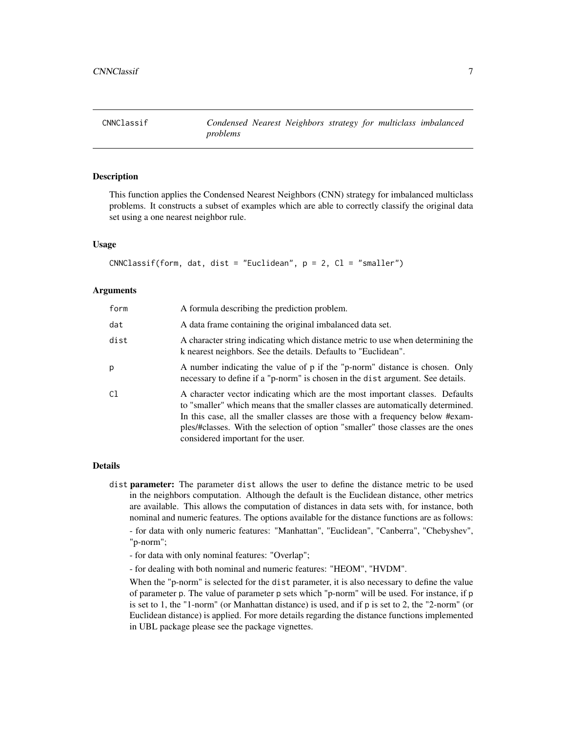## CNNClassif — *Condensed Nearest Neighbors strategy for multiclass imbalanced problems*

### Description

This function applies the Condensed Nearest Neighbors (CNN) strategy for imbalanced multiclass problems. It constructs a subset of examples which are able to correctly classify the original data set using a one nearest neighbor rule.

### Usage

```
CNNClassif(form, dat, dist = "Euclidean", p = 2, Cl = "smaller")
```

### Arguments

| | |
|---|---|
| form | A formula describing the prediction problem. |
| dat | A data frame containing the original imbalanced data set. |
| dist | A character string indicating which distance metric to use when determining the k nearest neighbors. See the details. Defaults to "Euclidean". |
| p | A number indicating the value of p if the "p-norm" distance is chosen. Only necessary to define if a "p-norm" is chosen in the `dist` argument. See details. |
| Cl | A character vector indicating which are the most important classes. Defaults to "smaller" which means that the smaller classes are automatically determined. In this case, all the smaller classes are those with a frequency below #examples/#classes. With the selection of option "smaller" those classes are the ones considered important for the user. |

### Details

`dist` **parameter:** The parameter `dist` allows the user to define the distance metric to be used in the neighbors computation. Although the default is the Euclidean distance, other metrics are available. This allows the computation of distances in data sets with, for instance, both nominal and numeric features. The options available for the distance functions are as follows:

- for data with only numeric features: "Manhattan", "Euclidean", "Canberra", "Chebyshev", "p-norm";

- for data with only nominal features: "Overlap";

- for dealing with both nominal and numeric features: "HEOM", "HVDM".

When the "p-norm" is selected for the `dist` parameter, it is also necessary to define the value of parameter `p`. The value of parameter `p` sets which "p-norm" will be used. For instance, if `p` is set to 1, the "1-norm" (or Manhattan distance) is used, and if `p` is set to 2, the "2-norm" (or Euclidean distance) is applied. For more details regarding the distance functions implemented in UBL package please see the package vignettes.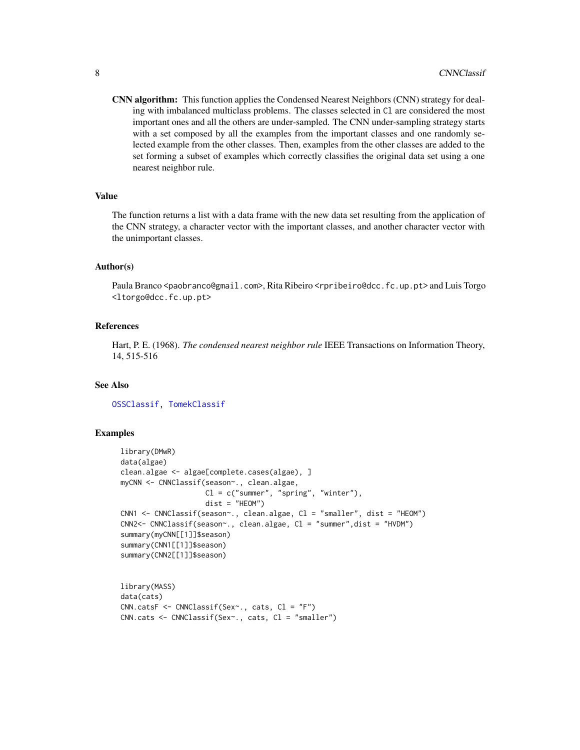**CNN algorithm:** This function applies the Condensed Nearest Neighbors (CNN) strategy for dealing with imbalanced multiclass problems. The classes selected in Cl are considered the most important ones and all the others are under-sampled. The CNN under-sampling strategy starts with a set composed by all the examples from the important classes and one randomly selected example from the other classes. Then, examples from the other classes are added to the set forming a subset of examples which correctly classifies the original data set using a one nearest neighbor rule.

### Value

The function returns a list with a data frame with the new data set resulting from the application of the CNN strategy, a character vector with the important classes, and another character vector with the unimportant classes.

### Author(s)

Paula Branco <paobranco@gmail.com>, Rita Ribeiro <rpribeiro@dcc.fc.up.pt> and Luis Torgo <ltorgo@dcc.fc.up.pt>

### References

Hart, P. E. (1968). *The condensed nearest neighbor rule* IEEE Transactions on Information Theory, 14, 515-516

### See Also

OSSClassif, TomekClassif

### Examples

```
library(DMwR)
data(algae)
clean.algae <- algae[complete.cases(algae), ]
myCNN <- CNNClassif(season~., clean.algae,
                    Cl = c("summer", "spring", "winter"),
                    dist = "HEOM")
CNN1 <- CNNClassif(season~., clean.algae, Cl = "smaller", dist = "HEOM")
CNN2<- CNNClassif(season~., clean.algae, Cl = "summer",dist = "HVDM")
summary(myCNN[[1]]$season)
summary(CNN1[[1]]$season)
summary(CNN2[[1]]$season)


library(MASS)
data(cats)
CNN.catsF <- CNNClassif(Sex~., cats, Cl = "F")
CNN.cats <- CNNClassif(Sex~., cats, Cl = "smaller")
```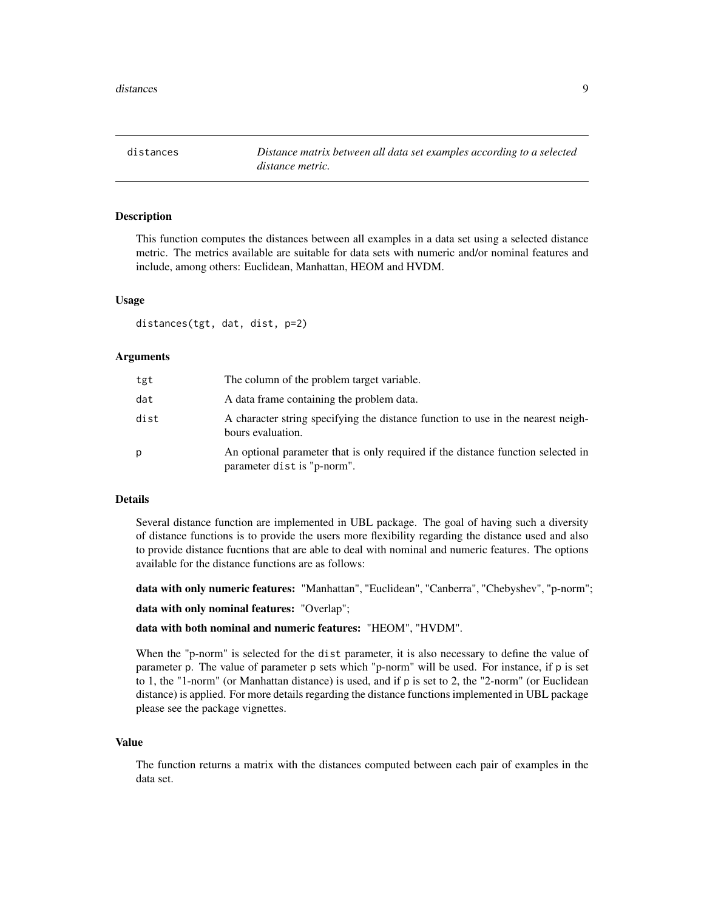# distances — *Distance matrix between all data set examples according to a selected distance metric.*

## Description

This function computes the distances between all examples in a data set using a selected distance metric. The metrics available are suitable for data sets with numeric and/or nominal features and include, among others: Euclidean, Manhattan, HEOM and HVDM.

## Usage

```
distances(tgt, dat, dist, p=2)
```

## Arguments

| | |
|---|---|
| `tgt` | The column of the problem target variable. |
| `dat` | A data frame containing the problem data. |
| `dist` | A character string specifying the distance function to use in the nearest neighbours evaluation. |
| `p` | An optional parameter that is only required if the distance function selected in parameter `dist` is "p-norm". |

## Details

Several distance function are implemented in UBL package. The goal of having such a diversity of distance functions is to provide the users more flexibility regarding the distance used and also to provide distance fucntions that are able to deal with nominal and numeric features. The options available for the distance functions are as follows:

**data with only numeric features:** "Manhattan", "Euclidean", "Canberra", "Chebyshev", "p-norm";

**data with only nominal features:** "Overlap";

**data with both nominal and numeric features:** "HEOM", "HVDM".

When the "p-norm" is selected for the `dist` parameter, it is also necessary to define the value of parameter `p`. The value of parameter `p` sets which "p-norm" will be used. For instance, if `p` is set to 1, the "1-norm" (or Manhattan distance) is used, and if `p` is set to 2, the "2-norm" (or Euclidean distance) is applied. For more details regarding the distance functions implemented in UBL package please see the package vignettes.

## Value

The function returns a matrix with the distances computed between each pair of examples in the data set.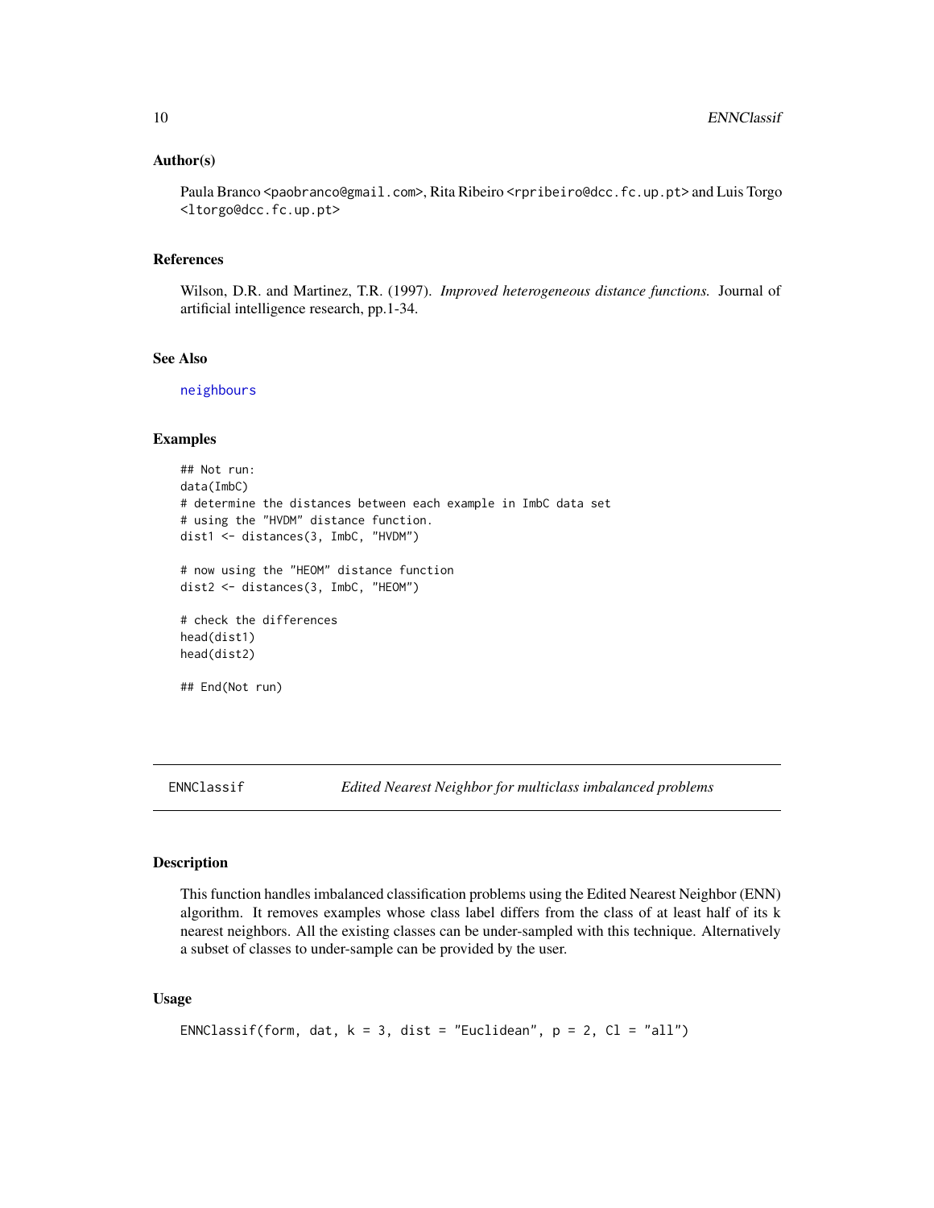### Author(s)

Paula Branco <paobranco@gmail.com>, Rita Ribeiro <rpribeiro@dcc.fc.up.pt> and Luis Torgo <ltorgo@dcc.fc.up.pt>

### References

Wilson, D.R. and Martinez, T.R. (1997). *Improved heterogeneous distance functions.* Journal of artificial intelligence research, pp.1-34.

### See Also

neighbours

### Examples

```
## Not run:
data(ImbC)
# determine the distances between each example in ImbC data set
# using the "HVDM" distance function.
dist1 <- distances(3, ImbC, "HVDM")

# now using the "HEOM" distance function
dist2 <- distances(3, ImbC, "HEOM")

# check the differences
head(dist1)
head(dist2)

## End(Not run)
```

---

## ENNClassif — *Edited Nearest Neighbor for multiclass imbalanced problems*

### Description

This function handles imbalanced classification problems using the Edited Nearest Neighbor (ENN) algorithm. It removes examples whose class label differs from the class of at least half of its k nearest neighbors. All the existing classes can be under-sampled with this technique. Alternatively a subset of classes to under-sample can be provided by the user.

### Usage

```
ENNClassif(form, dat, k = 3, dist = "Euclidean", p = 2, Cl = "all")
```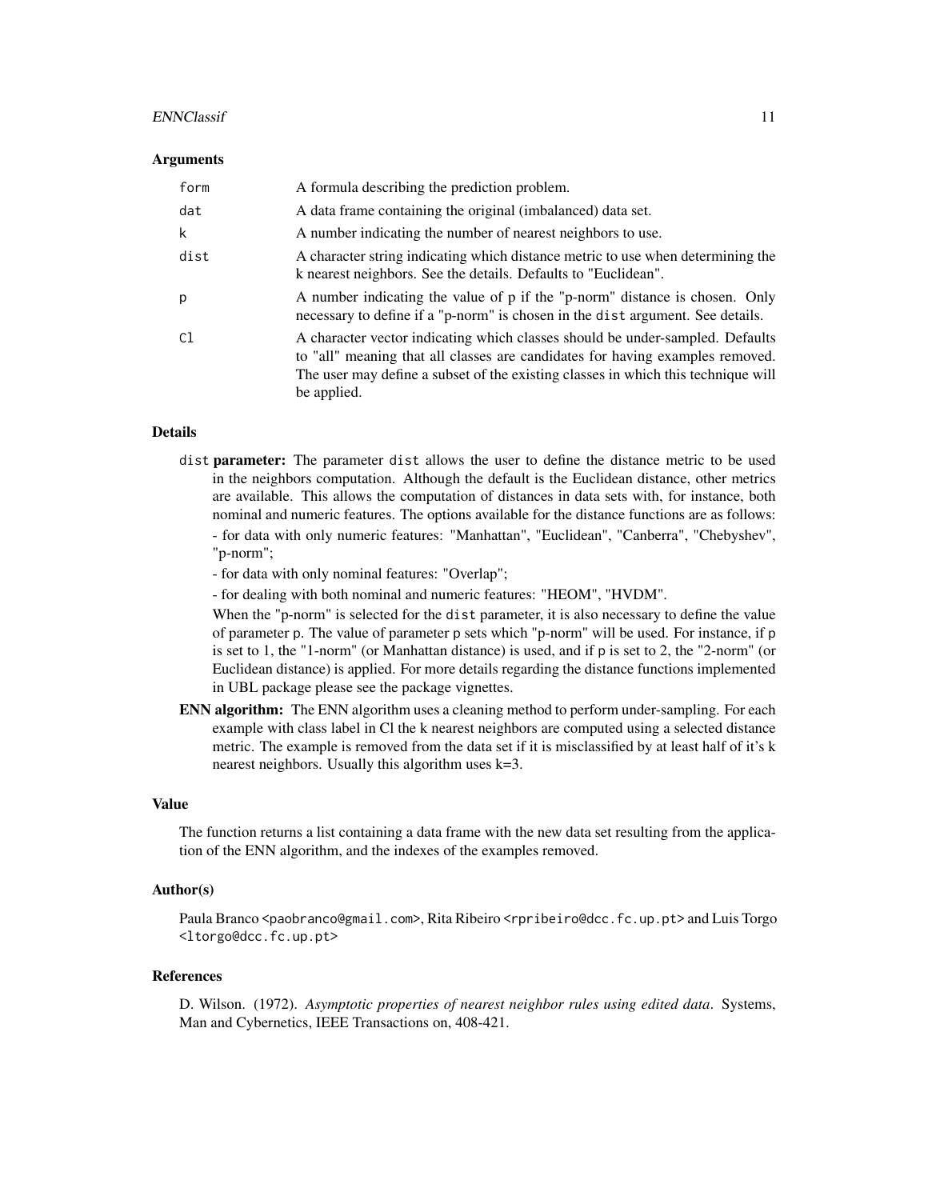### Arguments

| | |
|---|---|
| `form` | A formula describing the prediction problem. |
| `dat` | A data frame containing the original (imbalanced) data set. |
| `k` | A number indicating the number of nearest neighbors to use. |
| `dist` | A character string indicating which distance metric to use when determining the k nearest neighbors. See the details. Defaults to "Euclidean". |
| `p` | A number indicating the value of p if the "p-norm" distance is chosen. Only necessary to define if a "p-norm" is chosen in the `dist` argument. See details. |
| `Cl` | A character vector indicating which classes should be under-sampled. Defaults to "all" meaning that all classes are candidates for having examples removed. The user may define a subset of the existing classes in which this technique will be applied. |

### Details

**`dist` parameter:** The parameter `dist` allows the user to define the distance metric to be used in the neighbors computation. Although the default is the Euclidean distance, other metrics are available. This allows the computation of distances in data sets with, for instance, both nominal and numeric features. The options available for the distance functions are as follows:
- for data with only numeric features: "Manhattan", "Euclidean", "Canberra", "Chebyshev", "p-norm";
- for data with only nominal features: "Overlap";
- for dealing with both nominal and numeric features: "HEOM", "HVDM".

When the "p-norm" is selected for the `dist` parameter, it is also necessary to define the value of parameter `p`. The value of parameter `p` sets which "p-norm" will be used. For instance, if `p` is set to 1, the "1-norm" (or Manhattan distance) is used, and if `p` is set to 2, the "2-norm" (or Euclidean distance) is applied. For more details regarding the distance functions implemented in UBL package please see the package vignettes.

**ENN algorithm:** The ENN algorithm uses a cleaning method to perform under-sampling. For each example with class label in Cl the k nearest neighbors are computed using a selected distance metric. The example is removed from the data set if it is misclassified by at least half of it's k nearest neighbors. Usually this algorithm uses k=3.

### Value

The function returns a list containing a data frame with the new data set resulting from the application of the ENN algorithm, and the indexes of the examples removed.

### Author(s)

Paula Branco <paobranco@gmail.com>, Rita Ribeiro <rpribeiro@dcc.fc.up.pt> and Luis Torgo <ltorgo@dcc.fc.up.pt>

### References

D. Wilson. (1972). *Asymptotic properties of nearest neighbor rules using edited data*. Systems, Man and Cybernetics, IEEE Transactions on, 408-421.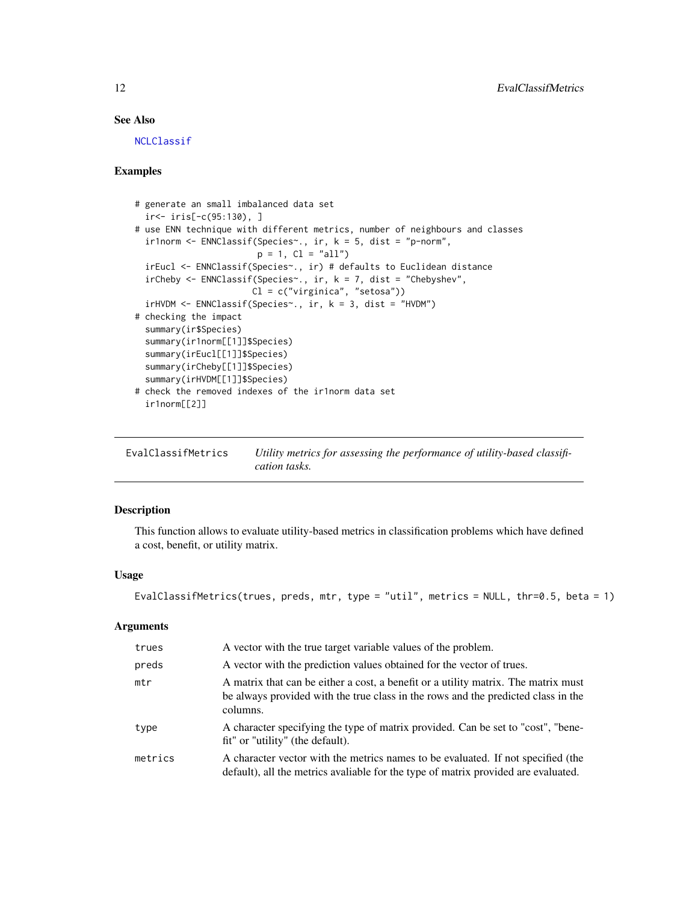### See Also

NCLClassif

### Examples

```
# generate an small imbalanced data set
  ir<- iris[-c(95:130), ]
# use ENN technique with different metrics, number of neighbours and classes
  ir1norm <- ENNClassif(Species~., ir, k = 5, dist = "p-norm",
                        p = 1, Cl = "all")
  irEucl <- ENNClassif(Species~., ir) # defaults to Euclidean distance
  irCheby <- ENNClassif(Species~., ir, k = 7, dist = "Chebyshev",
                       Cl = c("virginica", "setosa"))
  irHVDM <- ENNClassif(Species~., ir, k = 3, dist = "HVDM")
# checking the impact
  summary(ir$Species)
  summary(ir1norm[[1]]$Species)
  summary(irEucl[[1]]$Species)
  summary(irCheby[[1]]$Species)
  summary(irHVDM[[1]]$Species)
# check the removed indexes of the ir1norm data set
  ir1norm[[2]]
```

---

## EvalClassifMetrics — *Utility metrics for assessing the performance of utility-based classification tasks.*

---

### Description

This function allows to evaluate utility-based metrics in classification problems which have defined a cost, benefit, or utility matrix.

### Usage

```
EvalClassifMetrics(trues, preds, mtr, type = "util", metrics = NULL, thr=0.5, beta = 1)
```

### Arguments

| | |
|---|---|
| trues | A vector with the true target variable values of the problem. |
| preds | A vector with the prediction values obtained for the vector of trues. |
| mtr | A matrix that can be either a cost, a benefit or a utility matrix. The matrix must be always provided with the true class in the rows and the predicted class in the columns. |
| type | A character specifying the type of matrix provided. Can be set to "cost", "benefit" or "utility" (the default). |
| metrics | A character vector with the metrics names to be evaluated. If not specified (the default), all the metrics avaliable for the type of matrix provided are evaluated. |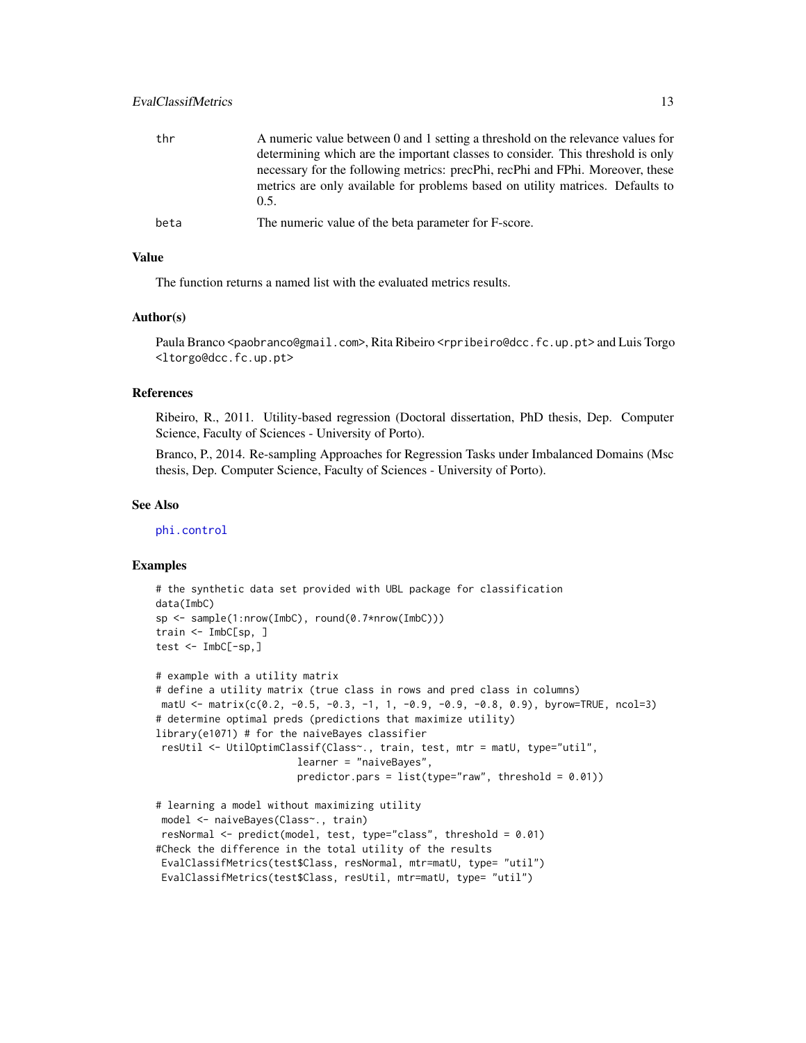| | |
|---|---|
| thr | A numeric value between 0 and 1 setting a threshold on the relevance values for determining which are the important classes to consider. This threshold is only necessary for the following metrics: precPhi, recPhi and FPhi. Moreover, these metrics are only available for problems based on utility matrices. Defaults to 0.5. |
| beta | The numeric value of the beta parameter for F-score. |

## Value

The function returns a named list with the evaluated metrics results.

## Author(s)

Paula Branco <paobranco@gmail.com>, Rita Ribeiro <rpribeiro@dcc.fc.up.pt> and Luis Torgo <ltorgo@dcc.fc.up.pt>

## References

Ribeiro, R., 2011. Utility-based regression (Doctoral dissertation, PhD thesis, Dep. Computer Science, Faculty of Sciences - University of Porto).

Branco, P., 2014. Re-sampling Approaches for Regression Tasks under Imbalanced Domains (Msc thesis, Dep. Computer Science, Faculty of Sciences - University of Porto).

## See Also

phi.control

## Examples

```
# the synthetic data set provided with UBL package for classification
data(ImbC)
sp <- sample(1:nrow(ImbC), round(0.7*nrow(ImbC)))
train <- ImbC[sp, ]
test <- ImbC[-sp,]

# example with a utility matrix
# define a utility matrix (true class in rows and pred class in columns)
 matU <- matrix(c(0.2, -0.5, -0.3, -1, 1, -0.9, -0.9, -0.8, 0.9), byrow=TRUE, ncol=3)
# determine optimal preds (predictions that maximize utility)
library(e1071) # for the naiveBayes classifier
 resUtil <- UtilOptimClassif(Class~., train, test, mtr = matU, type="util",
                        learner = "naiveBayes",
                        predictor.pars = list(type="raw", threshold = 0.01))

# learning a model without maximizing utility
 model <- naiveBayes(Class~., train)
 resNormal <- predict(model, test, type="class", threshold = 0.01)
#Check the difference in the total utility of the results
 EvalClassifMetrics(test$Class, resNormal, mtr=matU, type= "util")
 EvalClassifMetrics(test$Class, resUtil, mtr=matU, type= "util")
```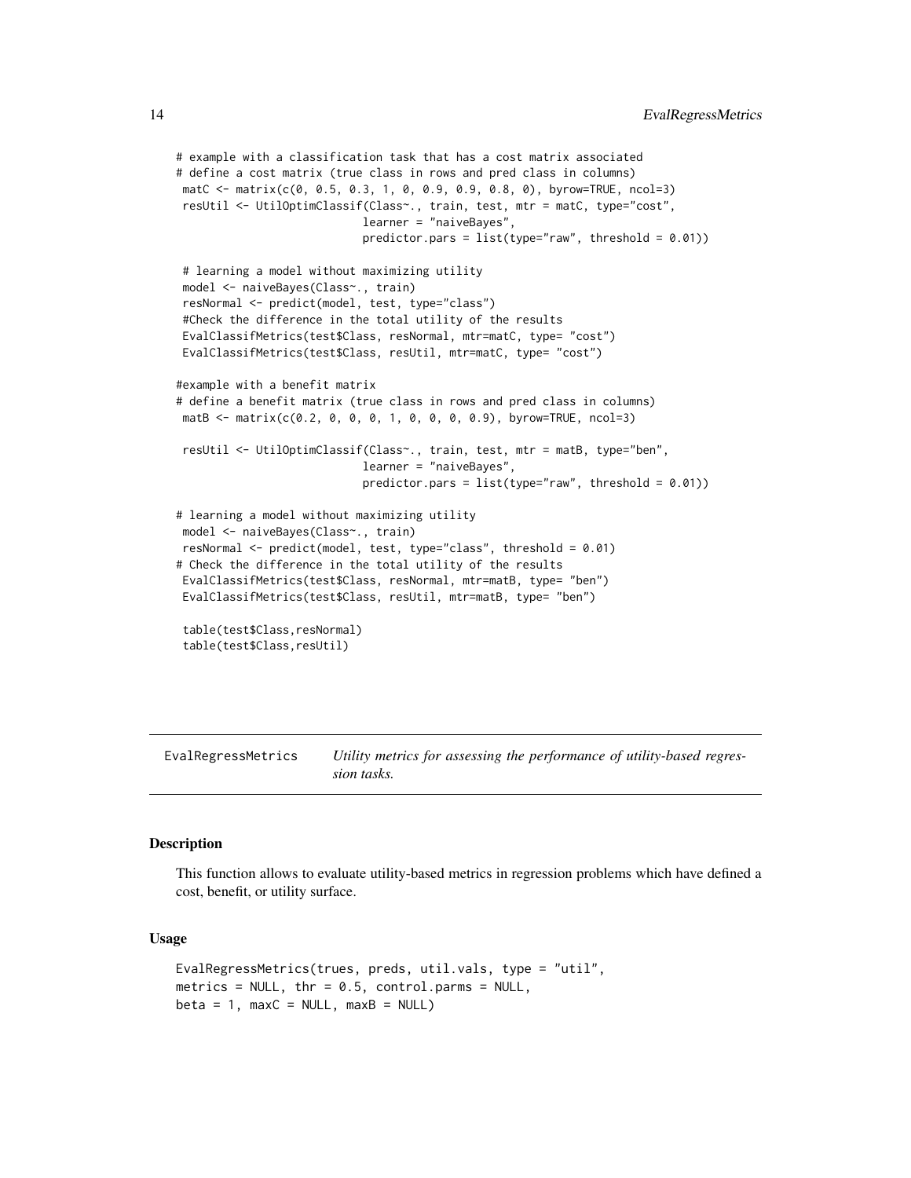```
# example with a classification task that has a cost matrix associated
# define a cost matrix (true class in rows and pred class in columns)
 matC <- matrix(c(0, 0.5, 0.3, 1, 0, 0.9, 0.9, 0.8, 0), byrow=TRUE, ncol=3)
 resUtil <- UtilOptimClassif(Class~., train, test, mtr = matC, type="cost",
                             learner = "naiveBayes",
                             predictor.pars = list(type="raw", threshold = 0.01))

 # learning a model without maximizing utility
 model <- naiveBayes(Class~., train)
 resNormal <- predict(model, test, type="class")
 #Check the difference in the total utility of the results
 EvalClassifMetrics(test$Class, resNormal, mtr=matC, type= "cost")
 EvalClassifMetrics(test$Class, resUtil, mtr=matC, type= "cost")

#example with a benefit matrix
# define a benefit matrix (true class in rows and pred class in columns)
 matB <- matrix(c(0.2, 0, 0, 0, 1, 0, 0, 0, 0.9), byrow=TRUE, ncol=3)

 resUtil <- UtilOptimClassif(Class~., train, test, mtr = matB, type="ben",
                             learner = "naiveBayes",
                             predictor.pars = list(type="raw", threshold = 0.01))

# learning a model without maximizing utility
 model <- naiveBayes(Class~., train)
 resNormal <- predict(model, test, type="class", threshold = 0.01)
# Check the difference in the total utility of the results
 EvalClassifMetrics(test$Class, resNormal, mtr=matB, type= "ben")
 EvalClassifMetrics(test$Class, resUtil, mtr=matB, type= "ben")

 table(test$Class,resNormal)
 table(test$Class,resUtil)
```

## EvalRegressMetrics — *Utility metrics for assessing the performance of utility-based regression tasks.*

### Description

This function allows to evaluate utility-based metrics in regression problems which have defined a cost, benefit, or utility surface.

### Usage

```
EvalRegressMetrics(trues, preds, util.vals, type = "util",
metrics = NULL, thr = 0.5, control.parms = NULL,
beta = 1, maxC = NULL, maxB = NULL)
```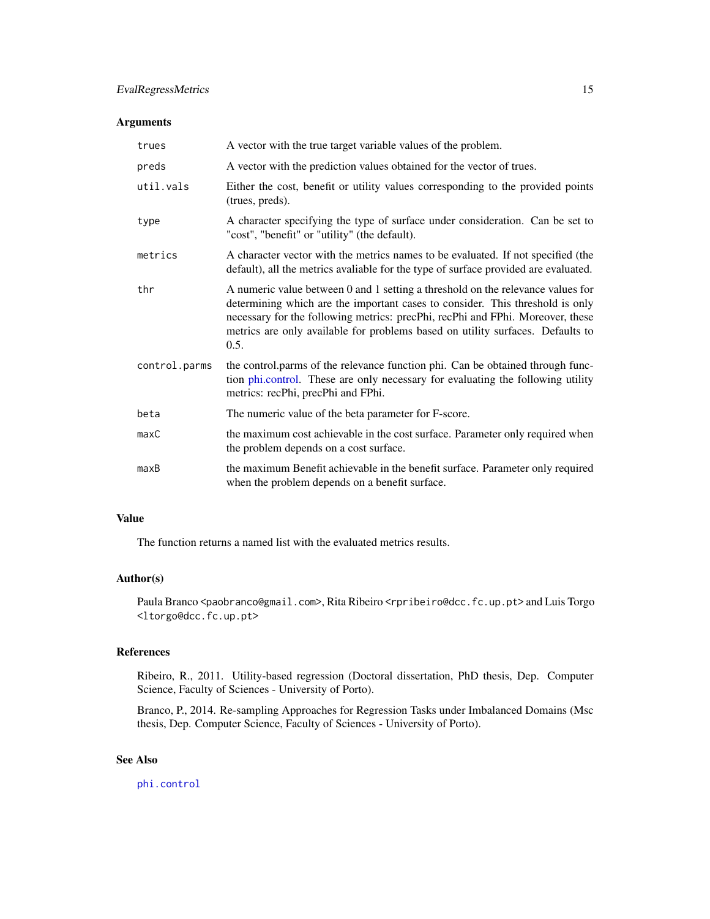## Arguments

| | |
|---|---|
| trues | A vector with the true target variable values of the problem. |
| preds | A vector with the prediction values obtained for the vector of trues. |
| util.vals | Either the cost, benefit or utility values corresponding to the provided points (trues, preds). |
| type | A character specifying the type of surface under consideration. Can be set to "cost", "benefit" or "utility" (the default). |
| metrics | A character vector with the metrics names to be evaluated. If not specified (the default), all the metrics avaliable for the type of surface provided are evaluated. |
| thr | A numeric value between 0 and 1 setting a threshold on the relevance values for determining which are the important cases to consider. This threshold is only necessary for the following metrics: precPhi, recPhi and FPhi. Moreover, these metrics are only available for problems based on utility surfaces. Defaults to 0.5. |
| control.parms | the control.parms of the relevance function phi. Can be obtained through function phi.control. These are only necessary for evaluating the following utility metrics: recPhi, precPhi and FPhi. |
| beta | The numeric value of the beta parameter for F-score. |
| maxC | the maximum cost achievable in the cost surface. Parameter only required when the problem depends on a cost surface. |
| maxB | the maximum Benefit achievable in the benefit surface. Parameter only required when the problem depends on a benefit surface. |

## Value

The function returns a named list with the evaluated metrics results.

## Author(s)

Paula Branco <paobranco@gmail.com>, Rita Ribeiro <rpribeiro@dcc.fc.up.pt> and Luis Torgo <ltorgo@dcc.fc.up.pt>

## References

Ribeiro, R., 2011. Utility-based regression (Doctoral dissertation, PhD thesis, Dep. Computer Science, Faculty of Sciences - University of Porto).

Branco, P., 2014. Re-sampling Approaches for Regression Tasks under Imbalanced Domains (Msc thesis, Dep. Computer Science, Faculty of Sciences - University of Porto).

## See Also

phi.control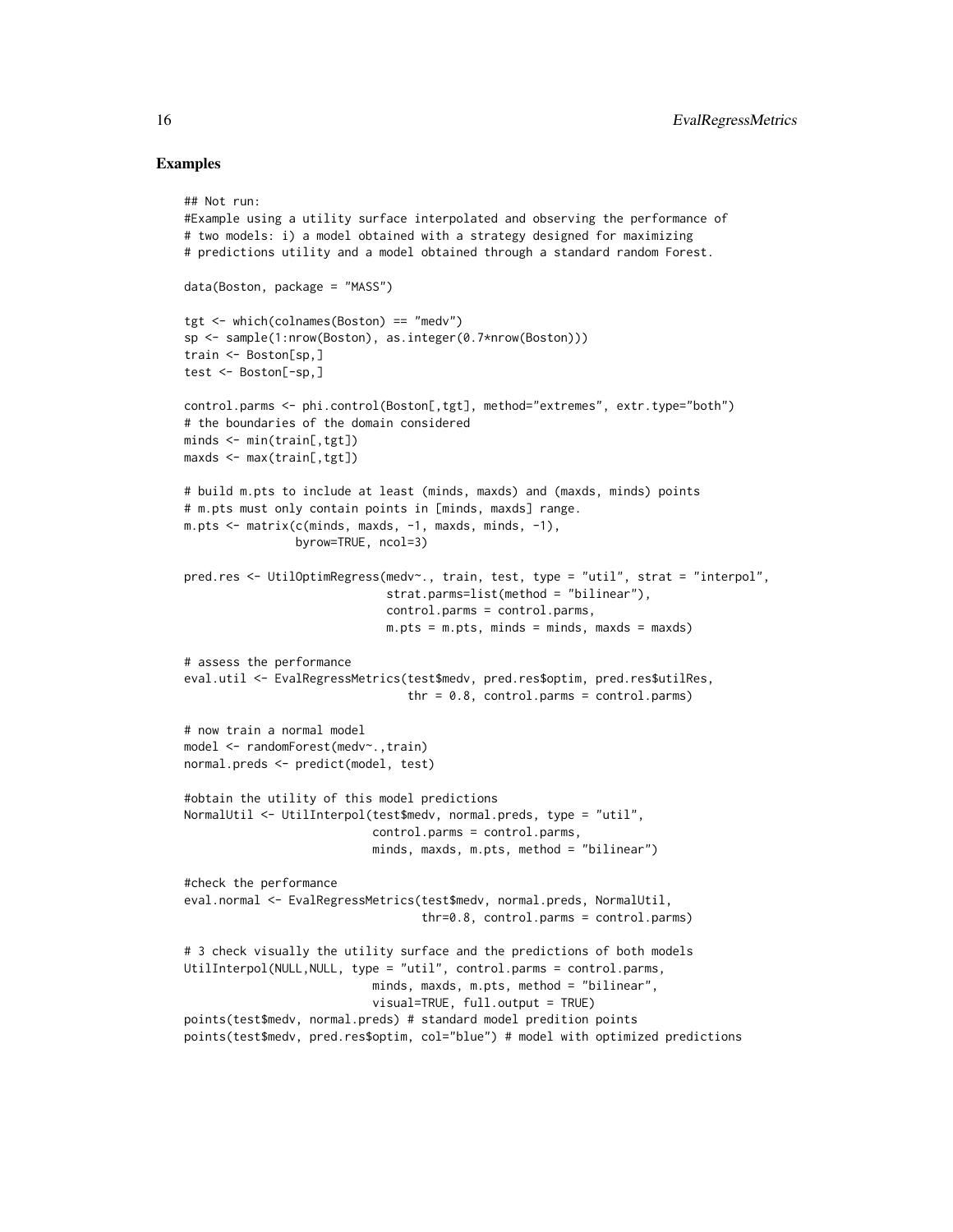### Examples

```
## Not run:
#Example using a utility surface interpolated and observing the performance of
# two models: i) a model obtained with a strategy designed for maximizing
# predictions utility and a model obtained through a standard random Forest.

data(Boston, package = "MASS")

tgt <- which(colnames(Boston) == "medv")
sp <- sample(1:nrow(Boston), as.integer(0.7*nrow(Boston)))
train <- Boston[sp,]
test <- Boston[-sp,]

control.parms <- phi.control(Boston[,tgt], method="extremes", extr.type="both")
# the boundaries of the domain considered
minds <- min(train[,tgt])
maxds <- max(train[,tgt])

# build m.pts to include at least (minds, maxds) and (maxds, minds) points
# m.pts must only contain points in [minds, maxds] range.
m.pts <- matrix(c(minds, maxds, -1, maxds, minds, -1),
                byrow=TRUE, ncol=3)

pred.res <- UtilOptimRegress(medv~., train, test, type = "util", strat = "interpol",
                             strat.parms=list(method = "bilinear"),
                             control.parms = control.parms,
                             m.pts = m.pts, minds = minds, maxds = maxds)

# assess the performance
eval.util <- EvalRegressMetrics(test$medv, pred.res$optim, pred.res$utilRes,
                                thr = 0.8, control.parms = control.parms)

# now train a normal model
model <- randomForest(medv~.,train)
normal.preds <- predict(model, test)

#obtain the utility of this model predictions
NormalUtil <- UtilInterpol(test$medv, normal.preds, type = "util",
                           control.parms = control.parms,
                           minds, maxds, m.pts, method = "bilinear")

#check the performance
eval.normal <- EvalRegressMetrics(test$medv, normal.preds, NormalUtil,
                                  thr=0.8, control.parms = control.parms)

# 3 check visually the utility surface and the predictions of both models
UtilInterpol(NULL,NULL, type = "util", control.parms = control.parms,
                           minds, maxds, m.pts, method = "bilinear",
                           visual=TRUE, full.output = TRUE)
points(test$medv, normal.preds) # standard model predition points
points(test$medv, pred.res$optim, col="blue") # model with optimized predictions
```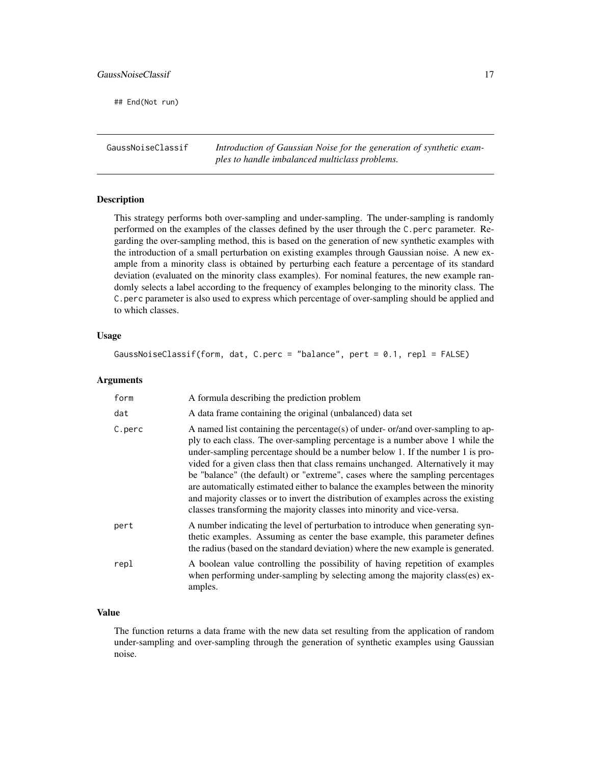```
## End(Not run)
```

## GaussNoiseClassif — *Introduction of Gaussian Noise for the generation of synthetic examples to handle imbalanced multiclass problems.*

### Description

This strategy performs both over-sampling and under-sampling. The under-sampling is randomly performed on the examples of the classes defined by the user through the `C.perc` parameter. Regarding the over-sampling method, this is based on the generation of new synthetic examples with the introduction of a small perturbation on existing examples through Gaussian noise. A new example from a minority class is obtained by perturbing each feature a percentage of its standard deviation (evaluated on the minority class examples). For nominal features, the new example randomly selects a label according to the frequency of examples belonging to the minority class. The `C.perc` parameter is also used to express which percentage of over-sampling should be applied and to which classes.

### Usage

```
GaussNoiseClassif(form, dat, C.perc = "balance", pert = 0.1, repl = FALSE)
```

### Arguments

| | |
|---|---|
| `form` | A formula describing the prediction problem |
| `dat` | A data frame containing the original (unbalanced) data set |
| `C.perc` | A named list containing the percentage(s) of under- or/and over-sampling to apply to each class. The over-sampling percentage is a number above 1 while the under-sampling percentage should be a number below 1. If the number 1 is provided for a given class then that class remains unchanged. Alternatively it may be "balance" (the default) or "extreme", cases where the sampling percentages are automatically estimated either to balance the examples between the minority and majority classes or to invert the distribution of examples across the existing classes transforming the majority classes into minority and vice-versa. |
| `pert` | A number indicating the level of perturbation to introduce when generating synthetic examples. Assuming as center the base example, this parameter defines the radius (based on the standard deviation) where the new example is generated. |
| `repl` | A boolean value controlling the possibility of having repetition of examples when performing under-sampling by selecting among the majority class(es) examples. |

### Value

The function returns a data frame with the new data set resulting from the application of random under-sampling and over-sampling through the generation of synthetic examples using Gaussian noise.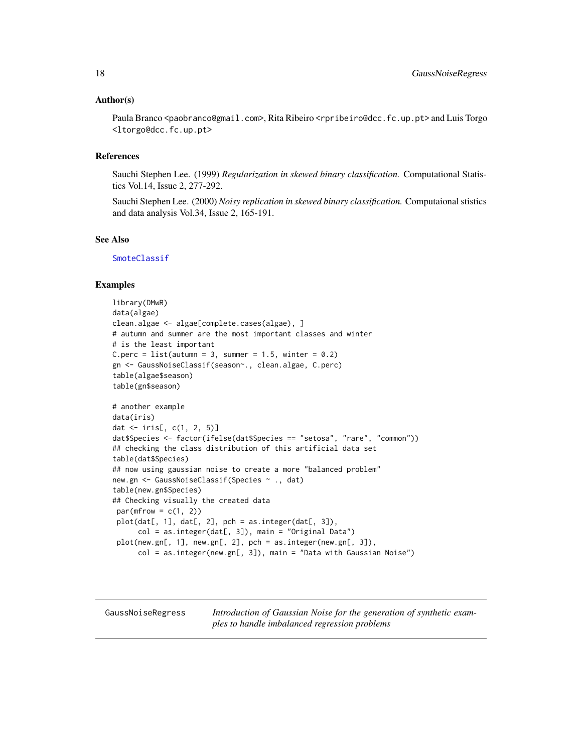## Author(s)

Paula Branco <paobranco@gmail.com>, Rita Ribeiro <rpribeiro@dcc.fc.up.pt> and Luis Torgo <ltorgo@dcc.fc.up.pt>

## References

Sauchi Stephen Lee. (1999) *Regularization in skewed binary classification.* Computational Statistics Vol.14, Issue 2, 277-292.

Sauchi Stephen Lee. (2000) *Noisy replication in skewed binary classification.* Computaional stistics and data analysis Vol.34, Issue 2, 165-191.

## See Also

SmoteClassif

## Examples

```
library(DMwR)
data(algae)
clean.algae <- algae[complete.cases(algae), ]
# autumn and summer are the most important classes and winter
# is the least important
C.perc = list(autumn = 3, summer = 1.5, winter = 0.2)
gn <- GaussNoiseClassif(season~., clean.algae, C.perc)
table(algae$season)
table(gn$season)

# another example
data(iris)
dat <- iris[, c(1, 2, 5)]
dat$Species <- factor(ifelse(dat$Species == "setosa", "rare", "common"))
## checking the class distribution of this artificial data set
table(dat$Species)
## now using gaussian noise to create a more "balanced problem"
new.gn <- GaussNoiseClassif(Species ~ ., dat)
table(new.gn$Species)
## Checking visually the created data
 par(mfrow = c(1, 2))
 plot(dat[, 1], dat[, 2], pch = as.integer(dat[, 3]),
      col = as.integer(dat[, 3]), main = "Original Data")
 plot(new.gn[, 1], new.gn[, 2], pch = as.integer(new.gn[, 3]),
      col = as.integer(new.gn[, 3]), main = "Data with Gaussian Noise")
```

---

# GaussNoiseRegress — *Introduction of Gaussian Noise for the generation of synthetic examples to handle imbalanced regression problems*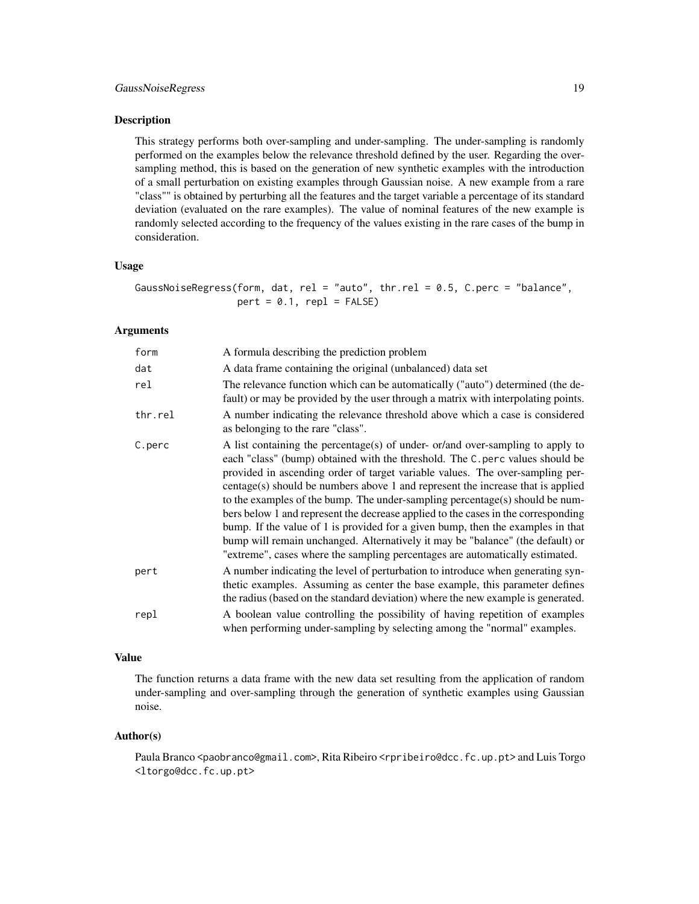### Description

This strategy performs both over-sampling and under-sampling. The under-sampling is randomly performed on the examples below the relevance threshold defined by the user. Regarding the over-sampling method, this is based on the generation of new synthetic examples with the introduction of a small perturbation on existing examples through Gaussian noise. A new example from a rare "class"" is obtained by perturbing all the features and the target variable a percentage of its standard deviation (evaluated on the rare examples). The value of nominal features of the new example is randomly selected according to the frequency of the values existing in the rare cases of the bump in consideration.

### Usage

```
GaussNoiseRegress(form, dat, rel = "auto", thr.rel = 0.5, C.perc = "balance",
                  pert = 0.1, repl = FALSE)
```

### Arguments

| | |
|---|---|
| form | A formula describing the prediction problem |
| dat | A data frame containing the original (unbalanced) data set |
| rel | The relevance function which can be automatically ("auto") determined (the default) or may be provided by the user through a matrix with interpolating points. |
| thr.rel | A number indicating the relevance threshold above which a case is considered as belonging to the rare "class". |
| C.perc | A list containing the percentage(s) of under- or/and over-sampling to apply to each "class" (bump) obtained with the threshold. The C.perc values should be provided in ascending order of target variable values. The over-sampling percentage(s) should be numbers above 1 and represent the increase that is applied to the examples of the bump. The under-sampling percentage(s) should be numbers below 1 and represent the decrease applied to the cases in the corresponding bump. If the value of 1 is provided for a given bump, then the examples in that bump will remain unchanged. Alternatively it may be "balance" (the default) or "extreme", cases where the sampling percentages are automatically estimated. |
| pert | A number indicating the level of perturbation to introduce when generating synthetic examples. Assuming as center the base example, this parameter defines the radius (based on the standard deviation) where the new example is generated. |
| repl | A boolean value controlling the possibility of having repetition of examples when performing under-sampling by selecting among the "normal" examples. |

### Value

The function returns a data frame with the new data set resulting from the application of random under-sampling and over-sampling through the generation of synthetic examples using Gaussian noise.

### Author(s)

Paula Branco <paobranco@gmail.com>, Rita Ribeiro <rpribeiro@dcc.fc.up.pt> and Luis Torgo <ltorgo@dcc.fc.up.pt>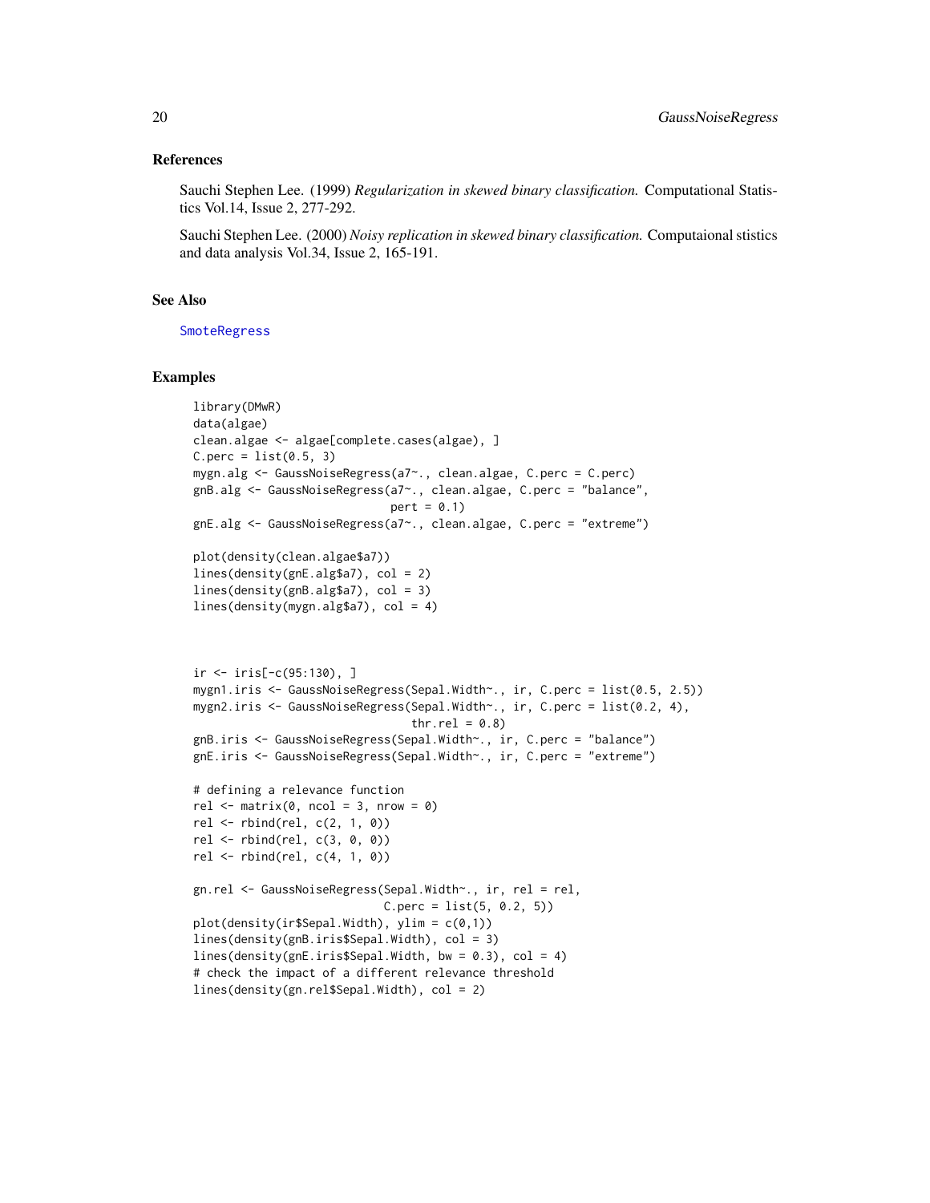### References

Sauchi Stephen Lee. (1999) *Regularization in skewed binary classification.* Computational Statistics Vol.14, Issue 2, 277-292.

Sauchi Stephen Lee. (2000) *Noisy replication in skewed binary classification.* Computaional stistics and data analysis Vol.34, Issue 2, 165-191.

### See Also

SmoteRegress

### Examples

```
library(DMwR)
data(algae)
clean.algae <- algae[complete.cases(algae), ]
C.perc = list(0.5, 3)
mygn.alg <- GaussNoiseRegress(a7~., clean.algae, C.perc = C.perc)
gnB.alg <- GaussNoiseRegress(a7~., clean.algae, C.perc = "balance",
                             pert = 0.1)
gnE.alg <- GaussNoiseRegress(a7~., clean.algae, C.perc = "extreme")

plot(density(clean.algae$a7))
lines(density(gnE.alg$a7), col = 2)
lines(density(gnB.alg$a7), col = 3)
lines(density(mygn.alg$a7), col = 4)



ir <- iris[-c(95:130), ]
mygn1.iris <- GaussNoiseRegress(Sepal.Width~., ir, C.perc = list(0.5, 2.5))
mygn2.iris <- GaussNoiseRegress(Sepal.Width~., ir, C.perc = list(0.2, 4),
                                thr.rel = 0.8)
gnB.iris <- GaussNoiseRegress(Sepal.Width~., ir, C.perc = "balance")
gnE.iris <- GaussNoiseRegress(Sepal.Width~., ir, C.perc = "extreme")

# defining a relevance function
rel <- matrix(0, ncol = 3, nrow = 0)
rel <- rbind(rel, c(2, 1, 0))
rel <- rbind(rel, c(3, 0, 0))
rel <- rbind(rel, c(4, 1, 0))

gn.rel <- GaussNoiseRegress(Sepal.Width~., ir, rel = rel,
                            C.perc = list(5, 0.2, 5))
plot(density(ir$Sepal.Width), ylim = c(0,1))
lines(density(gnB.iris$Sepal.Width), col = 3)
lines(density(gnE.iris$Sepal.Width, bw = 0.3), col = 4)
# check the impact of a different relevance threshold
lines(density(gn.rel$Sepal.Width), col = 2)
```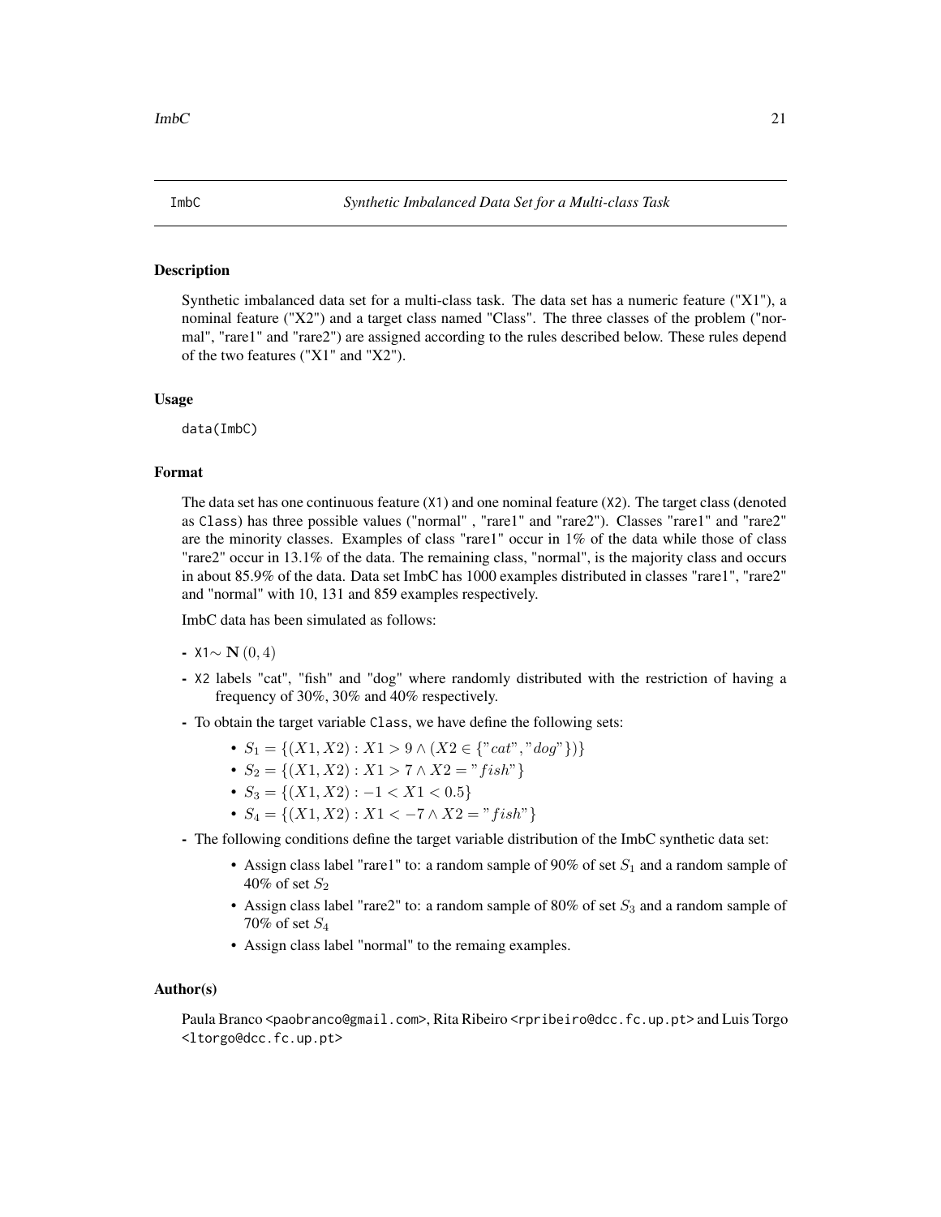# ImbC — *Synthetic Imbalanced Data Set for a Multi-class Task*

## Description

Synthetic imbalanced data set for a multi-class task. The data set has a numeric feature ("X1"), a nominal feature ("X2") and a target class named "Class". The three classes of the problem ("normal", "rare1" and "rare2") are assigned according to the rules described below. These rules depend of the two features ("X1" and "X2").

## Usage

```
data(ImbC)
```

## Format

The data set has one continuous feature (X1) and one nominal feature (X2). The target class (denoted as Class) has three possible values ("normal" , "rare1" and "rare2"). Classes "rare1" and "rare2" are the minority classes. Examples of class "rare1" occur in 1% of the data while those of class "rare2" occur in 13.1% of the data. The remaining class, "normal", is the majority class and occurs in about 85.9% of the data. Data set ImbC has 1000 examples distributed in classes "rare1", "rare2" and "normal" with 10, 131 and 859 examples respectively.

ImbC data has been simulated as follows:

- X1$\sim \mathbf{N}\left(0, 4\right)$
- X2 labels "cat", "fish" and "dog" where randomly distributed with the restriction of having a frequency of 30%, 30% and 40% respectively.
- To obtain the target variable Class, we have define the following sets:
  - $S_1 = \{(X1, X2) : X1 > 9 \wedge (X2 \in \{"cat", "dog"\})\}$
  - $S_2 = \{(X1, X2) : X1 > 7 \wedge X2 = "fish"\}$
  - $S_3 = \{(X1, X2) : -1 < X1 < 0.5\}$
  - $S_4 = \{(X1, X2) : X1 < -7 \wedge X2 = "fish"\}$
- The following conditions define the target variable distribution of the ImbC synthetic data set:
  - Assign class label "rare1" to: a random sample of 90% of set $S_1$ and a random sample of 40% of set $S_2$
  - Assign class label "rare2" to: a random sample of 80% of set $S_3$ and a random sample of 70% of set $S_4$
  - Assign class label "normal" to the remaing examples.

## Author(s)

Paula Branco <paobranco@gmail.com>, Rita Ribeiro <rpribeiro@dcc.fc.up.pt> and Luis Torgo <ltorgo@dcc.fc.up.pt>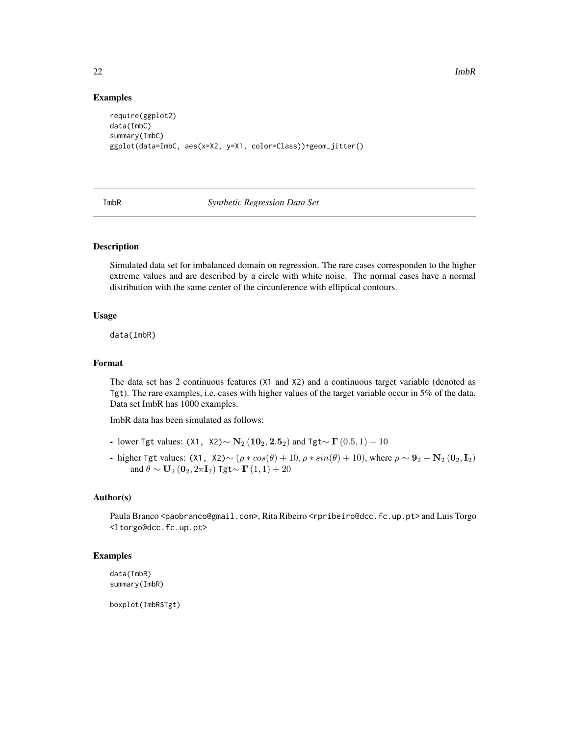## Examples

```
require(ggplot2)
data(ImbC)
summary(ImbC)
ggplot(data=ImbC, aes(x=X2, y=X1, color=Class))+geom_jitter()
```

---

ImbR *Synthetic Regression Data Set*

---

### Description

Simulated data set for imbalanced domain on regression. The rare cases corresponden to the higher extreme values and are described by a circle with white noise. The normal cases have a normal distribution with the same center of the circunference with elliptical contours.

### Usage

```
data(ImbR)
```

### Format

The data set has 2 continuous features (X1 and X2) and a continuous target variable (denoted as Tgt). The rare examples, i.e, cases with higher values of the target variable occur in 5% of the data. Data set ImbR has 1000 examples.

ImbR data has been simulated as follows:

- lower Tgt values: (X1, X2)$\sim \mathbf{N}_2\left(\mathbf{10}_2, \mathbf{2.5}_2\right)$ and Tgt$\sim \mathbf{\Gamma}\left(0.5, 1\right) + 10$
- higher Tgt values: (X1, X2)$\sim \left(\rho * cos(\theta) + 10, \rho * sin(\theta) + 10\right)$, where $\rho \sim \mathbf{9}_2 + \mathbf{N}_2\left(\mathbf{0}_2, \mathbf{I}_2\right)$ and $\theta \sim \mathbf{U}_2\left(\mathbf{0}_2, 2\pi\mathbf{I}_2\right)$ Tgt$\sim \mathbf{\Gamma}\left(1, 1\right) + 20$

### Author(s)

Paula Branco <paobranco@gmail.com>, Rita Ribeiro <rpribeiro@dcc.fc.up.pt> and Luis Torgo <ltorgo@dcc.fc.up.pt>

### Examples

```
data(ImbR)
summary(ImbR)

boxplot(ImbR$Tgt)
```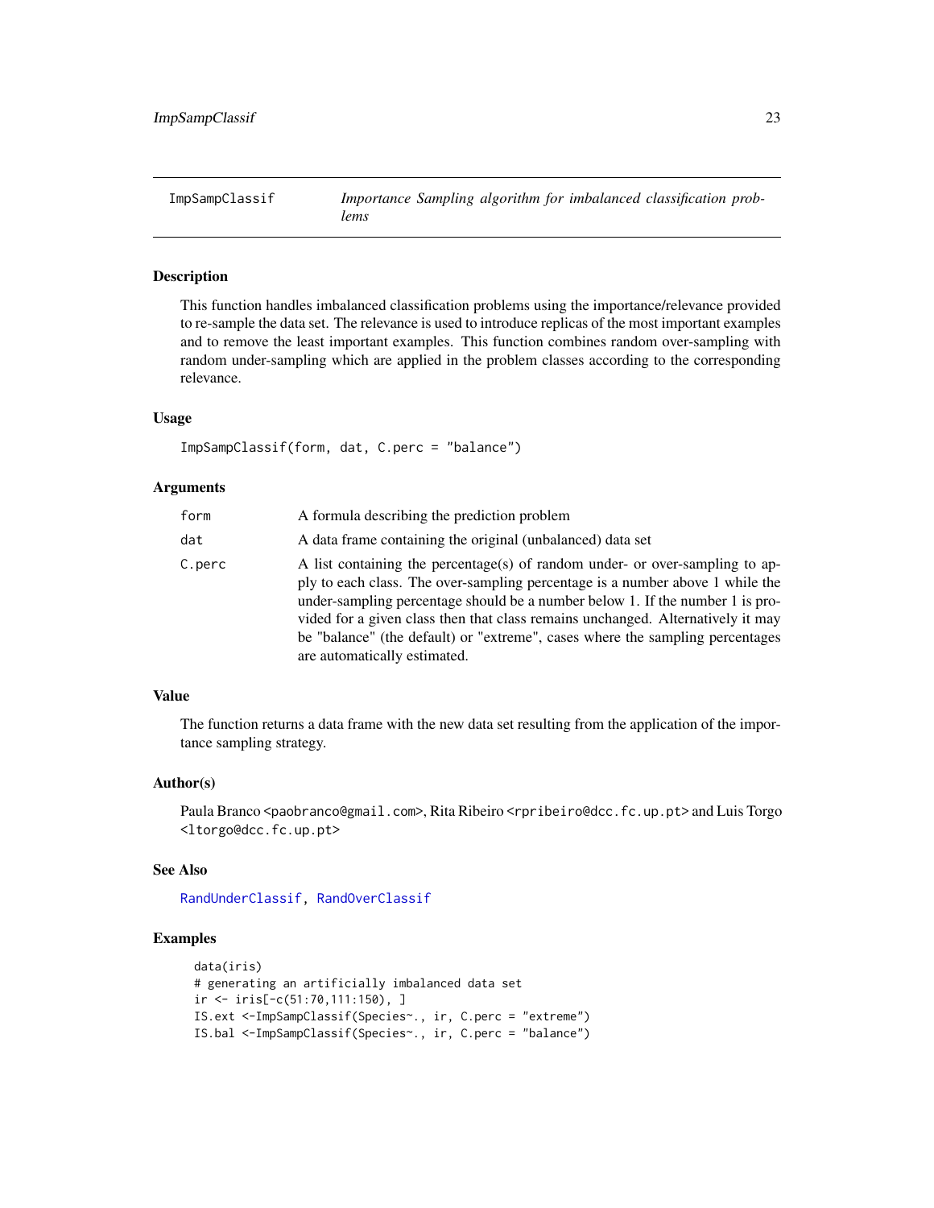# ImpSampClassif

*Importance Sampling algorithm for imbalanced classification problems*

## Description

This function handles imbalanced classification problems using the importance/relevance provided to re-sample the data set. The relevance is used to introduce replicas of the most important examples and to remove the least important examples. This function combines random over-sampling with random under-sampling which are applied in the problem classes according to the corresponding relevance.

## Usage

```
ImpSampClassif(form, dat, C.perc = "balance")
```

## Arguments

| | |
|---|---|
| form | A formula describing the prediction problem |
| dat | A data frame containing the original (unbalanced) data set |
| C.perc | A list containing the percentage(s) of random under- or over-sampling to apply to each class. The over-sampling percentage is a number above 1 while the under-sampling percentage should be a number below 1. If the number 1 is provided for a given class then that class remains unchanged. Alternatively it may be "balance" (the default) or "extreme", cases where the sampling percentages are automatically estimated. |

## Value

The function returns a data frame with the new data set resulting from the application of the importance sampling strategy.

## Author(s)

Paula Branco <paobranco@gmail.com>, Rita Ribeiro <rpribeiro@dcc.fc.up.pt> and Luis Torgo <ltorgo@dcc.fc.up.pt>

## See Also

RandUnderClassif, RandOverClassif

## Examples

```
data(iris)
# generating an artificially imbalanced data set
ir <- iris[-c(51:70,111:150), ]
IS.ext <-ImpSampClassif(Species~., ir, C.perc = "extreme")
IS.bal <-ImpSampClassif(Species~., ir, C.perc = "balance")
```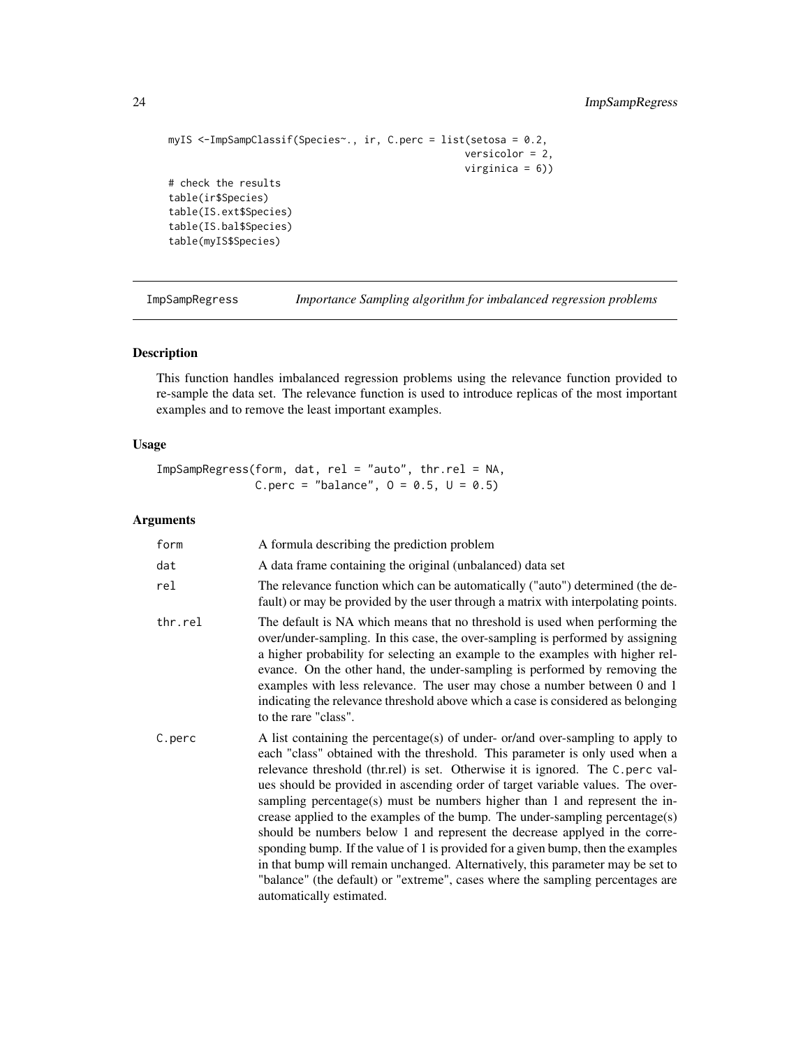```
myIS <-ImpSampClassif(Species~., ir, C.perc = list(setosa = 0.2,
                                                   versicolor = 2,
                                                   virginica = 6))
# check the results
table(ir$Species)
table(IS.ext$Species)
table(IS.bal$Species)
table(myIS$Species)
```

## ImpSampRegress — *Importance Sampling algorithm for imbalanced regression problems*

### Description

This function handles imbalanced regression problems using the relevance function provided to re-sample the data set. The relevance function is used to introduce replicas of the most important examples and to remove the least important examples.

### Usage

```
ImpSampRegress(form, dat, rel = "auto", thr.rel = NA,
               C.perc = "balance", O = 0.5, U = 0.5)
```

### Arguments

| | |
|---|---|
| form | A formula describing the prediction problem |
| dat | A data frame containing the original (unbalanced) data set |
| rel | The relevance function which can be automatically ("auto") determined (the default) or may be provided by the user through a matrix with interpolating points. |
| thr.rel | The default is NA which means that no threshold is used when performing the over/under-sampling. In this case, the over-sampling is performed by assigning a higher probability for selecting an example to the examples with higher relevance. On the other hand, the under-sampling is performed by removing the examples with less relevance. The user may chose a number between 0 and 1 indicating the relevance threshold above which a case is considered as belonging to the rare "class". |
| C.perc | A list containing the percentage(s) of under- or/and over-sampling to apply to each "class" obtained with the threshold. This parameter is only used when a relevance threshold (thr.rel) is set. Otherwise it is ignored. The C.perc values should be provided in ascending order of target variable values. The over-sampling percentage(s) must be numbers higher than 1 and represent the increase applied to the examples of the bump. The under-sampling percentage(s) should be numbers below 1 and represent the decrease applyed in the corresponding bump. If the value of 1 is provided for a given bump, then the examples in that bump will remain unchanged. Alternatively, this parameter may be set to "balance" (the default) or "extreme", cases where the sampling percentages are automatically estimated. |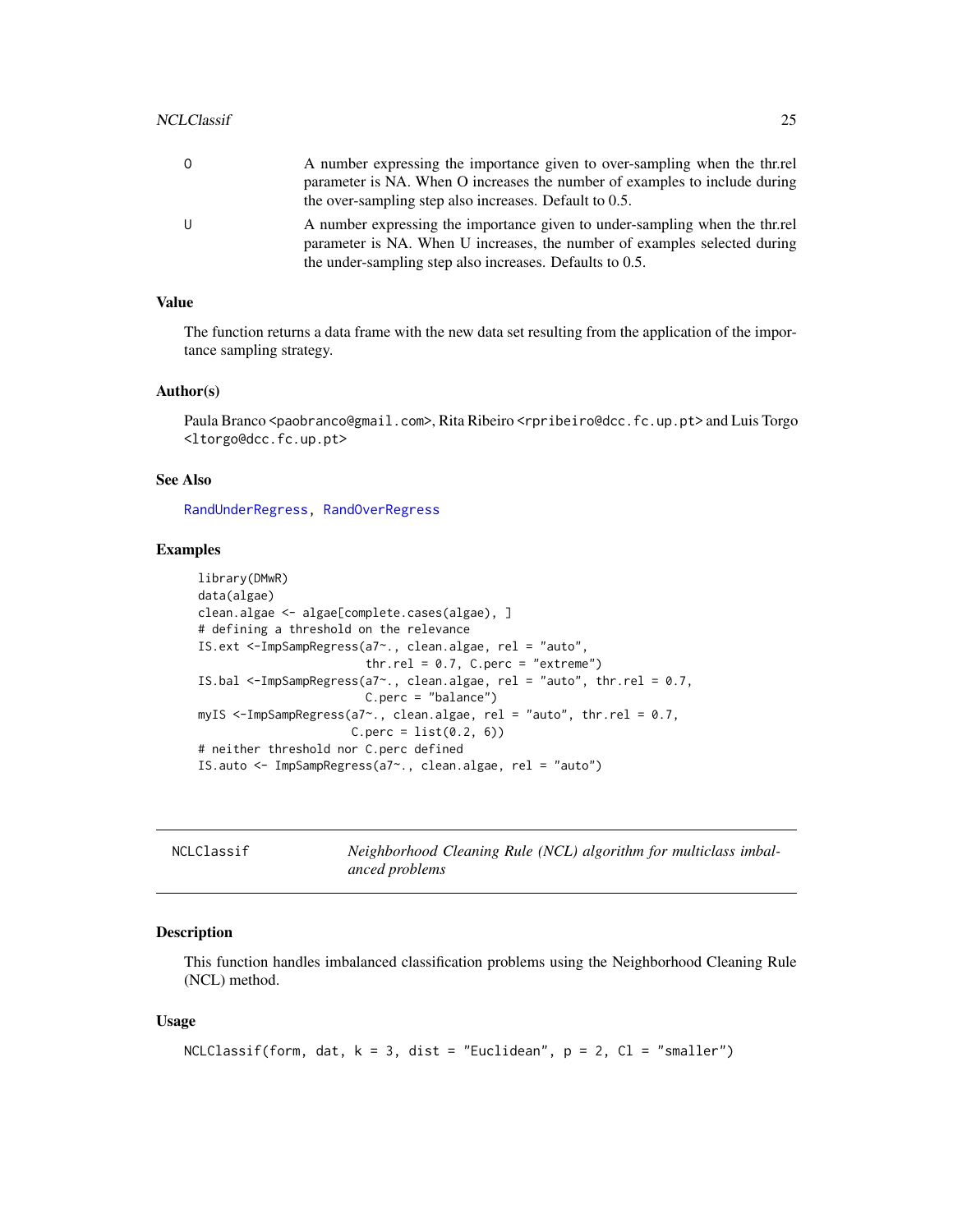| | |
|---|---|
| O | A number expressing the importance given to over-sampling when the thr.rel parameter is NA. When O increases the number of examples to include during the over-sampling step also increases. Default to 0.5. |
| U | A number expressing the importance given to under-sampling when the thr.rel parameter is NA. When U increases, the number of examples selected during the under-sampling step also increases. Defaults to 0.5. |

### Value

The function returns a data frame with the new data set resulting from the application of the importance sampling strategy.

### Author(s)

Paula Branco <paobranco@gmail.com>, Rita Ribeiro <rpribeiro@dcc.fc.up.pt> and Luis Torgo <ltorgo@dcc.fc.up.pt>

### See Also

RandUnderRegress, RandOverRegress

### Examples

```
library(DMwR)
data(algae)
clean.algae <- algae[complete.cases(algae), ]
# defining a threshold on the relevance
IS.ext <-ImpSampRegress(a7~., clean.algae, rel = "auto",
                        thr.rel = 0.7, C.perc = "extreme")
IS.bal <-ImpSampRegress(a7~., clean.algae, rel = "auto", thr.rel = 0.7,
                        C.perc = "balance")
myIS <-ImpSampRegress(a7~., clean.algae, rel = "auto", thr.rel = 0.7,
                      C.perc = list(0.2, 6))
# neither threshold nor C.perc defined
IS.auto <- ImpSampRegress(a7~., clean.algae, rel = "auto")
```

---

## NCLClassif — *Neighborhood Cleaning Rule (NCL) algorithm for multiclass imbalanced problems*

### Description

This function handles imbalanced classification problems using the Neighborhood Cleaning Rule (NCL) method.

### Usage

```
NCLClassif(form, dat, k = 3, dist = "Euclidean", p = 2, Cl = "smaller")
```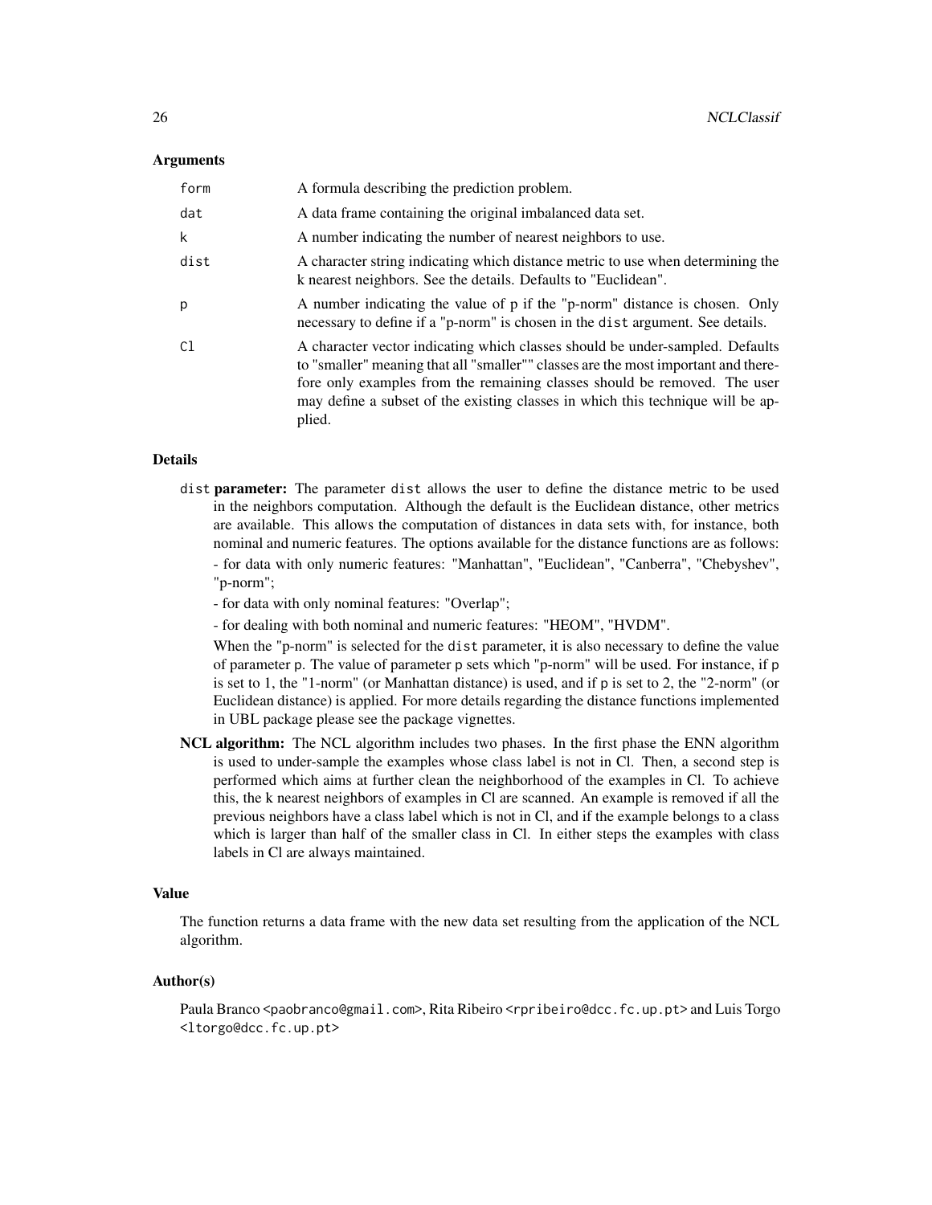## Arguments

| | |
|---|---|
| form | A formula describing the prediction problem. |
| dat | A data frame containing the original imbalanced data set. |
| k | A number indicating the number of nearest neighbors to use. |
| dist | A character string indicating which distance metric to use when determining the k nearest neighbors. See the details. Defaults to "Euclidean". |
| p | A number indicating the value of p if the "p-norm" distance is chosen. Only necessary to define if a "p-norm" is chosen in the dist argument. See details. |
| Cl | A character vector indicating which classes should be under-sampled. Defaults to "smaller" meaning that all "smaller"" classes are the most important and therefore only examples from the remaining classes should be removed. The user may define a subset of the existing classes in which this technique will be applied. |

## Details

**dist parameter:** The parameter dist allows the user to define the distance metric to be used in the neighbors computation. Although the default is the Euclidean distance, other metrics are available. This allows the computation of distances in data sets with, for instance, both nominal and numeric features. The options available for the distance functions are as follows:
- for data with only numeric features: "Manhattan", "Euclidean", "Canberra", "Chebyshev", "p-norm";
- for data with only nominal features: "Overlap";
- for dealing with both nominal and numeric features: "HEOM", "HVDM".

When the "p-norm" is selected for the dist parameter, it is also necessary to define the value of parameter p. The value of parameter p sets which "p-norm" will be used. For instance, if p is set to 1, the "1-norm" (or Manhattan distance) is used, and if p is set to 2, the "2-norm" (or Euclidean distance) is applied. For more details regarding the distance functions implemented in UBL package please see the package vignettes.

**NCL algorithm:** The NCL algorithm includes two phases. In the first phase the ENN algorithm is used to under-sample the examples whose class label is not in Cl. Then, a second step is performed which aims at further clean the neighborhood of the examples in Cl. To achieve this, the k nearest neighbors of examples in Cl are scanned. An example is removed if all the previous neighbors have a class label which is not in Cl, and if the example belongs to a class which is larger than half of the smaller class in Cl. In either steps the examples with class labels in Cl are always maintained.

## Value

The function returns a data frame with the new data set resulting from the application of the NCL algorithm.

## Author(s)

Paula Branco <paobranco@gmail.com>, Rita Ribeiro <rpribeiro@dcc.fc.up.pt> and Luis Torgo <ltorgo@dcc.fc.up.pt>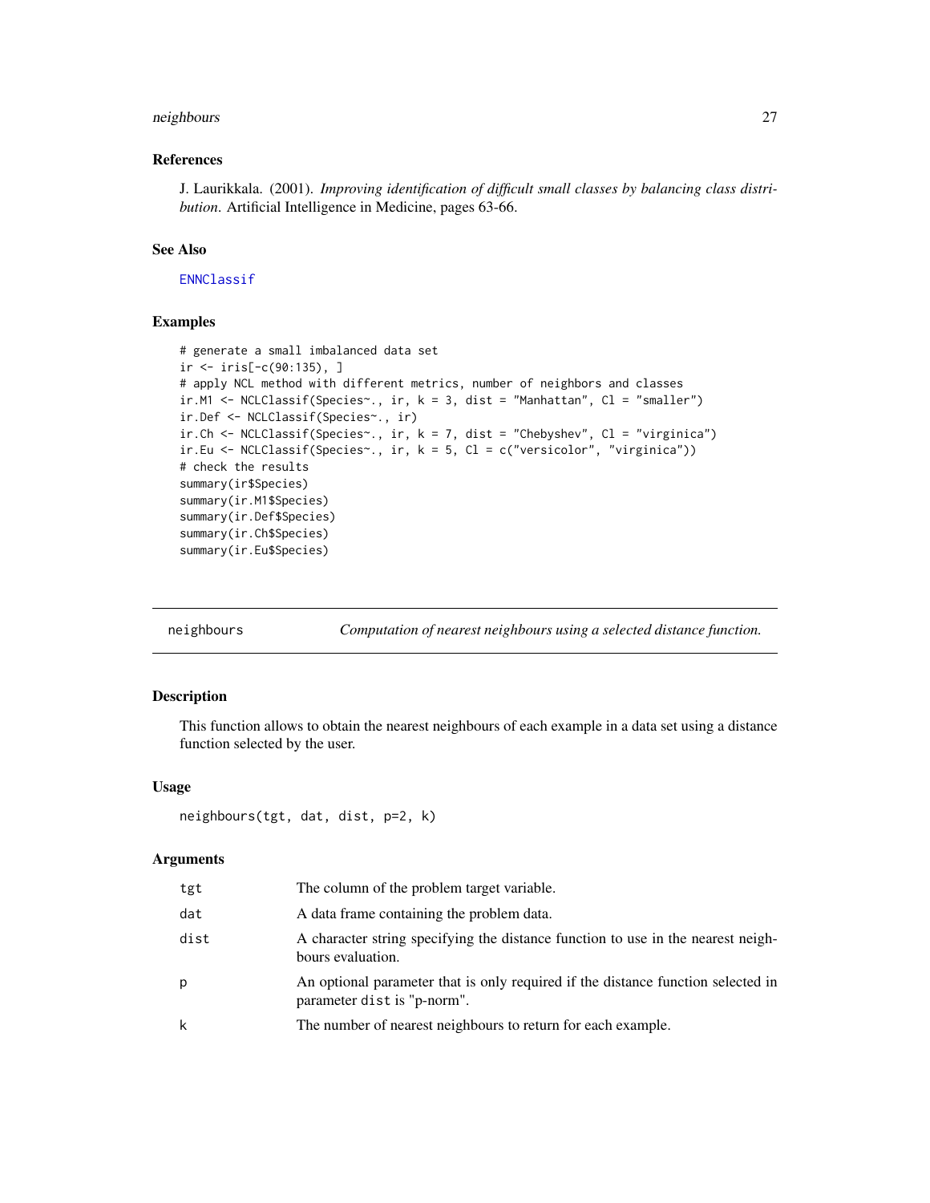### References

J. Laurikkala. (2001). *Improving identification of difficult small classes by balancing class distribution*. Artificial Intelligence in Medicine, pages 63-66.

### See Also

ENNClassif

### Examples

```
# generate a small imbalanced data set
ir <- iris[-c(90:135), ]
# apply NCL method with different metrics, number of neighbors and classes
ir.M1 <- NCLClassif(Species~., ir, k = 3, dist = "Manhattan", Cl = "smaller")
ir.Def <- NCLClassif(Species~., ir)
ir.Ch <- NCLClassif(Species~., ir, k = 7, dist = "Chebyshev", Cl = "virginica")
ir.Eu <- NCLClassif(Species~., ir, k = 5, Cl = c("versicolor", "virginica"))
# check the results
summary(ir$Species)
summary(ir.M1$Species)
summary(ir.Def$Species)
summary(ir.Ch$Species)
summary(ir.Eu$Species)
```

---

## neighbours — *Computation of nearest neighbours using a selected distance function.*

### Description

This function allows to obtain the nearest neighbours of each example in a data set using a distance function selected by the user.

### Usage

```
neighbours(tgt, dat, dist, p=2, k)
```

### Arguments

| | |
|---|---|
| tgt | The column of the problem target variable. |
| dat | A data frame containing the problem data. |
| dist | A character string specifying the distance function to use in the nearest neighbours evaluation. |
| p | An optional parameter that is only required if the distance function selected in parameter dist is "p-norm". |
| k | The number of nearest neighbours to return for each example. |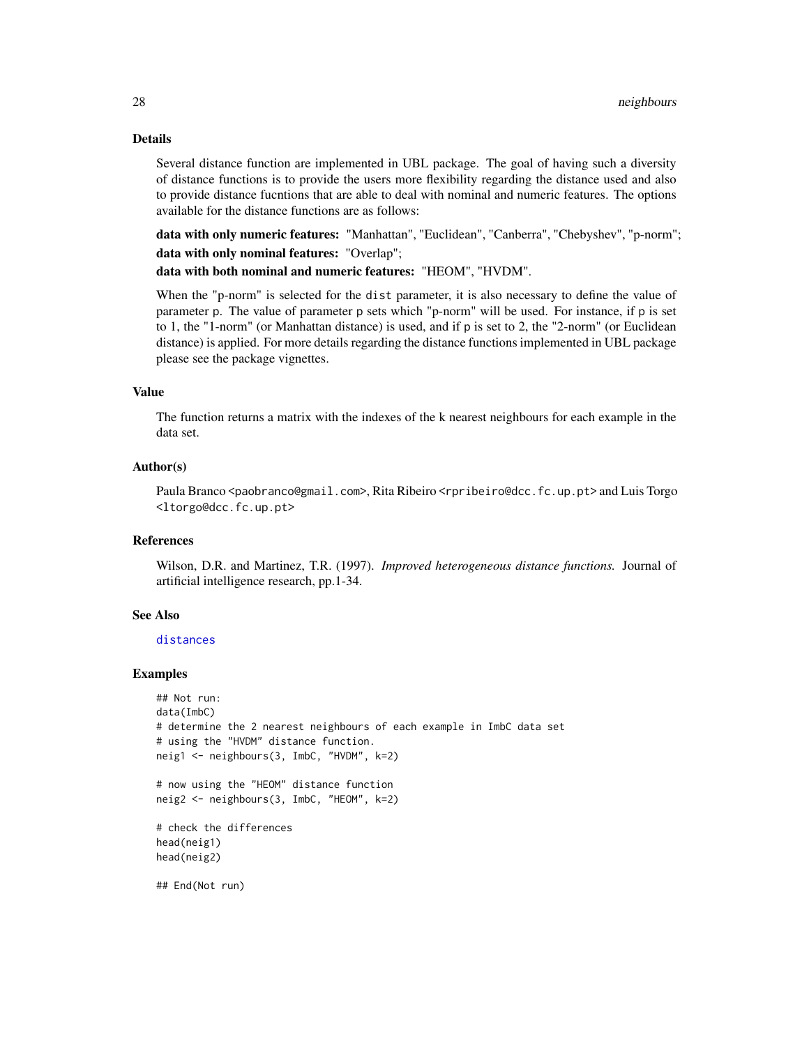### Details

Several distance function are implemented in UBL package. The goal of having such a diversity of distance functions is to provide the users more flexibility regarding the distance used and also to provide distance fucntions that are able to deal with nominal and numeric features. The options available for the distance functions are as follows:

**data with only numeric features:** "Manhattan", "Euclidean", "Canberra", "Chebyshev", "p-norm";

**data with only nominal features:** "Overlap";

**data with both nominal and numeric features:** "HEOM", "HVDM".

When the "p-norm" is selected for the `dist` parameter, it is also necessary to define the value of parameter `p`. The value of parameter `p` sets which "p-norm" will be used. For instance, if `p` is set to 1, the "1-norm" (or Manhattan distance) is used, and if `p` is set to 2, the "2-norm" (or Euclidean distance) is applied. For more details regarding the distance functions implemented in UBL package please see the package vignettes.

### Value

The function returns a matrix with the indexes of the k nearest neighbours for each example in the data set.

### Author(s)

Paula Branco <paobranco@gmail.com>, Rita Ribeiro <rpribeiro@dcc.fc.up.pt> and Luis Torgo <ltorgo@dcc.fc.up.pt>

### References

Wilson, D.R. and Martinez, T.R. (1997). *Improved heterogeneous distance functions.* Journal of artificial intelligence research, pp.1-34.

### See Also

distances

### Examples

```
## Not run:
data(ImbC)
# determine the 2 nearest neighbours of each example in ImbC data set
# using the "HVDM" distance function.
neig1 <- neighbours(3, ImbC, "HVDM", k=2)

# now using the "HEOM" distance function
neig2 <- neighbours(3, ImbC, "HEOM", k=2)

# check the differences
head(neig1)
head(neig2)

## End(Not run)
```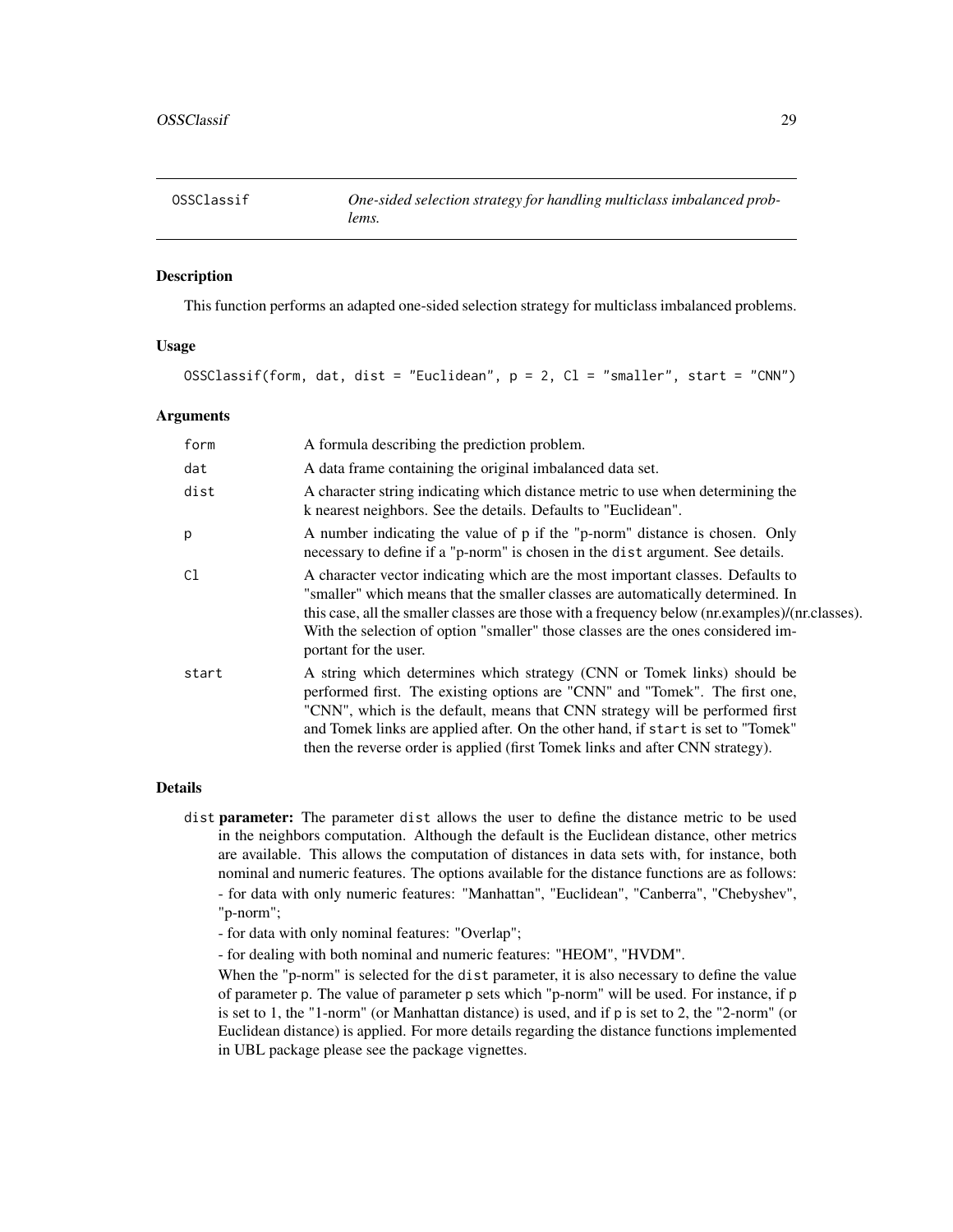## OSSClassif — *One-sided selection strategy for handling multiclass imbalanced problems.*

### Description

This function performs an adapted one-sided selection strategy for multiclass imbalanced problems.

### Usage

```
OSSClassif(form, dat, dist = "Euclidean", p = 2, Cl = "smaller", start = "CNN")
```

### Arguments

| | |
|---|---|
| form | A formula describing the prediction problem. |
| dat | A data frame containing the original imbalanced data set. |
| dist | A character string indicating which distance metric to use when determining the k nearest neighbors. See the details. Defaults to "Euclidean". |
| p | A number indicating the value of p if the "p-norm" distance is chosen. Only necessary to define if a "p-norm" is chosen in the dist argument. See details. |
| Cl | A character vector indicating which are the most important classes. Defaults to "smaller" which means that the smaller classes are automatically determined. In this case, all the smaller classes are those with a frequency below (nr.examples)/(nr.classes). With the selection of option "smaller" those classes are the ones considered important for the user. |
| start | A string which determines which strategy (CNN or Tomek links) should be performed first. The existing options are "CNN" and "Tomek". The first one, "CNN", which is the default, means that CNN strategy will be performed first and Tomek links are applied after. On the other hand, if start is set to "Tomek" then the reverse order is applied (first Tomek links and after CNN strategy). |

### Details

dist **parameter:** The parameter dist allows the user to define the distance metric to be used in the neighbors computation. Although the default is the Euclidean distance, other metrics are available. This allows the computation of distances in data sets with, for instance, both nominal and numeric features. The options available for the distance functions are as follows:
- for data with only numeric features: "Manhattan", "Euclidean", "Canberra", "Chebyshev", "p-norm";
- for data with only nominal features: "Overlap";
- for dealing with both nominal and numeric features: "HEOM", "HVDM".

When the "p-norm" is selected for the dist parameter, it is also necessary to define the value of parameter p. The value of parameter p sets which "p-norm" will be used. For instance, if p is set to 1, the "1-norm" (or Manhattan distance) is used, and if p is set to 2, the "2-norm" (or Euclidean distance) is applied. For more details regarding the distance functions implemented in UBL package please see the package vignettes.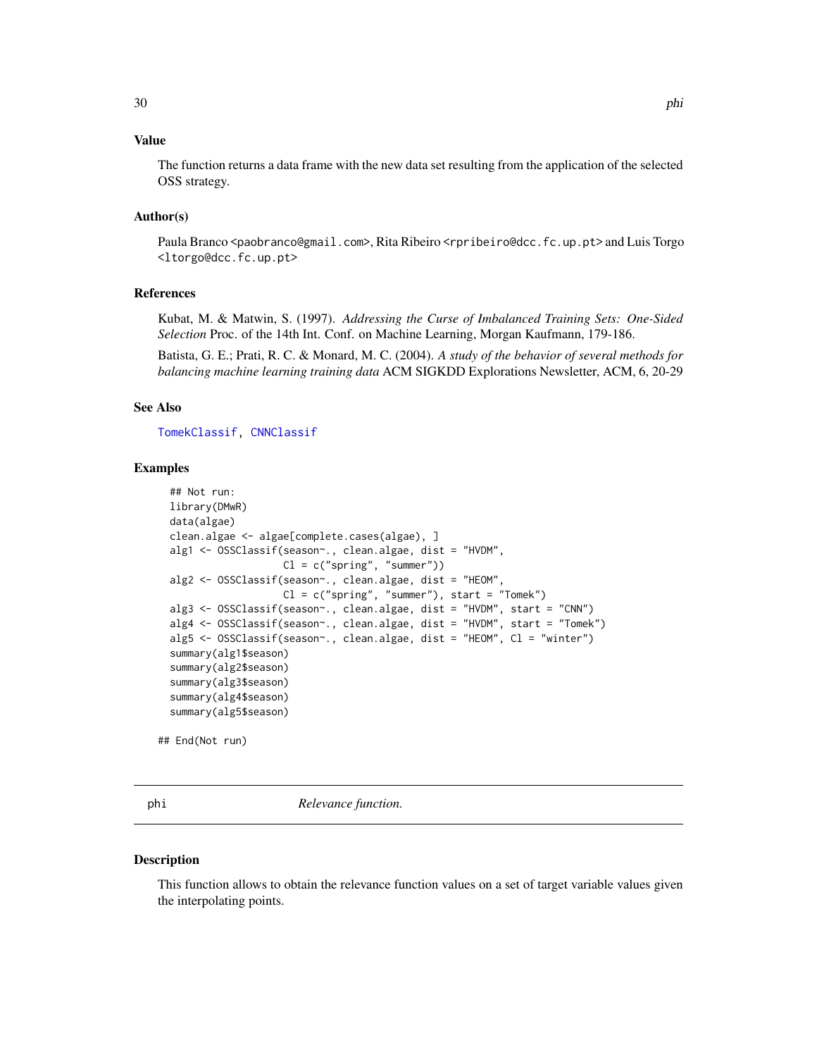### Value

The function returns a data frame with the new data set resulting from the application of the selected OSS strategy.

### Author(s)

Paula Branco <paobranco@gmail.com>, Rita Ribeiro <rpribeiro@dcc.fc.up.pt> and Luis Torgo <ltorgo@dcc.fc.up.pt>

### References

Kubat, M. & Matwin, S. (1997). *Addressing the Curse of Imbalanced Training Sets: One-Sided Selection* Proc. of the 14th Int. Conf. on Machine Learning, Morgan Kaufmann, 179-186.

Batista, G. E.; Prati, R. C. & Monard, M. C. (2004). *A study of the behavior of several methods for balancing machine learning training data* ACM SIGKDD Explorations Newsletter, ACM, 6, 20-29

### See Also

TomekClassif, CNNClassif

### Examples

```
  ## Not run:
  library(DMwR)
  data(algae)
  clean.algae <- algae[complete.cases(algae), ]
  alg1 <- OSSClassif(season~., clean.algae, dist = "HVDM",
                     Cl = c("spring", "summer"))
  alg2 <- OSSClassif(season~., clean.algae, dist = "HEOM",
                     Cl = c("spring", "summer"), start = "Tomek")
  alg3 <- OSSClassif(season~., clean.algae, dist = "HVDM", start = "CNN")
  alg4 <- OSSClassif(season~., clean.algae, dist = "HVDM", start = "Tomek")
  alg5 <- OSSClassif(season~., clean.algae, dist = "HEOM", Cl = "winter")
  summary(alg1$season)
  summary(alg2$season)
  summary(alg3$season)
  summary(alg4$season)
  summary(alg5$season)

## End(Not run)
```

## phi *Relevance function.*

### Description

This function allows to obtain the relevance function values on a set of target variable values given the interpolating points.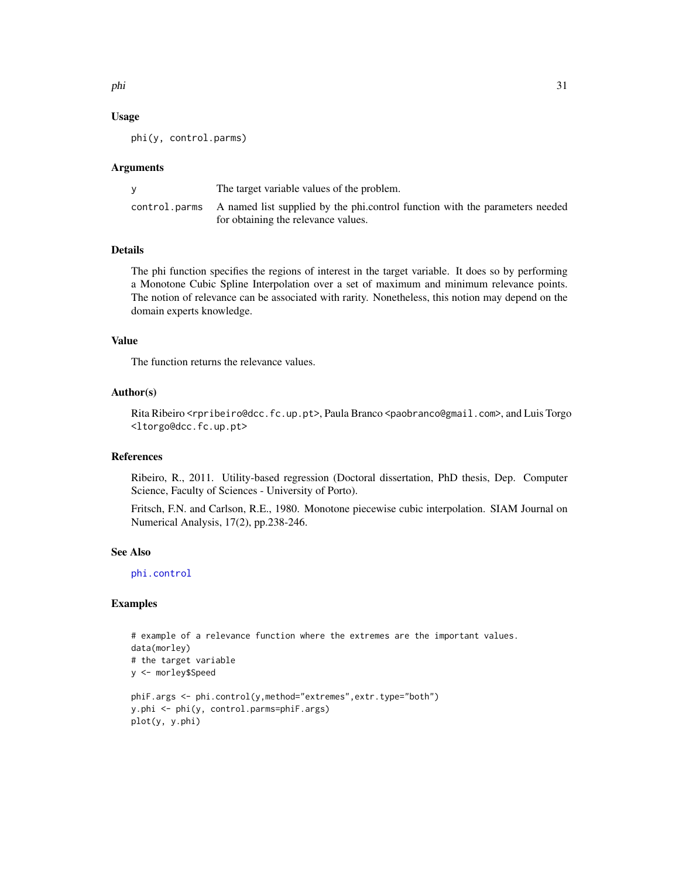### Usage

```
phi(y, control.parms)
```

### Arguments

| | |
|---|---|
| y | The target variable values of the problem. |
| control.parms | A named list supplied by the phi.control function with the parameters needed for obtaining the relevance values. |

### Details

The phi function specifies the regions of interest in the target variable. It does so by performing a Monotone Cubic Spline Interpolation over a set of maximum and minimum relevance points. The notion of relevance can be associated with rarity. Nonetheless, this notion may depend on the domain experts knowledge.

### Value

The function returns the relevance values.

### Author(s)

Rita Ribeiro <rpribeiro@dcc.fc.up.pt>, Paula Branco <paobranco@gmail.com>, and Luis Torgo <ltorgo@dcc.fc.up.pt>

### References

Ribeiro, R., 2011. Utility-based regression (Doctoral dissertation, PhD thesis, Dep. Computer Science, Faculty of Sciences - University of Porto).

Fritsch, F.N. and Carlson, R.E., 1980. Monotone piecewise cubic interpolation. SIAM Journal on Numerical Analysis, 17(2), pp.238-246.

### See Also

phi.control

### Examples

```
# example of a relevance function where the extremes are the important values.
data(morley)
# the target variable
y <- morley$Speed

phiF.args <- phi.control(y,method="extremes",extr.type="both")
y.phi <- phi(y, control.parms=phiF.args)
plot(y, y.phi)
```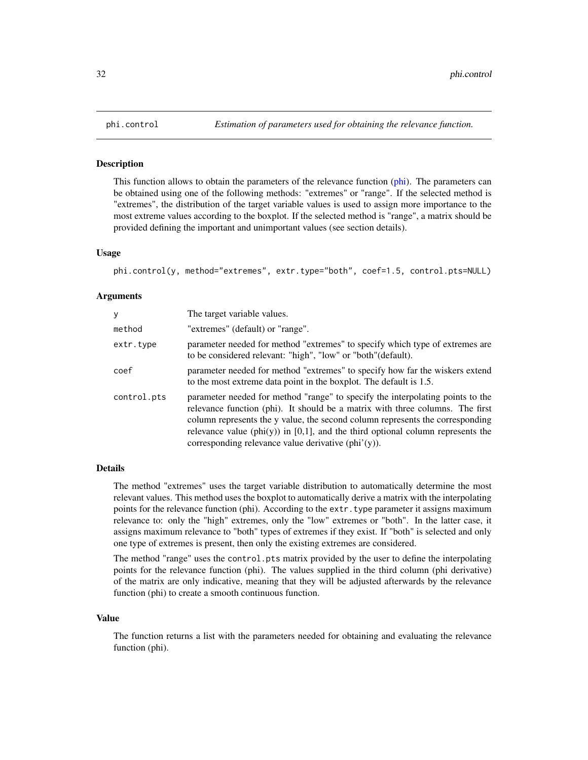# phi.control — *Estimation of parameters used for obtaining the relevance function.*

## Description

This function allows to obtain the parameters of the relevance function (phi). The parameters can be obtained using one of the following methods: "extremes" or "range". If the selected method is "extremes", the distribution of the target variable values is used to assign more importance to the most extreme values according to the boxplot. If the selected method is "range", a matrix should be provided defining the important and unimportant values (see section details).

## Usage

```
phi.control(y, method="extremes", extr.type="both", coef=1.5, control.pts=NULL)
```

## Arguments

| | |
|---|---|
| y | The target variable values. |
| method | "extremes" (default) or "range". |
| extr.type | parameter needed for method "extremes" to specify which type of extremes are to be considered relevant: "high", "low" or "both"(default). |
| coef | parameter needed for method "extremes" to specify how far the wiskers extend to the most extreme data point in the boxplot. The default is 1.5. |
| control.pts | parameter needed for method "range" to specify the interpolating points to the relevance function (phi). It should be a matrix with three columns. The first column represents the y value, the second column represents the corresponding relevance value (phi(y)) in [0,1], and the third optional column represents the corresponding relevance value derivative (phi'(y)). |

## Details

The method "extremes" uses the target variable distribution to automatically determine the most relevant values. This method uses the boxplot to automatically derive a matrix with the interpolating points for the relevance function (phi). According to the `extr.type` parameter it assigns maximum relevance to: only the "high" extremes, only the "low" extremes or "both". In the latter case, it assigns maximum relevance to "both" types of extremes if they exist. If "both" is selected and only one type of extremes is present, then only the existing extremes are considered.

The method "range" uses the `control.pts` matrix provided by the user to define the interpolating points for the relevance function (phi). The values supplied in the third column (phi derivative) of the matrix are only indicative, meaning that they will be adjusted afterwards by the relevance function (phi) to create a smooth continuous function.

## Value

The function returns a list with the parameters needed for obtaining and evaluating the relevance function (phi).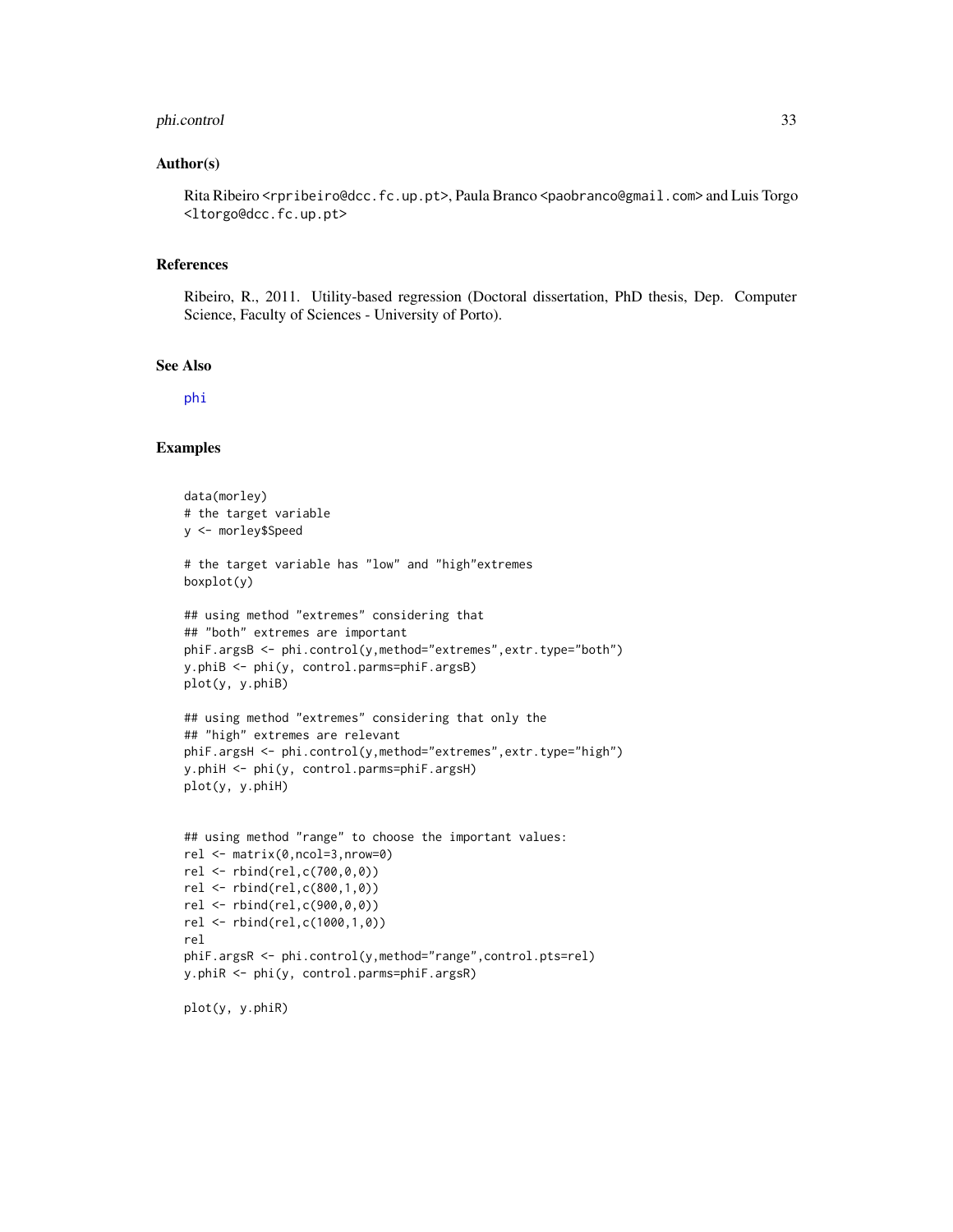## Author(s)

Rita Ribeiro <rpribeiro@dcc.fc.up.pt>, Paula Branco <paobranco@gmail.com> and Luis Torgo <ltorgo@dcc.fc.up.pt>

## References

Ribeiro, R., 2011. Utility-based regression (Doctoral dissertation, PhD thesis, Dep. Computer Science, Faculty of Sciences - University of Porto).

## See Also

phi

## Examples

```
data(morley)
# the target variable
y <- morley$Speed

# the target variable has "low" and "high"extremes
boxplot(y)

## using method "extremes" considering that
## "both" extremes are important
phiF.argsB <- phi.control(y,method="extremes",extr.type="both")
y.phiB <- phi(y, control.parms=phiF.argsB)
plot(y, y.phiB)

## using method "extremes" considering that only the
## "high" extremes are relevant
phiF.argsH <- phi.control(y,method="extremes",extr.type="high")
y.phiH <- phi(y, control.parms=phiF.argsH)
plot(y, y.phiH)


## using method "range" to choose the important values:
rel <- matrix(0,ncol=3,nrow=0)
rel <- rbind(rel,c(700,0,0))
rel <- rbind(rel,c(800,1,0))
rel <- rbind(rel,c(900,0,0))
rel <- rbind(rel,c(1000,1,0))
rel
phiF.argsR <- phi.control(y,method="range",control.pts=rel)
y.phiR <- phi(y, control.parms=phiF.argsR)

plot(y, y.phiR)
```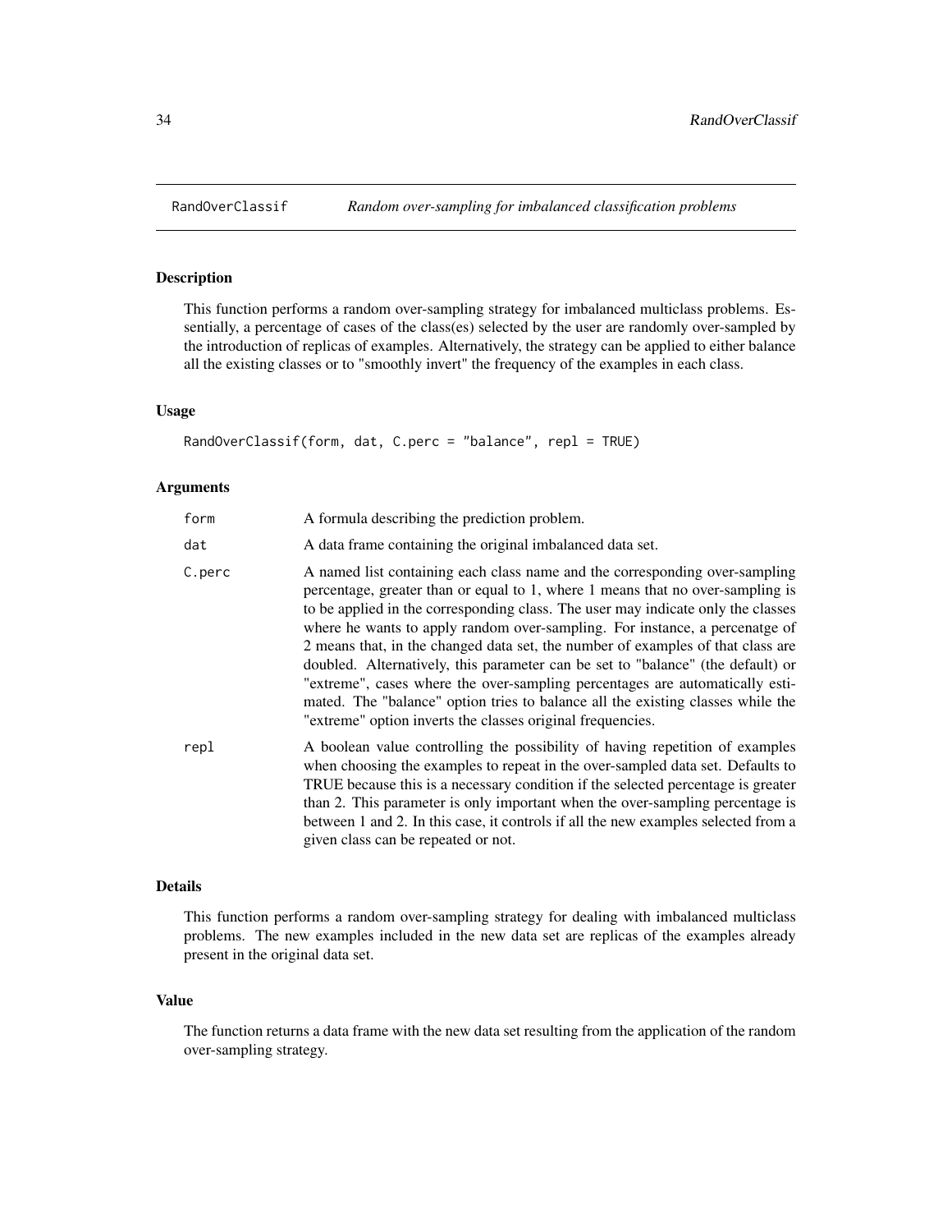## RandOverClassif — *Random over-sampling for imbalanced classification problems*

### Description

This function performs a random over-sampling strategy for imbalanced multiclass problems. Essentially, a percentage of cases of the class(es) selected by the user are randomly over-sampled by the introduction of replicas of examples. Alternatively, the strategy can be applied to either balance all the existing classes or to "smoothly invert" the frequency of the examples in each class.

### Usage

```
RandOverClassif(form, dat, C.perc = "balance", repl = TRUE)
```

### Arguments

| | |
|---|---|
| `form` | A formula describing the prediction problem. |
| `dat` | A data frame containing the original imbalanced data set. |
| `C.perc` | A named list containing each class name and the corresponding over-sampling percentage, greater than or equal to 1, where 1 means that no over-sampling is to be applied in the corresponding class. The user may indicate only the classes where he wants to apply random over-sampling. For instance, a percenatge of 2 means that, in the changed data set, the number of examples of that class are doubled. Alternatively, this parameter can be set to "balance" (the default) or "extreme", cases where the over-sampling percentages are automatically estimated. The "balance" option tries to balance all the existing classes while the "extreme" option inverts the classes original frequencies. |
| `repl` | A boolean value controlling the possibility of having repetition of examples when choosing the examples to repeat in the over-sampled data set. Defaults to TRUE because this is a necessary condition if the selected percentage is greater than 2. This parameter is only important when the over-sampling percentage is between 1 and 2. In this case, it controls if all the new examples selected from a given class can be repeated or not. |

### Details

This function performs a random over-sampling strategy for dealing with imbalanced multiclass problems. The new examples included in the new data set are replicas of the examples already present in the original data set.

### Value

The function returns a data frame with the new data set resulting from the application of the random over-sampling strategy.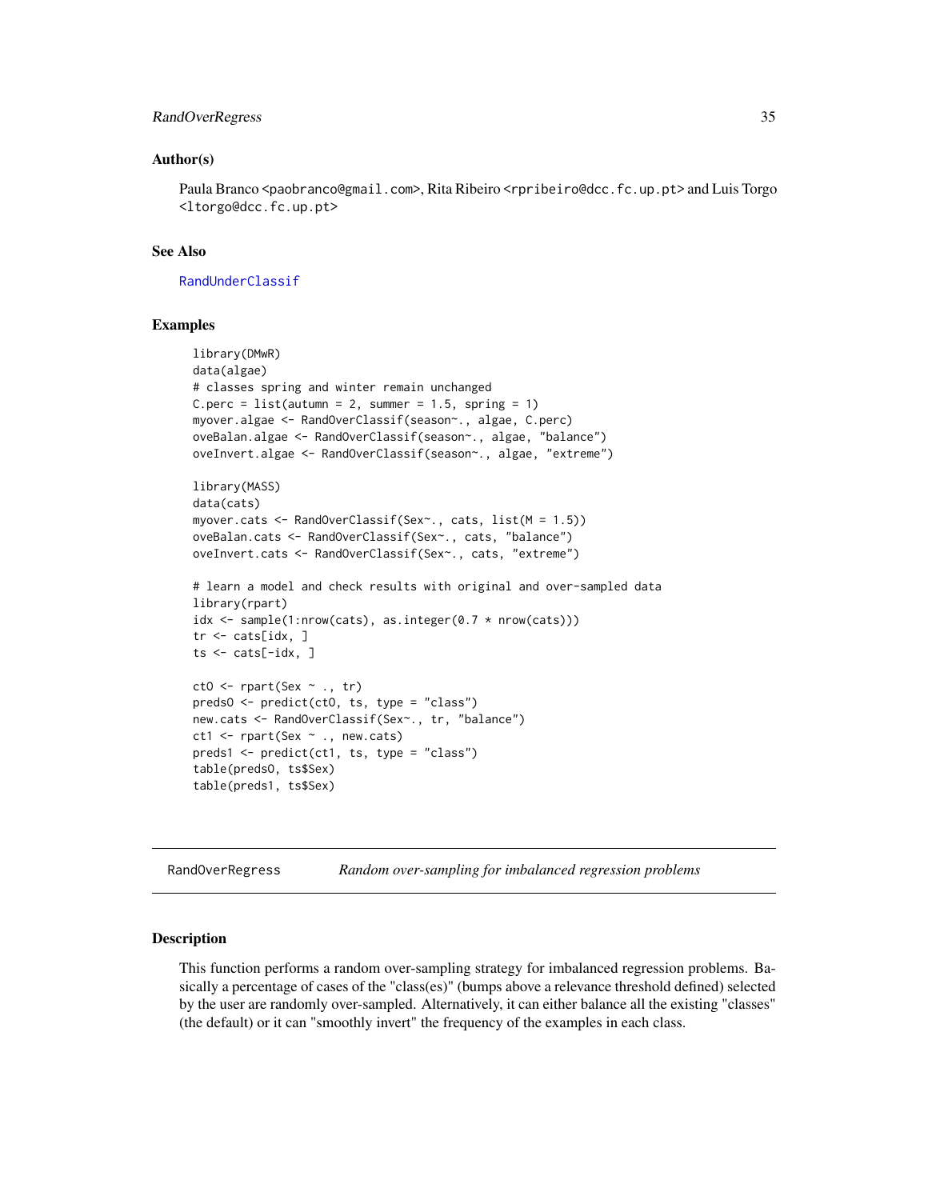## Author(s)

Paula Branco <paobranco@gmail.com>, Rita Ribeiro <rpribeiro@dcc.fc.up.pt> and Luis Torgo <ltorgo@dcc.fc.up.pt>

## See Also

RandUnderClassif

## Examples

```
library(DMwR)
data(algae)
# classes spring and winter remain unchanged
C.perc = list(autumn = 2, summer = 1.5, spring = 1)
myover.algae <- RandOverClassif(season~., algae, C.perc)
oveBalan.algae <- RandOverClassif(season~., algae, "balance")
oveInvert.algae <- RandOverClassif(season~., algae, "extreme")

library(MASS)
data(cats)
myover.cats <- RandOverClassif(Sex~., cats, list(M = 1.5))
oveBalan.cats <- RandOverClassif(Sex~., cats, "balance")
oveInvert.cats <- RandOverClassif(Sex~., cats, "extreme")

# learn a model and check results with original and over-sampled data
library(rpart)
idx <- sample(1:nrow(cats), as.integer(0.7 * nrow(cats)))
tr <- cats[idx, ]
ts <- cats[-idx, ]

ct0 <- rpart(Sex ~ ., tr)
preds0 <- predict(ct0, ts, type = "class")
new.cats <- RandOverClassif(Sex~., tr, "balance")
ct1 <- rpart(Sex ~ ., new.cats)
preds1 <- predict(ct1, ts, type = "class")
table(preds0, ts$Sex)
table(preds1, ts$Sex)
```

---

# RandOverRegress *Random over-sampling for imbalanced regression problems*

---

## Description

This function performs a random over-sampling strategy for imbalanced regression problems. Basically a percentage of cases of the "class(es)" (bumps above a relevance threshold defined) selected by the user are randomly over-sampled. Alternatively, it can either balance all the existing "classes" (the default) or it can "smoothly invert" the frequency of the examples in each class.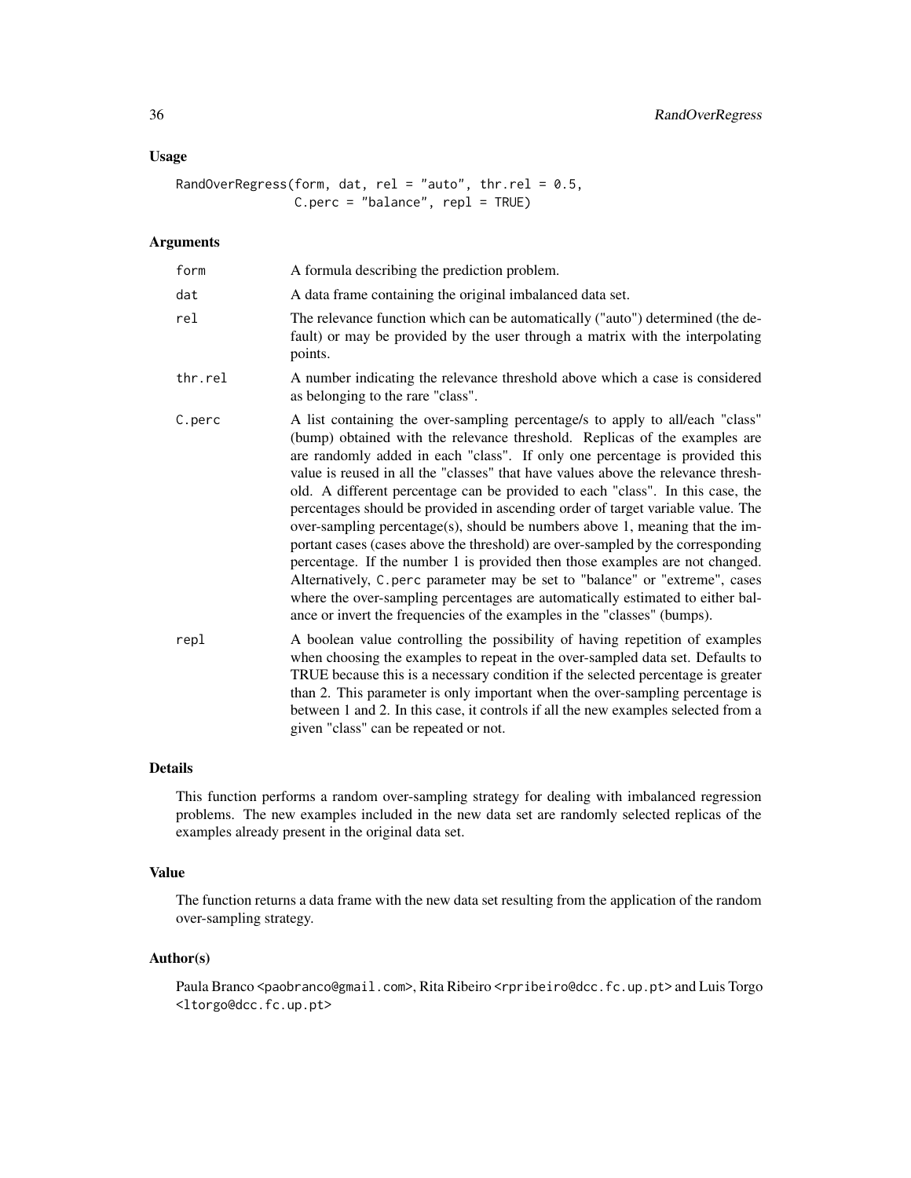## Usage

```
RandOverRegress(form, dat, rel = "auto", thr.rel = 0.5,
                C.perc = "balance", repl = TRUE)
```

## Arguments

| | |
|---|---|
| form | A formula describing the prediction problem. |
| dat | A data frame containing the original imbalanced data set. |
| rel | The relevance function which can be automatically ("auto") determined (the default) or may be provided by the user through a matrix with the interpolating points. |
| thr.rel | A number indicating the relevance threshold above which a case is considered as belonging to the rare "class". |
| C.perc | A list containing the over-sampling percentage/s to apply to all/each "class" (bump) obtained with the relevance threshold. Replicas of the examples are are randomly added in each "class". If only one percentage is provided this value is reused in all the "classes" that have values above the relevance threshold. A different percentage can be provided to each "class". In this case, the percentages should be provided in ascending order of target variable value. The over-sampling percentage(s), should be numbers above 1, meaning that the important cases (cases above the threshold) are over-sampled by the corresponding percentage. If the number 1 is provided then those examples are not changed. Alternatively, C.perc parameter may be set to "balance" or "extreme", cases where the over-sampling percentages are automatically estimated to either balance or invert the frequencies of the examples in the "classes" (bumps). |
| repl | A boolean value controlling the possibility of having repetition of examples when choosing the examples to repeat in the over-sampled data set. Defaults to TRUE because this is a necessary condition if the selected percentage is greater than 2. This parameter is only important when the over-sampling percentage is between 1 and 2. In this case, it controls if all the new examples selected from a given "class" can be repeated or not. |

## Details

This function performs a random over-sampling strategy for dealing with imbalanced regression problems. The new examples included in the new data set are randomly selected replicas of the examples already present in the original data set.

## Value

The function returns a data frame with the new data set resulting from the application of the random over-sampling strategy.

## Author(s)

Paula Branco <paobranco@gmail.com>, Rita Ribeiro <rpribeiro@dcc.fc.up.pt> and Luis Torgo <ltorgo@dcc.fc.up.pt>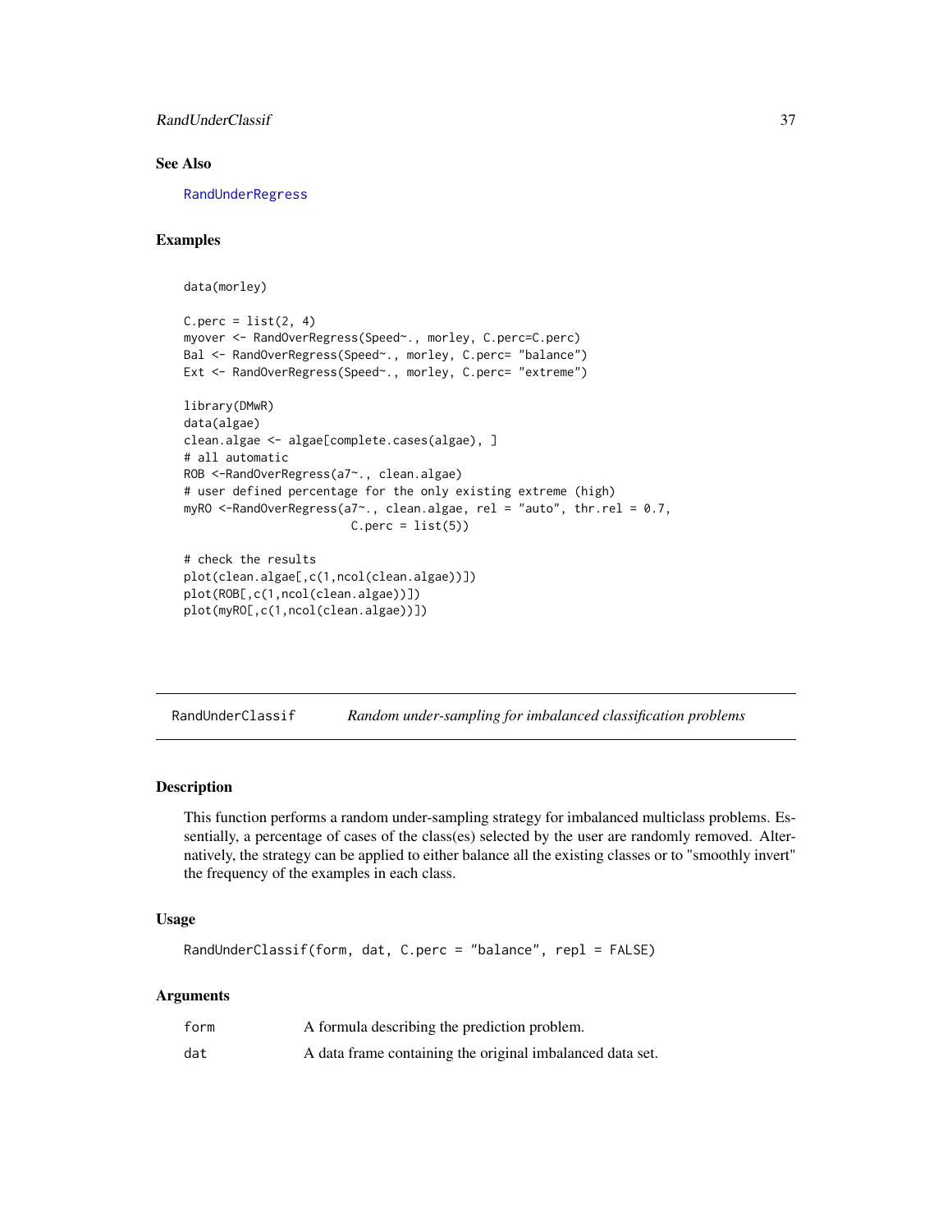## See Also

RandUnderRegress

## Examples

```
data(morley)

C.perc = list(2, 4)
myover <- RandOverRegress(Speed~., morley, C.perc=C.perc)
Bal <- RandOverRegress(Speed~., morley, C.perc= "balance")
Ext <- RandOverRegress(Speed~., morley, C.perc= "extreme")

library(DMwR)
data(algae)
clean.algae <- algae[complete.cases(algae), ]
# all automatic
ROB <-RandOverRegress(a7~., clean.algae)
# user defined percentage for the only existing extreme (high)
myRO <-RandOverRegress(a7~., clean.algae, rel = "auto", thr.rel = 0.7,
                        C.perc = list(5))

# check the results
plot(clean.algae[,c(1,ncol(clean.algae))])
plot(ROB[,c(1,ncol(clean.algae))])
plot(myRO[,c(1,ncol(clean.algae))])
```

---

# RandUnderClassif — *Random under-sampling for imbalanced classification problems*

## Description

This function performs a random under-sampling strategy for imbalanced multiclass problems. Essentially, a percentage of cases of the class(es) selected by the user are randomly removed. Alternatively, the strategy can be applied to either balance all the existing classes or to "smoothly invert" the frequency of the examples in each class.

## Usage

```
RandUnderClassif(form, dat, C.perc = "balance", repl = FALSE)
```

## Arguments

| | |
|---|---|
| form | A formula describing the prediction problem. |
| dat | A data frame containing the original imbalanced data set. |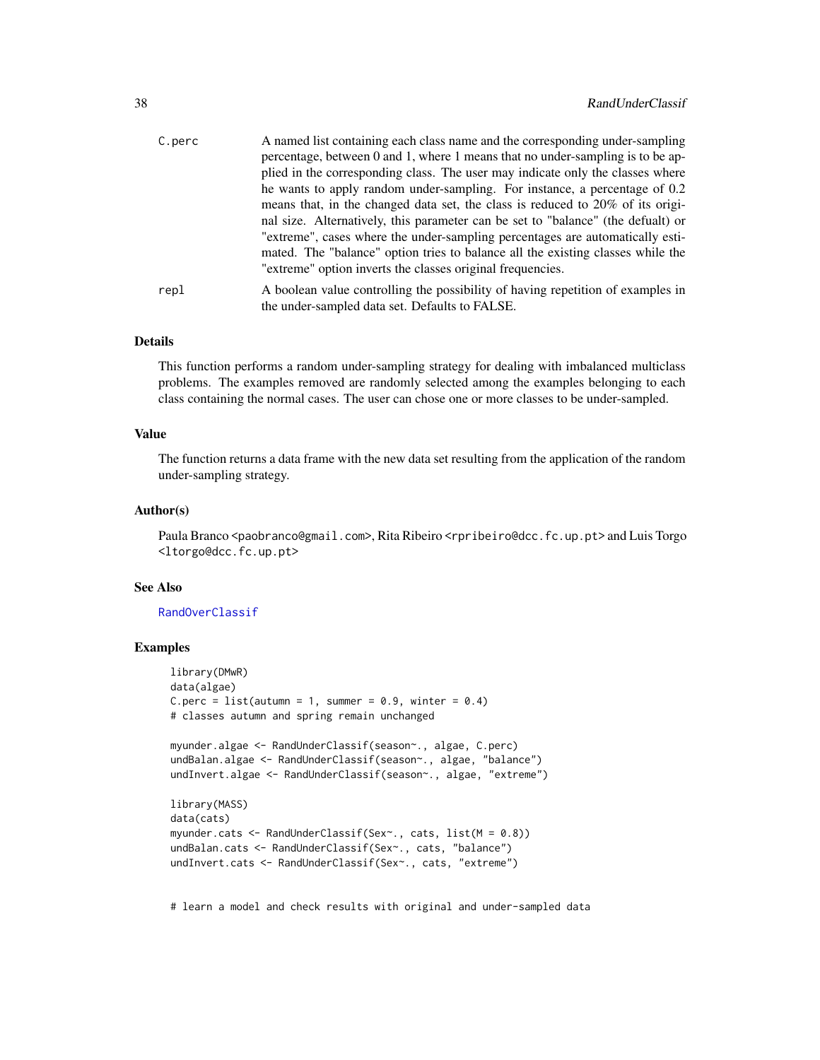C.perc
: A named list containing each class name and the corresponding under-sampling percentage, between 0 and 1, where 1 means that no under-sampling is to be applied in the corresponding class. The user may indicate only the classes where he wants to apply random under-sampling. For instance, a percentage of 0.2 means that, in the changed data set, the class is reduced to 20% of its original size. Alternatively, this parameter can be set to "balance" (the defualt) or "extreme", cases where the under-sampling percentages are automatically estimated. The "balance" option tries to balance all the existing classes while the "extreme" option inverts the classes original frequencies.

repl
: A boolean value controlling the possibility of having repetition of examples in the under-sampled data set. Defaults to FALSE.

### Details

This function performs a random under-sampling strategy for dealing with imbalanced multiclass problems. The examples removed are randomly selected among the examples belonging to each class containing the normal cases. The user can chose one or more classes to be under-sampled.

### Value

The function returns a data frame with the new data set resulting from the application of the random under-sampling strategy.

### Author(s)

Paula Branco <paobranco@gmail.com>, Rita Ribeiro <rpribeiro@dcc.fc.up.pt> and Luis Torgo <ltorgo@dcc.fc.up.pt>

### See Also

RandOverClassif

### Examples

```
library(DMwR)
data(algae)
C.perc = list(autumn = 1, summer = 0.9, winter = 0.4)
# classes autumn and spring remain unchanged

myunder.algae <- RandUnderClassif(season~., algae, C.perc)
undBalan.algae <- RandUnderClassif(season~., algae, "balance")
undInvert.algae <- RandUnderClassif(season~., algae, "extreme")

library(MASS)
data(cats)
myunder.cats <- RandUnderClassif(Sex~., cats, list(M = 0.8))
undBalan.cats <- RandUnderClassif(Sex~., cats, "balance")
undInvert.cats <- RandUnderClassif(Sex~., cats, "extreme")


# learn a model and check results with original and under-sampled data
```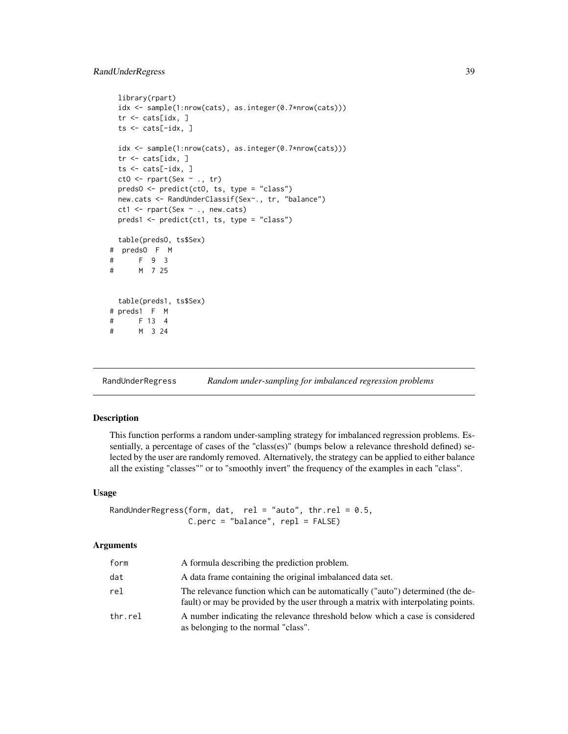```
  library(rpart)
  idx <- sample(1:nrow(cats), as.integer(0.7*nrow(cats)))
  tr <- cats[idx, ]
  ts <- cats[-idx, ]

  idx <- sample(1:nrow(cats), as.integer(0.7*nrow(cats)))
  tr <- cats[idx, ]
  ts <- cats[-idx, ]
  ct0 <- rpart(Sex ~ ., tr)
  preds0 <- predict(ct0, ts, type = "class")
  new.cats <- RandUnderClassif(Sex~., tr, "balance")
  ct1 <- rpart(Sex ~ ., new.cats)
  preds1 <- predict(ct1, ts, type = "class")

  table(preds0, ts$Sex)
#  preds0  F  M
#      F  9  3
#      M  7 25


  table(preds1, ts$Sex)
# preds1  F  M
#      F 13  4
#      M  3 24
```

## RandUnderRegress — *Random under-sampling for imbalanced regression problems*

### Description

This function performs a random under-sampling strategy for imbalanced regression problems. Essentially, a percentage of cases of the "class(es)" (bumps below a relevance threshold defined) selected by the user are randomly removed. Alternatively, the strategy can be applied to either balance all the existing "classes"" or to "smoothly invert" the frequency of the examples in each "class".

### Usage

```
RandUnderRegress(form, dat,  rel = "auto", thr.rel = 0.5,
                 C.perc = "balance", repl = FALSE)
```

### Arguments

| | |
|---|---|
| form | A formula describing the prediction problem. |
| dat | A data frame containing the original imbalanced data set. |
| rel | The relevance function which can be automatically ("auto") determined (the default) or may be provided by the user through a matrix with interpolating points. |
| thr.rel | A number indicating the relevance threshold below which a case is considered as belonging to the normal "class". |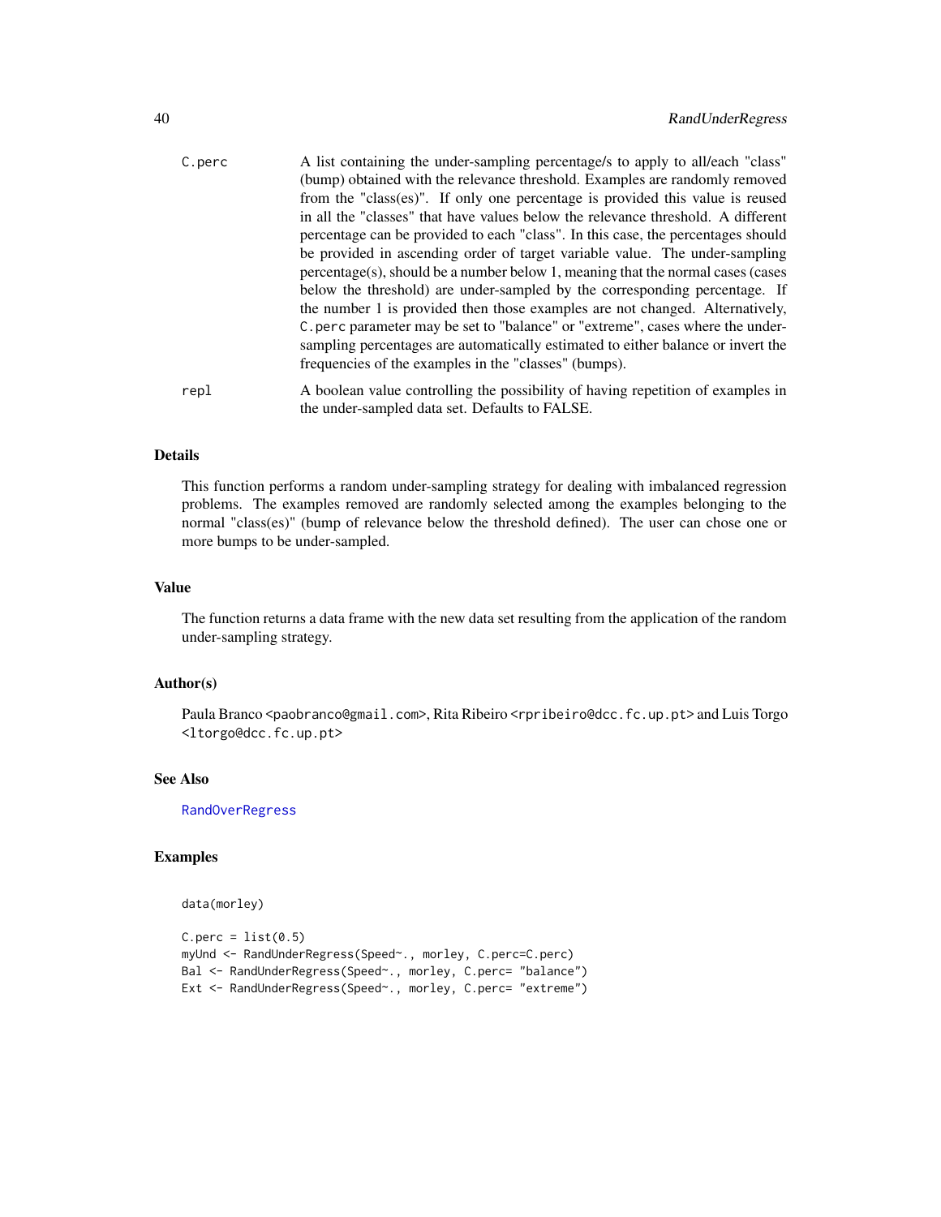C.perc
: A list containing the under-sampling percentage/s to apply to all/each "class" (bump) obtained with the relevance threshold. Examples are randomly removed from the "class(es)". If only one percentage is provided this value is reused in all the "classes" that have values below the relevance threshold. A different percentage can be provided to each "class". In this case, the percentages should be provided in ascending order of target variable value. The under-sampling percentage(s), should be a number below 1, meaning that the normal cases (cases below the threshold) are under-sampled by the corresponding percentage. If the number 1 is provided then those examples are not changed. Alternatively, `C.perc` parameter may be set to "balance" or "extreme", cases where the under-sampling percentages are automatically estimated to either balance or invert the frequencies of the examples in the "classes" (bumps).

repl
: A boolean value controlling the possibility of having repetition of examples in the under-sampled data set. Defaults to FALSE.

## Details

This function performs a random under-sampling strategy for dealing with imbalanced regression problems. The examples removed are randomly selected among the examples belonging to the normal "class(es)" (bump of relevance below the threshold defined). The user can chose one or more bumps to be under-sampled.

## Value

The function returns a data frame with the new data set resulting from the application of the random under-sampling strategy.

## Author(s)

Paula Branco <paobranco@gmail.com>, Rita Ribeiro <rpribeiro@dcc.fc.up.pt> and Luis Torgo <ltorgo@dcc.fc.up.pt>

## See Also

RandOverRegress

## Examples

```
data(morley)

C.perc = list(0.5)
myUnd <- RandUnderRegress(Speed~., morley, C.perc=C.perc)
Bal <- RandUnderRegress(Speed~., morley, C.perc= "balance")
Ext <- RandUnderRegress(Speed~., morley, C.perc= "extreme")
```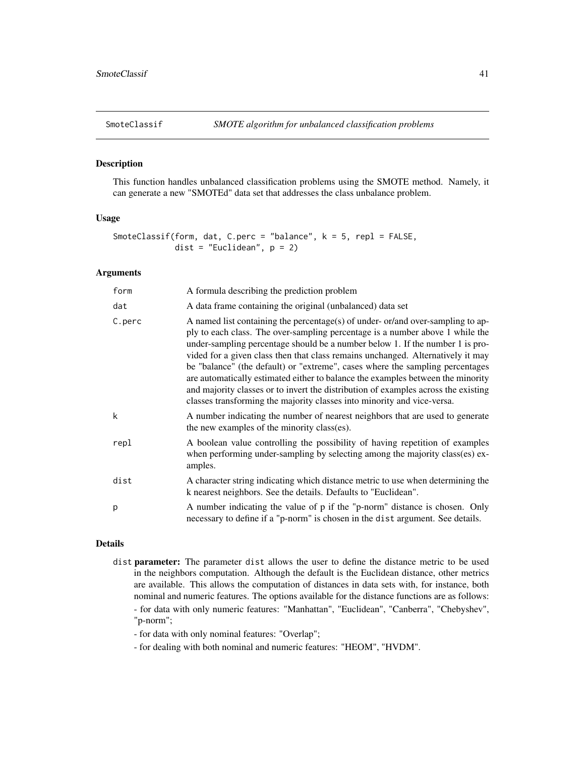## SmoteClassif — *SMOTE algorithm for unbalanced classification problems*

### Description

This function handles unbalanced classification problems using the SMOTE method. Namely, it can generate a new "SMOTEd" data set that addresses the class unbalance problem.

### Usage

```
SmoteClassif(form, dat, C.perc = "balance", k = 5, repl = FALSE,
             dist = "Euclidean", p = 2)
```

### Arguments

| Argument | Description |
|---|---|
| form | A formula describing the prediction problem |
| dat | A data frame containing the original (unbalanced) data set |
| C.perc | A named list containing the percentage(s) of under- or/and over-sampling to apply to each class. The over-sampling percentage is a number above 1 while the under-sampling percentage should be a number below 1. If the number 1 is provided for a given class then that class remains unchanged. Alternatively it may be "balance" (the default) or "extreme", cases where the sampling percentages are automatically estimated either to balance the examples between the minority and majority classes or to invert the distribution of examples across the existing classes transforming the majority classes into minority and vice-versa. |
| k | A number indicating the number of nearest neighbors that are used to generate the new examples of the minority class(es). |
| repl | A boolean value controlling the possibility of having repetition of examples when performing under-sampling by selecting among the majority class(es) examples. |
| dist | A character string indicating which distance metric to use when determining the k nearest neighbors. See the details. Defaults to "Euclidean". |
| p | A number indicating the value of p if the "p-norm" distance is chosen. Only necessary to define if a "p-norm" is chosen in the `dist` argument. See details. |

### Details

`dist` **parameter:** The parameter `dist` allows the user to define the distance metric to be used in the neighbors computation. Although the default is the Euclidean distance, other metrics are available. This allows the computation of distances in data sets with, for instance, both nominal and numeric features. The options available for the distance functions are as follows:

- for data with only numeric features: "Manhattan", "Euclidean", "Canberra", "Chebyshev", "p-norm";
- for data with only nominal features: "Overlap";
- for dealing with both nominal and numeric features: "HEOM", "HVDM".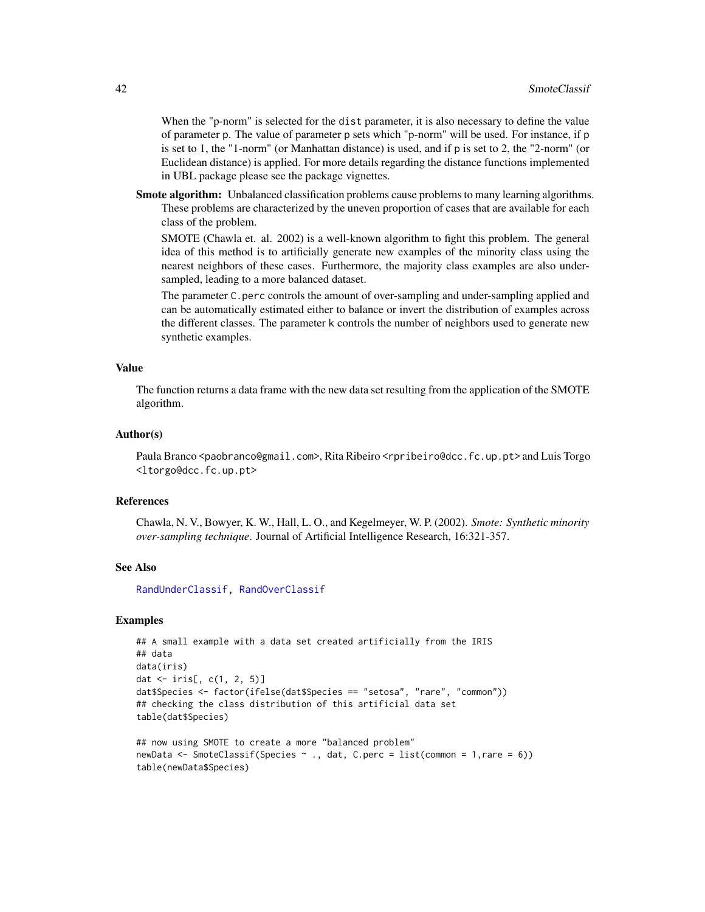When the "p-norm" is selected for the `dist` parameter, it is also necessary to define the value of parameter `p`. The value of parameter `p` sets which "p-norm" will be used. For instance, if `p` is set to 1, the "1-norm" (or Manhattan distance) is used, and if `p` is set to 2, the "2-norm" (or Euclidean distance) is applied. For more details regarding the distance functions implemented in UBL package please see the package vignettes.

**Smote algorithm:** Unbalanced classification problems cause problems to many learning algorithms. These problems are characterized by the uneven proportion of cases that are available for each class of the problem.

SMOTE (Chawla et. al. 2002) is a well-known algorithm to fight this problem. The general idea of this method is to artificially generate new examples of the minority class using the nearest neighbors of these cases. Furthermore, the majority class examples are also under-sampled, leading to a more balanced dataset.

The parameter `C.perc` controls the amount of over-sampling and under-sampling applied and can be automatically estimated either to balance or invert the distribution of examples across the different classes. The parameter `k` controls the number of neighbors used to generate new synthetic examples.

## Value

The function returns a data frame with the new data set resulting from the application of the SMOTE algorithm.

## Author(s)

Paula Branco <paobranco@gmail.com>, Rita Ribeiro <rpribeiro@dcc.fc.up.pt> and Luis Torgo <ltorgo@dcc.fc.up.pt>

## References

Chawla, N. V., Bowyer, K. W., Hall, L. O., and Kegelmeyer, W. P. (2002). *Smote: Synthetic minority over-sampling technique*. Journal of Artificial Intelligence Research, 16:321-357.

## See Also

RandUnderClassif, RandOverClassif

## Examples

```
## A small example with a data set created artificially from the IRIS
## data
data(iris)
dat <- iris[, c(1, 2, 5)]
dat$Species <- factor(ifelse(dat$Species == "setosa", "rare", "common"))
## checking the class distribution of this artificial data set
table(dat$Species)

## now using SMOTE to create a more "balanced problem"
newData <- SmoteClassif(Species ~ ., dat, C.perc = list(common = 1,rare = 6))
table(newData$Species)
```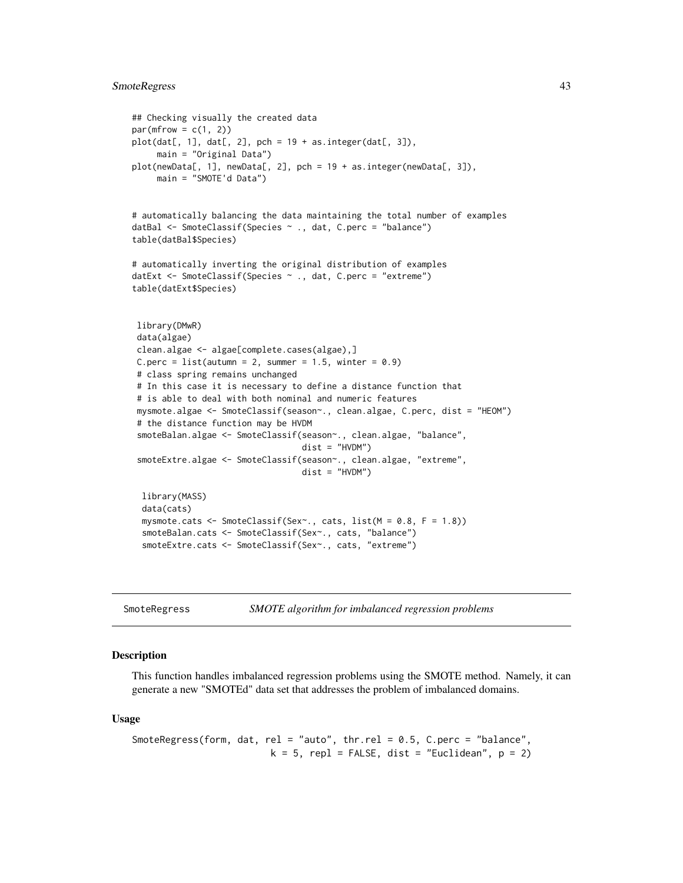```
## Checking visually the created data
par(mfrow = c(1, 2))
plot(dat[, 1], dat[, 2], pch = 19 + as.integer(dat[, 3]),
     main = "Original Data")
plot(newData[, 1], newData[, 2], pch = 19 + as.integer(newData[, 3]),
     main = "SMOTE'd Data")


# automatically balancing the data maintaining the total number of examples
datBal <- SmoteClassif(Species ~ ., dat, C.perc = "balance")
table(datBal$Species)

# automatically inverting the original distribution of examples
datExt <- SmoteClassif(Species ~ ., dat, C.perc = "extreme")
table(datExt$Species)


 library(DMwR)
 data(algae)
 clean.algae <- algae[complete.cases(algae),]
 C.perc = list(autumn = 2, summer = 1.5, winter = 0.9)
 # class spring remains unchanged
 # In this case it is necessary to define a distance function that
 # is able to deal with both nominal and numeric features
 mysmote.algae <- SmoteClassif(season~., clean.algae, C.perc, dist = "HEOM")
 # the distance function may be HVDM
 smoteBalan.algae <- SmoteClassif(season~., clean.algae, "balance",
                                  dist = "HVDM")
 smoteExtre.algae <- SmoteClassif(season~., clean.algae, "extreme",
                                  dist = "HVDM")

  library(MASS)
  data(cats)
  mysmote.cats <- SmoteClassif(Sex~., cats, list(M = 0.8, F = 1.8))
  smoteBalan.cats <- SmoteClassif(Sex~., cats, "balance")
  smoteExtre.cats <- SmoteClassif(Sex~., cats, "extreme")
```

## SmoteRegress — *SMOTE algorithm for imbalanced regression problems*

### Description

This function handles imbalanced regression problems using the SMOTE method. Namely, it can generate a new "SMOTEd" data set that addresses the problem of imbalanced domains.

### Usage

```
SmoteRegress(form, dat, rel = "auto", thr.rel = 0.5, C.perc = "balance",
                        k = 5, repl = FALSE, dist = "Euclidean", p = 2)
```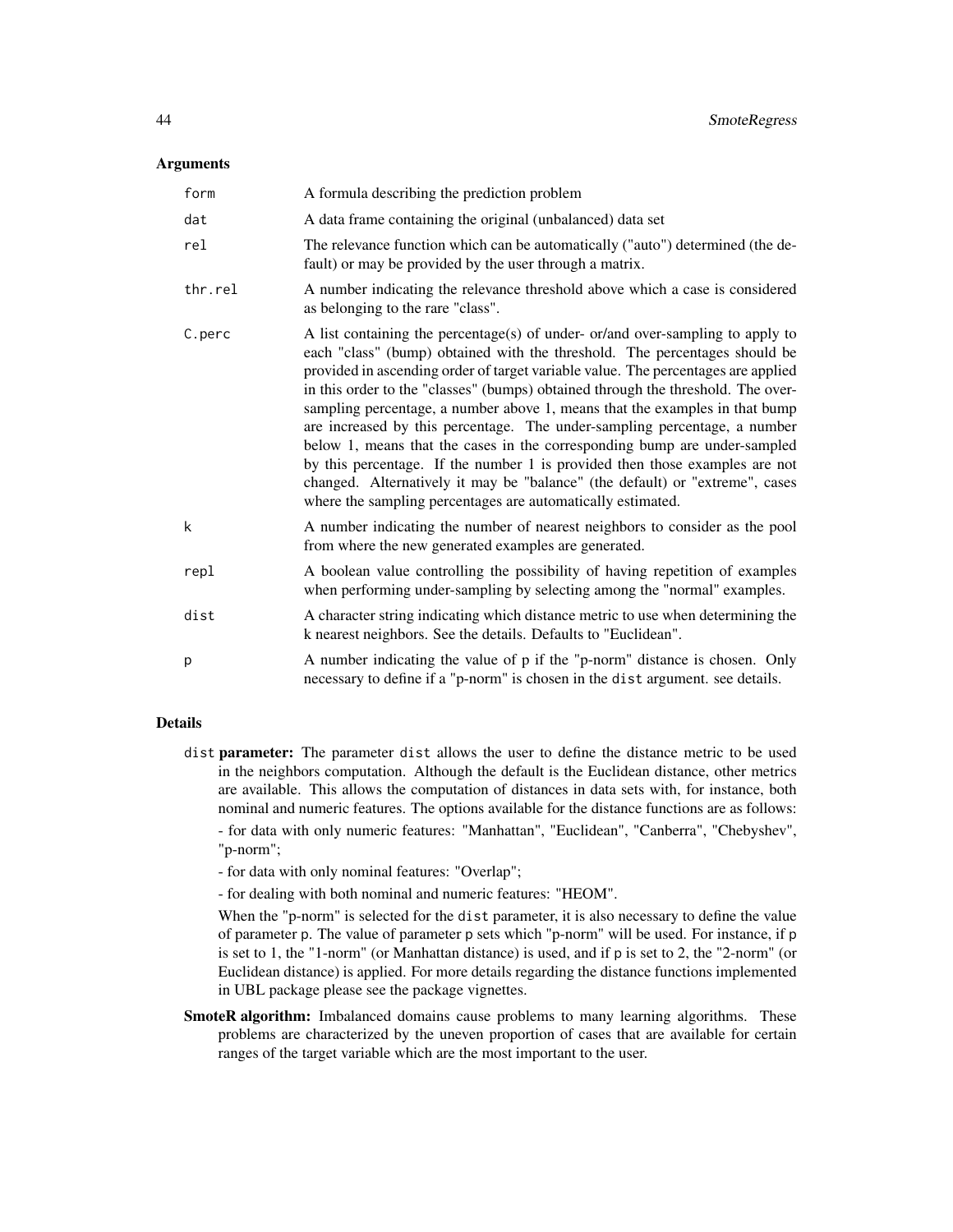## Arguments

| | |
|---|---|
| `form` | A formula describing the prediction problem |
| `dat` | A data frame containing the original (unbalanced) data set |
| `rel` | The relevance function which can be automatically ("auto") determined (the default) or may be provided by the user through a matrix. |
| `thr.rel` | A number indicating the relevance threshold above which a case is considered as belonging to the rare "class". |
| `C.perc` | A list containing the percentage(s) of under- or/and over-sampling to apply to each "class" (bump) obtained with the threshold. The percentages should be provided in ascending order of target variable value. The percentages are applied in this order to the "classes" (bumps) obtained through the threshold. The over-sampling percentage, a number above 1, means that the examples in that bump are increased by this percentage. The under-sampling percentage, a number below 1, means that the cases in the corresponding bump are under-sampled by this percentage. If the number 1 is provided then those examples are not changed. Alternatively it may be "balance" (the default) or "extreme", cases where the sampling percentages are automatically estimated. |
| `k` | A number indicating the number of nearest neighbors to consider as the pool from where the new generated examples are generated. |
| `repl` | A boolean value controlling the possibility of having repetition of examples when performing under-sampling by selecting among the "normal" examples. |
| `dist` | A character string indicating which distance metric to use when determining the k nearest neighbors. See the details. Defaults to "Euclidean". |
| `p` | A number indicating the value of p if the "p-norm" distance is chosen. Only necessary to define if a "p-norm" is chosen in the `dist` argument. see details. |

## Details

`dist` **parameter:** The parameter `dist` allows the user to define the distance metric to be used in the neighbors computation. Although the default is the Euclidean distance, other metrics are available. This allows the computation of distances in data sets with, for instance, both nominal and numeric features. The options available for the distance functions are as follows:

- for data with only numeric features: "Manhattan", "Euclidean", "Canberra", "Chebyshev", "p-norm";

- for data with only nominal features: "Overlap";

- for dealing with both nominal and numeric features: "HEOM".

When the "p-norm" is selected for the `dist` parameter, it is also necessary to define the value of parameter `p`. The value of parameter `p` sets which "p-norm" will be used. For instance, if `p` is set to 1, the "1-norm" (or Manhattan distance) is used, and if `p` is set to 2, the "2-norm" (or Euclidean distance) is applied. For more details regarding the distance functions implemented in UBL package please see the package vignettes.

**SmoteR algorithm:** Imbalanced domains cause problems to many learning algorithms. These problems are characterized by the uneven proportion of cases that are available for certain ranges of the target variable which are the most important to the user.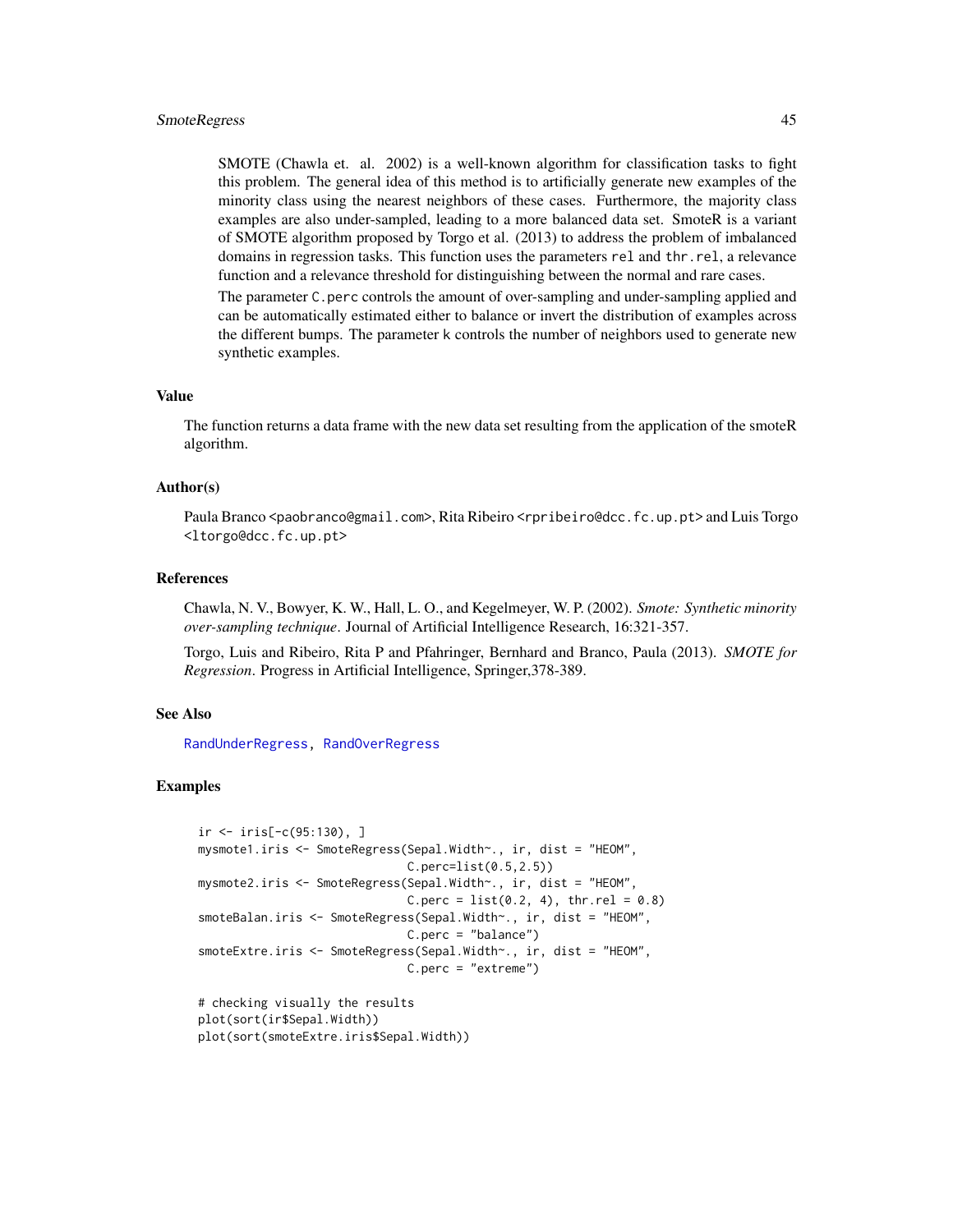SMOTE (Chawla et. al. 2002) is a well-known algorithm for classification tasks to fight this problem. The general idea of this method is to artificially generate new examples of the minority class using the nearest neighbors of these cases. Furthermore, the majority class examples are also under-sampled, leading to a more balanced data set. SmoteR is a variant of SMOTE algorithm proposed by Torgo et al. (2013) to address the problem of imbalanced domains in regression tasks. This function uses the parameters `rel` and `thr.rel`, a relevance function and a relevance threshold for distinguishing between the normal and rare cases.

The parameter `C.perc` controls the amount of over-sampling and under-sampling applied and can be automatically estimated either to balance or invert the distribution of examples across the different bumps. The parameter `k` controls the number of neighbors used to generate new synthetic examples.

## Value

The function returns a data frame with the new data set resulting from the application of the smoteR algorithm.

## Author(s)

Paula Branco <paobranco@gmail.com>, Rita Ribeiro <rpribeiro@dcc.fc.up.pt> and Luis Torgo <ltorgo@dcc.fc.up.pt>

## References

Chawla, N. V., Bowyer, K. W., Hall, L. O., and Kegelmeyer, W. P. (2002). *Smote: Synthetic minority over-sampling technique*. Journal of Artificial Intelligence Research, 16:321-357.

Torgo, Luis and Ribeiro, Rita P and Pfahringer, Bernhard and Branco, Paula (2013). *SMOTE for Regression*. Progress in Artificial Intelligence, Springer,378-389.

## See Also

`RandUnderRegress`, `RandOverRegress`

## Examples

```
ir <- iris[-c(95:130), ]
mysmote1.iris <- SmoteRegress(Sepal.Width~., ir, dist = "HEOM",
                              C.perc=list(0.5,2.5))
mysmote2.iris <- SmoteRegress(Sepal.Width~., ir, dist = "HEOM",
                              C.perc = list(0.2, 4), thr.rel = 0.8)
smoteBalan.iris <- SmoteRegress(Sepal.Width~., ir, dist = "HEOM",
                              C.perc = "balance")
smoteExtre.iris <- SmoteRegress(Sepal.Width~., ir, dist = "HEOM",
                              C.perc = "extreme")

# checking visually the results
plot(sort(ir$Sepal.Width))
plot(sort(smoteExtre.iris$Sepal.Width))
```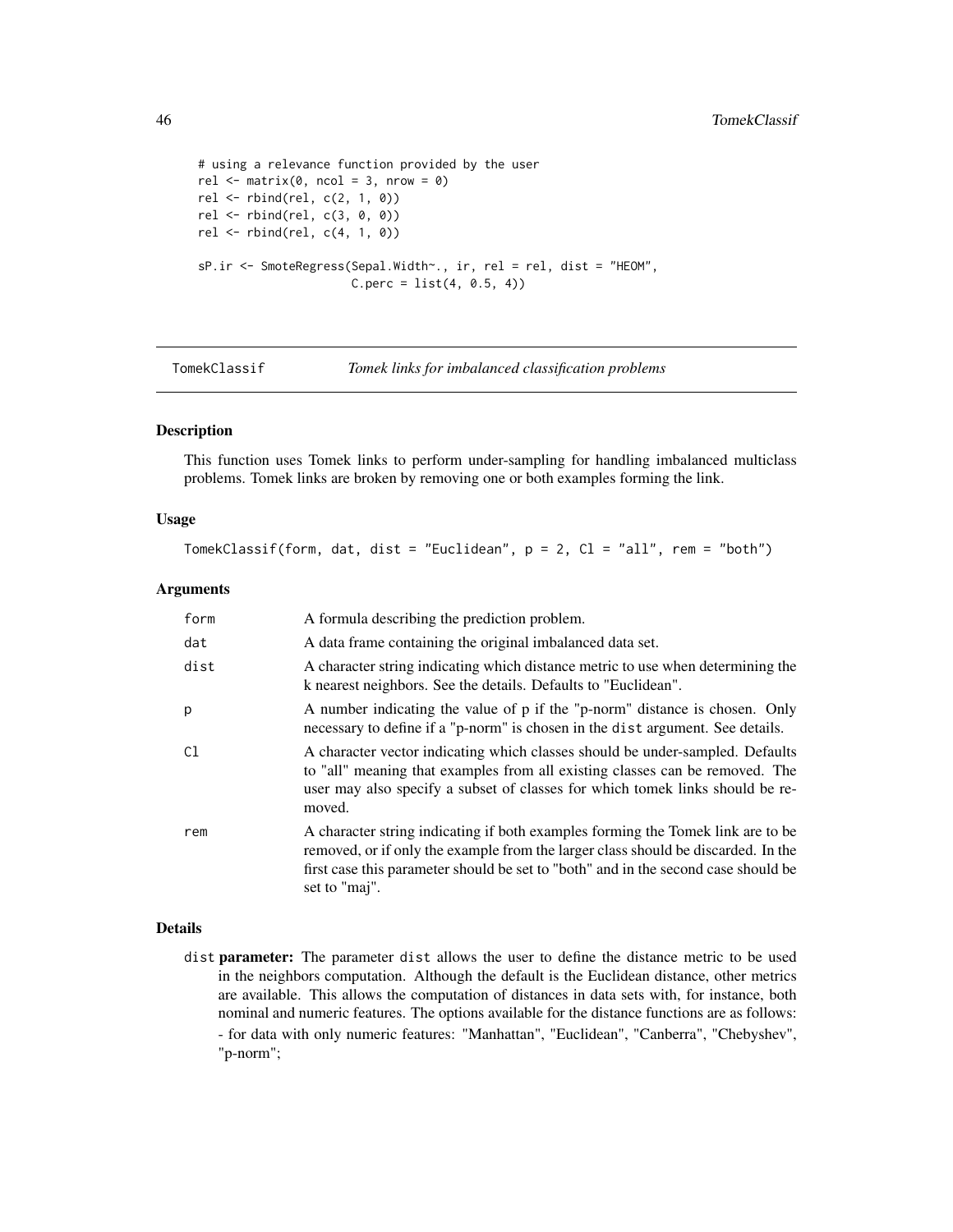```
# using a relevance function provided by the user
rel <- matrix(0, ncol = 3, nrow = 0)
rel <- rbind(rel, c(2, 1, 0))
rel <- rbind(rel, c(3, 0, 0))
rel <- rbind(rel, c(4, 1, 0))

sP.ir <- SmoteRegress(Sepal.Width~., ir, rel = rel, dist = "HEOM",
                      C.perc = list(4, 0.5, 4))
```

## TomekClassif — *Tomek links for imbalanced classification problems*

### Description

This function uses Tomek links to perform under-sampling for handling imbalanced multiclass problems. Tomek links are broken by removing one or both examples forming the link.

### Usage

```
TomekClassif(form, dat, dist = "Euclidean", p = 2, Cl = "all", rem = "both")
```

### Arguments

| | |
|---|---|
| form | A formula describing the prediction problem. |
| dat | A data frame containing the original imbalanced data set. |
| dist | A character string indicating which distance metric to use when determining the k nearest neighbors. See the details. Defaults to "Euclidean". |
| p | A number indicating the value of p if the "p-norm" distance is chosen. Only necessary to define if a "p-norm" is chosen in the `dist` argument. See details. |
| Cl | A character vector indicating which classes should be under-sampled. Defaults to "all" meaning that examples from all existing classes can be removed. The user may also specify a subset of classes for which tomek links should be removed. |
| rem | A character string indicating if both examples forming the Tomek link are to be removed, or if only the example from the larger class should be discarded. In the first case this parameter should be set to "both" and in the second case should be set to "maj". |

### Details

`dist` **parameter:** The parameter `dist` allows the user to define the distance metric to be used in the neighbors computation. Although the default is the Euclidean distance, other metrics are available. This allows the computation of distances in data sets with, for instance, both nominal and numeric features. The options available for the distance functions are as follows:
- for data with only numeric features: "Manhattan", "Euclidean", "Canberra", "Chebyshev", "p-norm";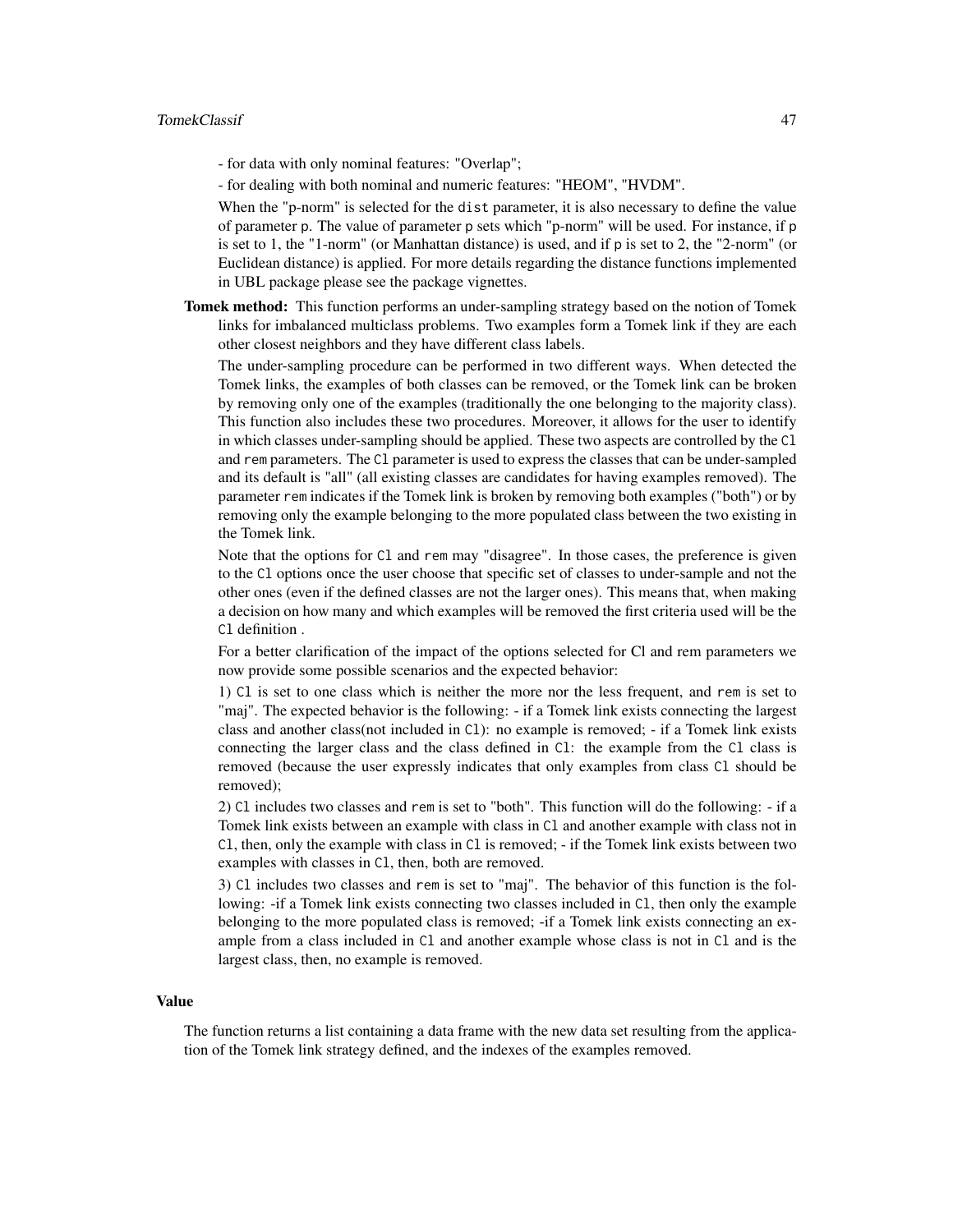- for data with only nominal features: "Overlap";

- for dealing with both nominal and numeric features: "HEOM", "HVDM".

When the "p-norm" is selected for the `dist` parameter, it is also necessary to define the value of parameter `p`. The value of parameter `p` sets which "p-norm" will be used. For instance, if `p` is set to 1, the "1-norm" (or Manhattan distance) is used, and if `p` is set to 2, the "2-norm" (or Euclidean distance) is applied. For more details regarding the distance functions implemented in UBL package please see the package vignettes.

**Tomek method:** This function performs an under-sampling strategy based on the notion of Tomek links for imbalanced multiclass problems. Two examples form a Tomek link if they are each other closest neighbors and they have different class labels.

The under-sampling procedure can be performed in two different ways. When detected the Tomek links, the examples of both classes can be removed, or the Tomek link can be broken by removing only one of the examples (traditionally the one belonging to the majority class). This function also includes these two procedures. Moreover, it allows for the user to identify in which classes under-sampling should be applied. These two aspects are controlled by the `Cl` and `rem` parameters. The `Cl` parameter is used to express the classes that can be under-sampled and its default is "all" (all existing classes are candidates for having examples removed). The parameter `rem` indicates if the Tomek link is broken by removing both examples ("both") or by removing only the example belonging to the more populated class between the two existing in the Tomek link.

Note that the options for `Cl` and `rem` may "disagree". In those cases, the preference is given to the `Cl` options once the user choose that specific set of classes to under-sample and not the other ones (even if the defined classes are not the larger ones). This means that, when making a decision on how many and which examples will be removed the first criteria used will be the `Cl` definition .

For a better clarification of the impact of the options selected for Cl and rem parameters we now provide some possible scenarios and the expected behavior:

1) `Cl` is set to one class which is neither the more nor the less frequent, and `rem` is set to "maj". The expected behavior is the following: - if a Tomek link exists connecting the largest class and another class(not included in `Cl`): no example is removed; - if a Tomek link exists connecting the larger class and the class defined in `Cl`: the example from the `Cl` class is removed (because the user expressly indicates that only examples from class `Cl` should be removed);

2) `Cl` includes two classes and `rem` is set to "both". This function will do the following: - if a Tomek link exists between an example with class in `Cl` and another example with class not in `Cl`, then, only the example with class in `Cl` is removed; - if the Tomek link exists between two examples with classes in `Cl`, then, both are removed.

3) `Cl` includes two classes and `rem` is set to "maj". The behavior of this function is the following: -if a Tomek link exists connecting two classes included in `Cl`, then only the example belonging to the more populated class is removed; -if a Tomek link exists connecting an example from a class included in `Cl` and another example whose class is not in `Cl` and is the largest class, then, no example is removed.

## Value

The function returns a list containing a data frame with the new data set resulting from the application of the Tomek link strategy defined, and the indexes of the examples removed.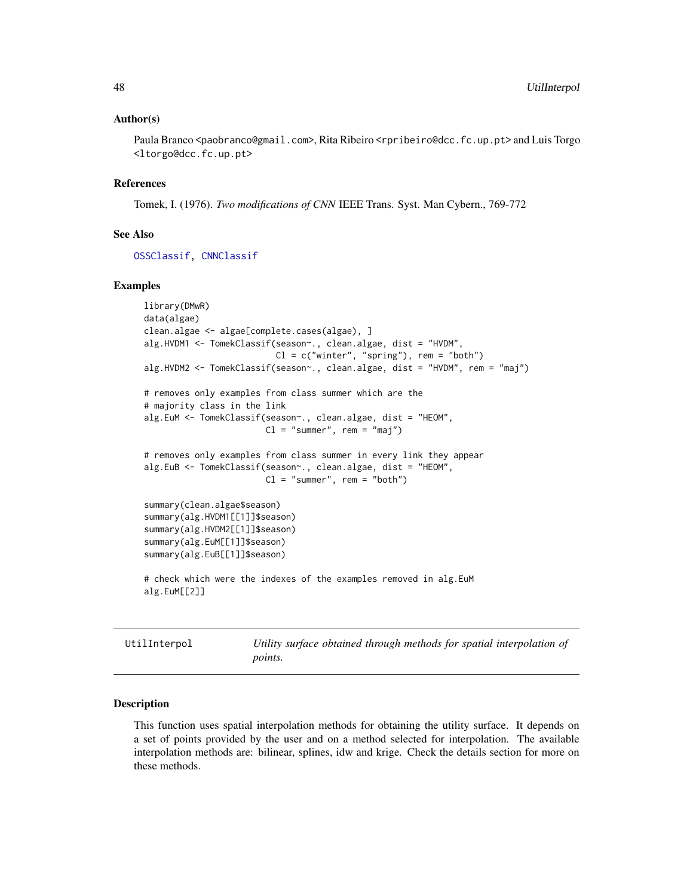### Author(s)

Paula Branco <paobranco@gmail.com>, Rita Ribeiro <rpribeiro@dcc.fc.up.pt> and Luis Torgo <ltorgo@dcc.fc.up.pt>

### References

Tomek, I. (1976). *Two modifications of CNN* IEEE Trans. Syst. Man Cybern., 769-772

### See Also

OSSClassif, CNNClassif

### Examples

```
library(DMwR)
data(algae)
clean.algae <- algae[complete.cases(algae), ]
alg.HVDM1 <- TomekClassif(season~., clean.algae, dist = "HVDM",
                          Cl = c("winter", "spring"), rem = "both")
alg.HVDM2 <- TomekClassif(season~., clean.algae, dist = "HVDM", rem = "maj")

# removes only examples from class summer which are the
# majority class in the link
alg.EuM <- TomekClassif(season~., clean.algae, dist = "HEOM",
                        Cl = "summer", rem = "maj")

# removes only examples from class summer in every link they appear
alg.EuB <- TomekClassif(season~., clean.algae, dist = "HEOM",
                        Cl = "summer", rem = "both")

summary(clean.algae$season)
summary(alg.HVDM1[[1]]$season)
summary(alg.HVDM2[[1]]$season)
summary(alg.EuM[[1]]$season)
summary(alg.EuB[[1]]$season)

# check which were the indexes of the examples removed in alg.EuM
alg.EuM[[2]]
```

---

## UtilInterpol — *Utility surface obtained through methods for spatial interpolation of points.*

---

### Description

This function uses spatial interpolation methods for obtaining the utility surface. It depends on a set of points provided by the user and on a method selected for interpolation. The available interpolation methods are: bilinear, splines, idw and krige. Check the details section for more on these methods.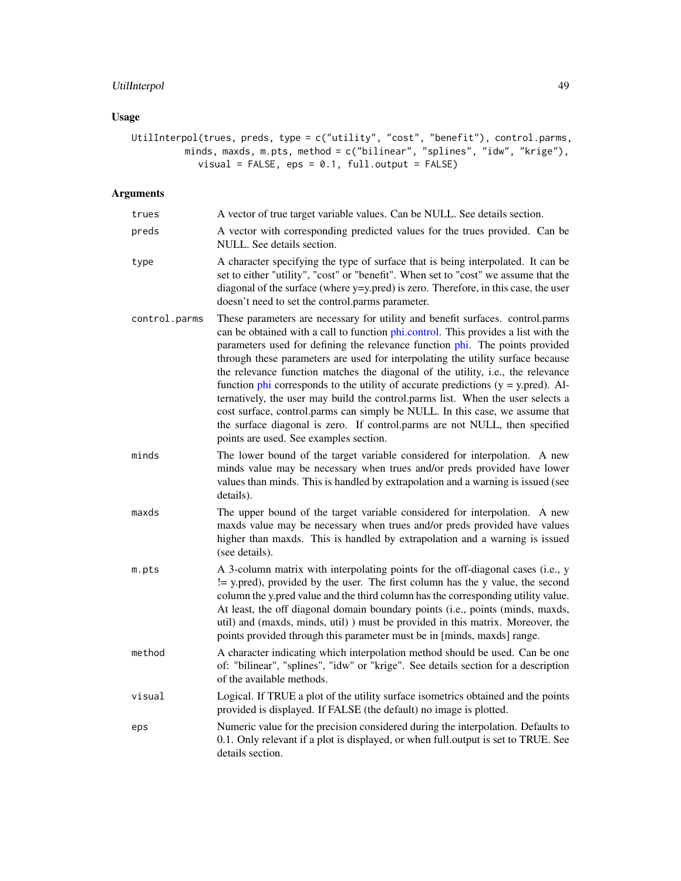## Usage

```
UtilInterpol(trues, preds, type = c("utility", "cost", "benefit"), control.parms,
         minds, maxds, m.pts, method = c("bilinear", "splines", "idw", "krige"),
           visual = FALSE, eps = 0.1, full.output = FALSE)
```

## Arguments

| | |
|---|---|
| trues | A vector of true target variable values. Can be NULL. See details section. |
| preds | A vector with corresponding predicted values for the trues provided. Can be NULL. See details section. |
| type | A character specifying the type of surface that is being interpolated. It can be set to either "utility", "cost" or "benefit". When set to "cost" we assume that the diagonal of the surface (where y=y.pred) is zero. Therefore, in this case, the user doesn't need to set the control.parms parameter. |
| control.parms | These parameters are necessary for utility and benefit surfaces. control.parms can be obtained with a call to function phi.control. This provides a list with the parameters used for defining the relevance function phi. The points provided through these parameters are used for interpolating the utility surface because the relevance function matches the diagonal of the utility, i.e., the relevance function phi corresponds to the utility of accurate predictions (y = y.pred). Alternatively, the user may build the control.parms list. When the user selects a cost surface, control.parms can simply be NULL. In this case, we assume that the surface diagonal is zero. If control.parms are not NULL, then specified points are used. See examples section. |
| minds | The lower bound of the target variable considered for interpolation. A new minds value may be necessary when trues and/or preds provided have lower values than minds. This is handled by extrapolation and a warning is issued (see details). |
| maxds | The upper bound of the target variable considered for interpolation. A new maxds value may be necessary when trues and/or preds provided have values higher than maxds. This is handled by extrapolation and a warning is issued (see details). |
| m.pts | A 3-column matrix with interpolating points for the off-diagonal cases (i.e., y != y.pred), provided by the user. The first column has the y value, the second column the y.pred value and the third column has the corresponding utility value. At least, the off diagonal domain boundary points (i.e., points (minds, maxds, util) and (maxds, minds, util) ) must be provided in this matrix. Moreover, the points provided through this parameter must be in [minds, maxds] range. |
| method | A character indicating which interpolation method should be used. Can be one of: "bilinear", "splines", "idw" or "krige". See details section for a description of the available methods. |
| visual | Logical. If TRUE a plot of the utility surface isometrics obtained and the points provided is displayed. If FALSE (the default) no image is plotted. |
| eps | Numeric value for the precision considered during the interpolation. Defaults to 0.1. Only relevant if a plot is displayed, or when full.output is set to TRUE. See details section. |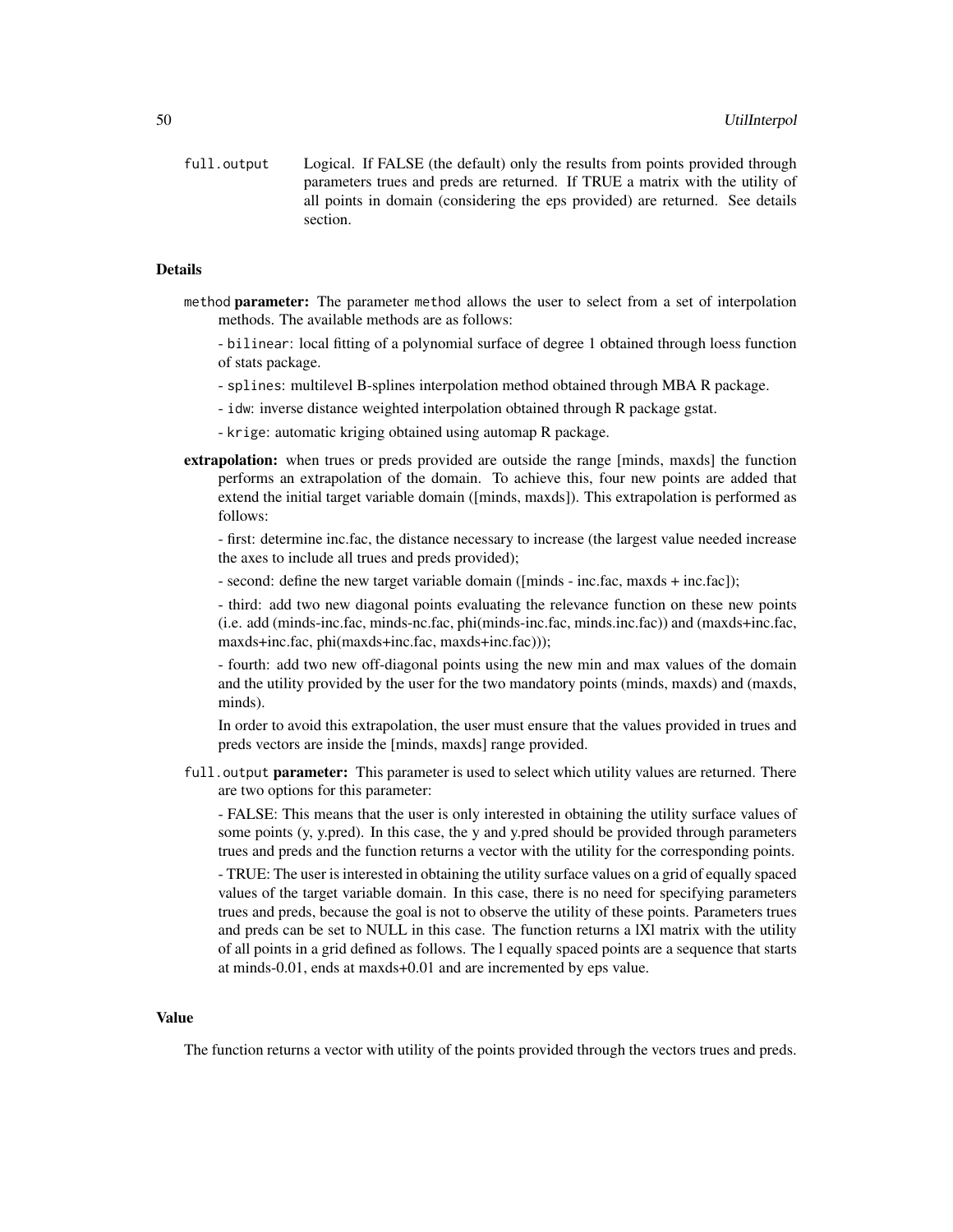full.output Logical. If FALSE (the default) only the results from points provided through parameters trues and preds are returned. If TRUE a matrix with the utility of all points in domain (considering the eps provided) are returned. See details section.

### Details

`method` **parameter:** The parameter method allows the user to select from a set of interpolation methods. The available methods are as follows:

- `bilinear`: local fitting of a polynomial surface of degree 1 obtained through loess function of stats package.
- `splines`: multilevel B-splines interpolation method obtained through MBA R package.
- `idw`: inverse distance weighted interpolation obtained through R package gstat.
- `krige`: automatic kriging obtained using automap R package.

**extrapolation:** when trues or preds provided are outside the range [minds, maxds] the function performs an extrapolation of the domain. To achieve this, four new points are added that extend the initial target variable domain ([minds, maxds]). This extrapolation is performed as follows:

- first: determine inc.fac, the distance necessary to increase (the largest value needed increase the axes to include all trues and preds provided);
- second: define the new target variable domain ([minds - inc.fac, maxds + inc.fac]);
- third: add two new diagonal points evaluating the relevance function on these new points (i.e. add (minds-inc.fac, minds-nc.fac, phi(minds-inc.fac, minds.inc.fac)) and (maxds+inc.fac, maxds+inc.fac, phi(maxds+inc.fac, maxds+inc.fac)));
- fourth: add two new off-diagonal points using the new min and max values of the domain and the utility provided by the user for the two mandatory points (minds, maxds) and (maxds, minds).

In order to avoid this extrapolation, the user must ensure that the values provided in trues and preds vectors are inside the [minds, maxds] range provided.

`full.output` **parameter:** This parameter is used to select which utility values are returned. There are two options for this parameter:

- FALSE: This means that the user is only interested in obtaining the utility surface values of some points (y, y.pred). In this case, the y and y.pred should be provided through parameters trues and preds and the function returns a vector with the utility for the corresponding points.
- TRUE: The user is interested in obtaining the utility surface values on a grid of equally spaced values of the target variable domain. In this case, there is no need for specifying parameters trues and preds, because the goal is not to observe the utility of these points. Parameters trues and preds can be set to NULL in this case. The function returns a lXl matrix with the utility of all points in a grid defined as follows. The l equally spaced points are a sequence that starts at minds-0.01, ends at maxds+0.01 and are incremented by eps value.

### Value

The function returns a vector with utility of the points provided through the vectors trues and preds.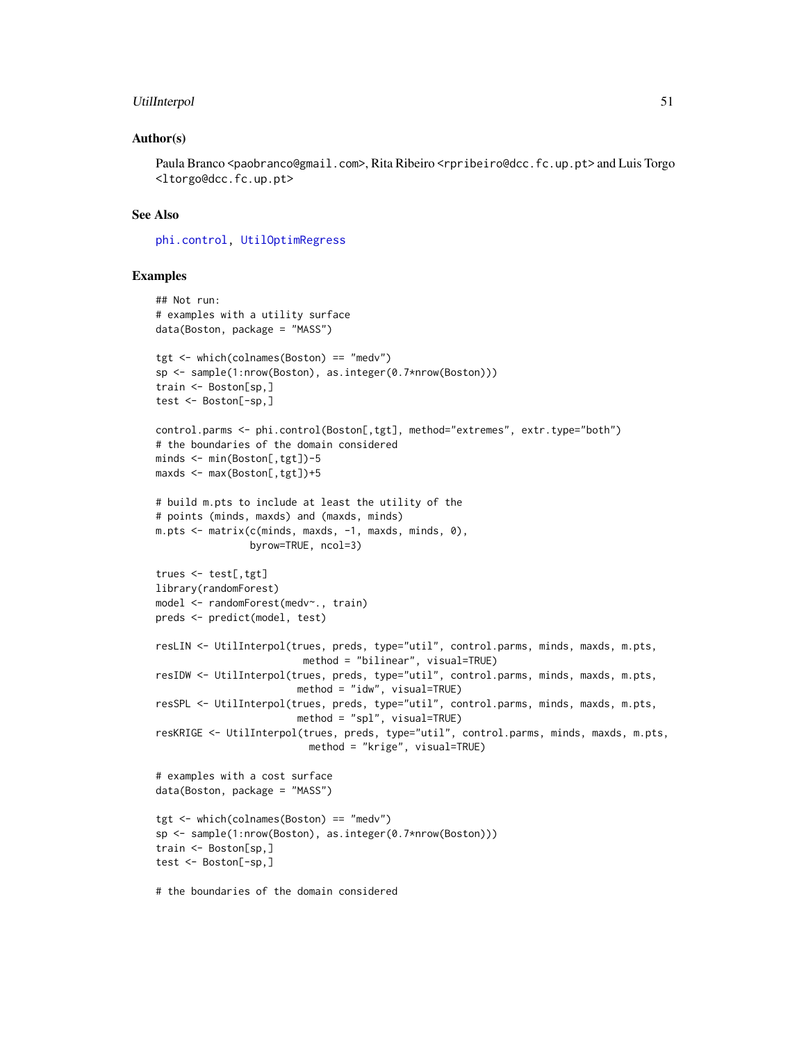## Author(s)

Paula Branco <paobranco@gmail.com>, Rita Ribeiro <rpribeiro@dcc.fc.up.pt> and Luis Torgo <ltorgo@dcc.fc.up.pt>

## See Also

phi.control, UtilOptimRegress

## Examples

```
## Not run:
# examples with a utility surface
data(Boston, package = "MASS")

tgt <- which(colnames(Boston) == "medv")
sp <- sample(1:nrow(Boston), as.integer(0.7*nrow(Boston)))
train <- Boston[sp,]
test <- Boston[-sp,]

control.parms <- phi.control(Boston[,tgt], method="extremes", extr.type="both")
# the boundaries of the domain considered
minds <- min(Boston[,tgt])-5
maxds <- max(Boston[,tgt])+5

# build m.pts to include at least the utility of the
# points (minds, maxds) and (maxds, minds)
m.pts <- matrix(c(minds, maxds, -1, maxds, minds, 0),
                byrow=TRUE, ncol=3)

trues <- test[,tgt]
library(randomForest)
model <- randomForest(medv~., train)
preds <- predict(model, test)

resLIN <- UtilInterpol(trues, preds, type="util", control.parms, minds, maxds, m.pts,
                        method = "bilinear", visual=TRUE)
resIDW <- UtilInterpol(trues, preds, type="util", control.parms, minds, maxds, m.pts,
                       method = "idw", visual=TRUE)
resSPL <- UtilInterpol(trues, preds, type="util", control.parms, minds, maxds, m.pts,
                       method = "spl", visual=TRUE)
resKRIGE <- UtilInterpol(trues, preds, type="util", control.parms, minds, maxds, m.pts,
                         method = "krige", visual=TRUE)

# examples with a cost surface
data(Boston, package = "MASS")

tgt <- which(colnames(Boston) == "medv")
sp <- sample(1:nrow(Boston), as.integer(0.7*nrow(Boston)))
train <- Boston[sp,]
test <- Boston[-sp,]

# the boundaries of the domain considered
```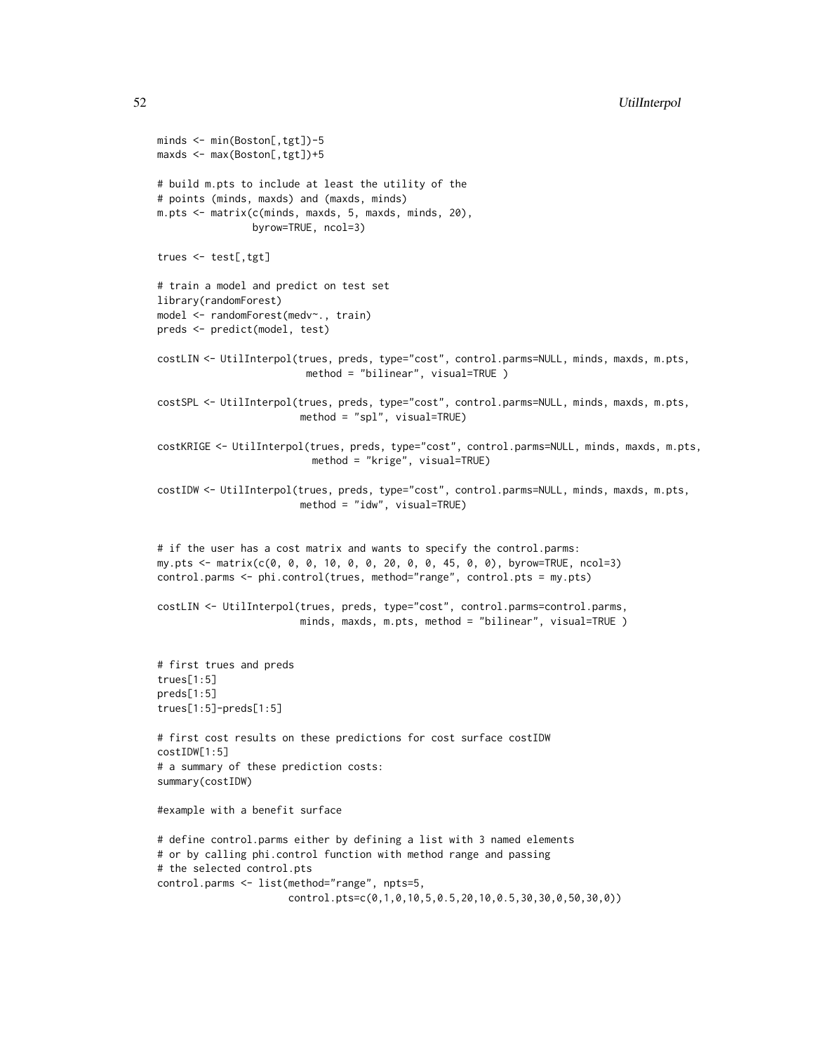```
minds <- min(Boston[,tgt])-5
maxds <- max(Boston[,tgt])+5

# build m.pts to include at least the utility of the
# points (minds, maxds) and (maxds, minds)
m.pts <- matrix(c(minds, maxds, 5, maxds, minds, 20),
                byrow=TRUE, ncol=3)

trues <- test[,tgt]

# train a model and predict on test set
library(randomForest)
model <- randomForest(medv~., train)
preds <- predict(model, test)

costLIN <- UtilInterpol(trues, preds, type="cost", control.parms=NULL, minds, maxds, m.pts,
                         method = "bilinear", visual=TRUE )

costSPL <- UtilInterpol(trues, preds, type="cost", control.parms=NULL, minds, maxds, m.pts,
                        method = "spl", visual=TRUE)

costKRIGE <- UtilInterpol(trues, preds, type="cost", control.parms=NULL, minds, maxds, m.pts,
                          method = "krige", visual=TRUE)

costIDW <- UtilInterpol(trues, preds, type="cost", control.parms=NULL, minds, maxds, m.pts,
                        method = "idw", visual=TRUE)


# if the user has a cost matrix and wants to specify the control.parms:
my.pts <- matrix(c(0, 0, 0, 10, 0, 0, 20, 0, 0, 45, 0, 0), byrow=TRUE, ncol=3)
control.parms <- phi.control(trues, method="range", control.pts = my.pts)

costLIN <- UtilInterpol(trues, preds, type="cost", control.parms=control.parms,
                        minds, maxds, m.pts, method = "bilinear", visual=TRUE )


# first trues and preds
trues[1:5]
preds[1:5]
trues[1:5]-preds[1:5]

# first cost results on these predictions for cost surface costIDW
costIDW[1:5]
# a summary of these prediction costs:
summary(costIDW)

#example with a benefit surface

# define control.parms either by defining a list with 3 named elements
# or by calling phi.control function with method range and passing
# the selected control.pts
control.parms <- list(method="range", npts=5,
                      control.pts=c(0,1,0,10,5,0.5,20,10,0.5,30,30,0,50,30,0))
```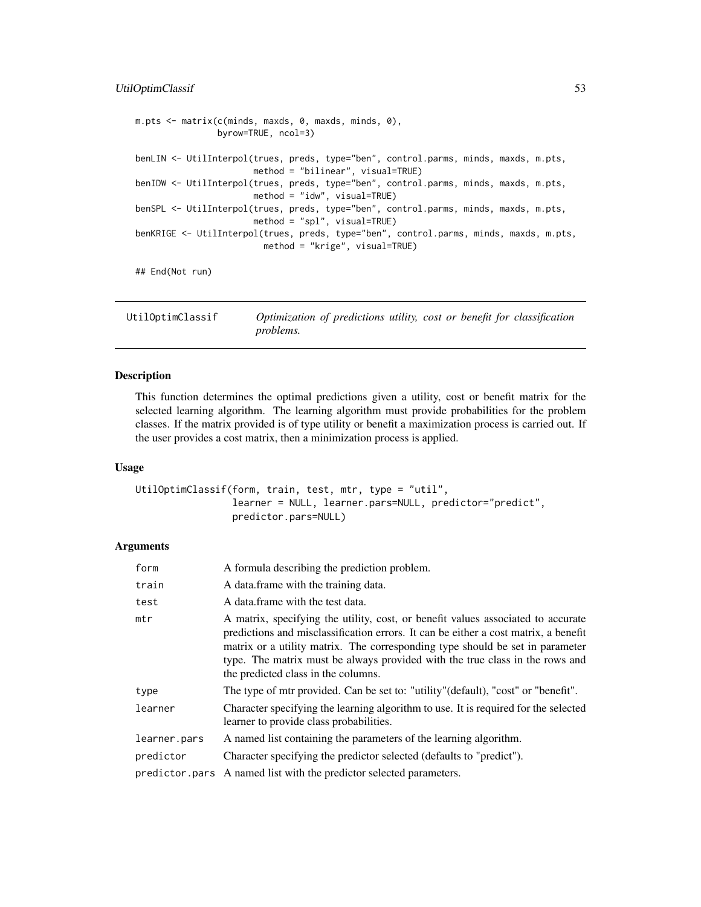```
m.pts <- matrix(c(minds, maxds, 0, maxds, minds, 0),
                byrow=TRUE, ncol=3)

benLIN <- UtilInterpol(trues, preds, type="ben", control.parms, minds, maxds, m.pts,
                       method = "bilinear", visual=TRUE)
benIDW <- UtilInterpol(trues, preds, type="ben", control.parms, minds, maxds, m.pts,
                       method = "idw", visual=TRUE)
benSPL <- UtilInterpol(trues, preds, type="ben", control.parms, minds, maxds, m.pts,
                       method = "spl", visual=TRUE)
benKRIGE <- UtilInterpol(trues, preds, type="ben", control.parms, minds, maxds, m.pts,
                         method = "krige", visual=TRUE)

## End(Not run)
```

## UtilOptimClassif — *Optimization of predictions utility, cost or benefit for classification problems.*

### Description

This function determines the optimal predictions given a utility, cost or benefit matrix for the selected learning algorithm. The learning algorithm must provide probabilities for the problem classes. If the matrix provided is of type utility or benefit a maximization process is carried out. If the user provides a cost matrix, then a minimization process is applied.

### Usage

```
UtilOptimClassif(form, train, test, mtr, type = "util",
                 learner = NULL, learner.pars=NULL, predictor="predict",
                 predictor.pars=NULL)
```

### Arguments

| | |
|---|---|
| form | A formula describing the prediction problem. |
| train | A data.frame with the training data. |
| test | A data.frame with the test data. |
| mtr | A matrix, specifying the utility, cost, or benefit values associated to accurate predictions and misclassification errors. It can be either a cost matrix, a benefit matrix or a utility matrix. The corresponding type should be set in parameter type. The matrix must be always provided with the true class in the rows and the predicted class in the columns. |
| type | The type of mtr provided. Can be set to: "utility"(default), "cost" or "benefit". |
| learner | Character specifying the learning algorithm to use. It is required for the selected learner to provide class probabilities. |
| learner.pars | A named list containing the parameters of the learning algorithm. |
| predictor | Character specifying the predictor selected (defaults to "predict"). |
| predictor.pars | A named list with the predictor selected parameters. |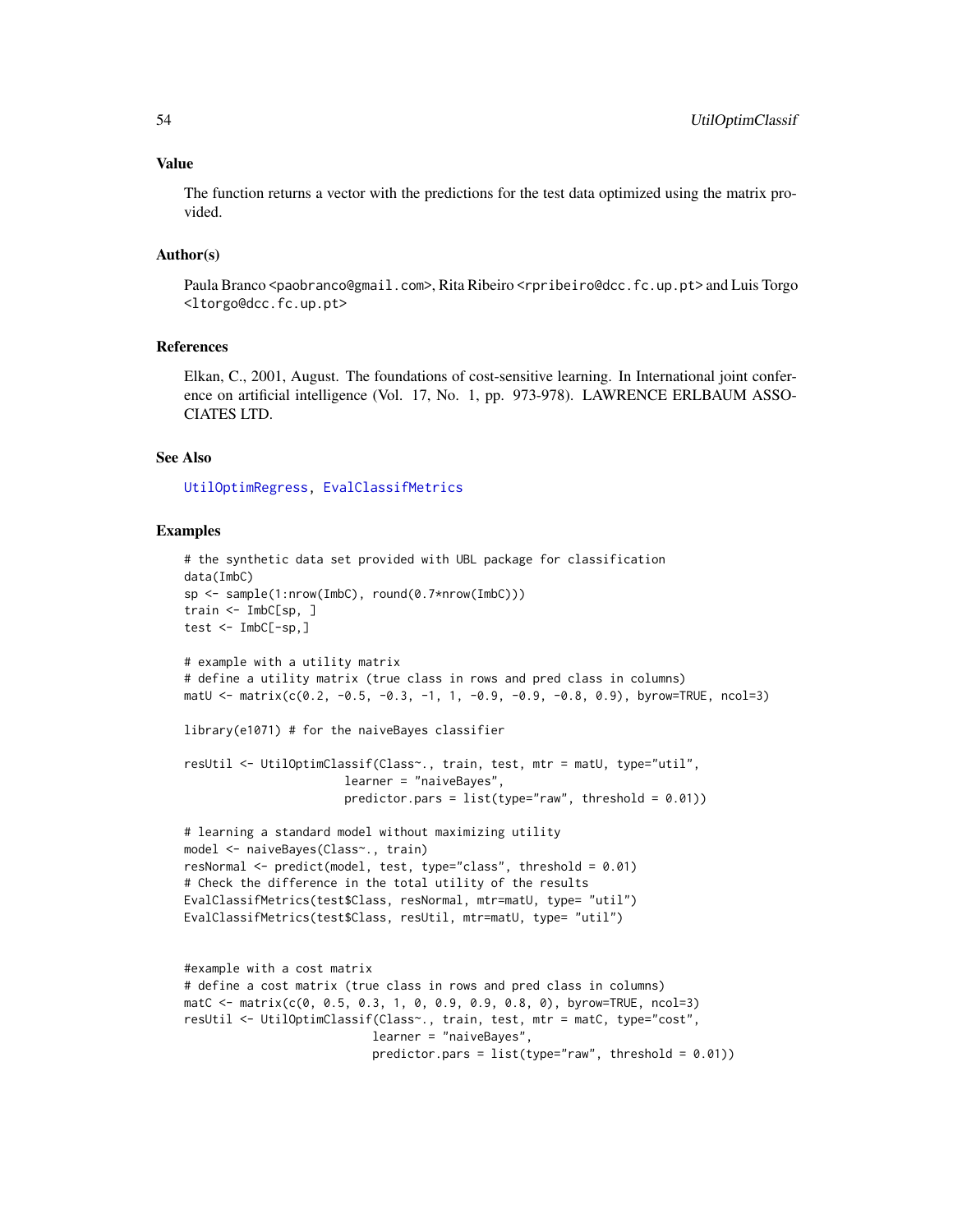### Value

The function returns a vector with the predictions for the test data optimized using the matrix provided.

### Author(s)

Paula Branco <paobranco@gmail.com>, Rita Ribeiro <rpribeiro@dcc.fc.up.pt> and Luis Torgo <ltorgo@dcc.fc.up.pt>

### References

Elkan, C., 2001, August. The foundations of cost-sensitive learning. In International joint conference on artificial intelligence (Vol. 17, No. 1, pp. 973-978). LAWRENCE ERLBAUM ASSOCIATES LTD.

### See Also

UtilOptimRegress, EvalClassifMetrics

### Examples

```
# the synthetic data set provided with UBL package for classification
data(ImbC)
sp <- sample(1:nrow(ImbC), round(0.7*nrow(ImbC)))
train <- ImbC[sp, ]
test <- ImbC[-sp,]

# example with a utility matrix
# define a utility matrix (true class in rows and pred class in columns)
matU <- matrix(c(0.2, -0.5, -0.3, -1, 1, -0.9, -0.9, -0.8, 0.9), byrow=TRUE, ncol=3)

library(e1071) # for the naiveBayes classifier

resUtil <- UtilOptimClassif(Class~., train, test, mtr = matU, type="util",
                       learner = "naiveBayes",
                       predictor.pars = list(type="raw", threshold = 0.01))

# learning a standard model without maximizing utility
model <- naiveBayes(Class~., train)
resNormal <- predict(model, test, type="class", threshold = 0.01)
# Check the difference in the total utility of the results
EvalClassifMetrics(test$Class, resNormal, mtr=matU, type= "util")
EvalClassifMetrics(test$Class, resUtil, mtr=matU, type= "util")


#example with a cost matrix
# define a cost matrix (true class in rows and pred class in columns)
matC <- matrix(c(0, 0.5, 0.3, 1, 0, 0.9, 0.9, 0.8, 0), byrow=TRUE, ncol=3)
resUtil <- UtilOptimClassif(Class~., train, test, mtr = matC, type="cost",
                           learner = "naiveBayes",
                           predictor.pars = list(type="raw", threshold = 0.01))
```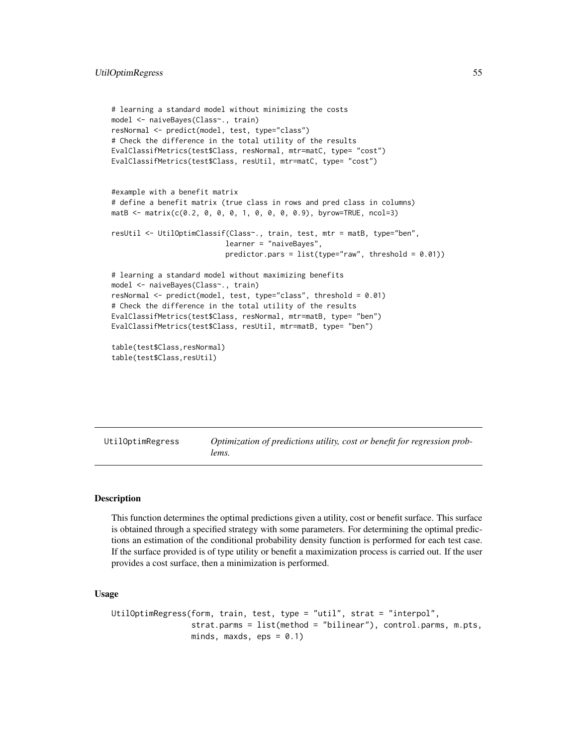```
# learning a standard model without minimizing the costs
model <- naiveBayes(Class~., train)
resNormal <- predict(model, test, type="class")
# Check the difference in the total utility of the results
EvalClassifMetrics(test$Class, resNormal, mtr=matC, type= "cost")
EvalClassifMetrics(test$Class, resUtil, mtr=matC, type= "cost")


#example with a benefit matrix
# define a benefit matrix (true class in rows and pred class in columns)
matB <- matrix(c(0.2, 0, 0, 0, 1, 0, 0, 0, 0.9), byrow=TRUE, ncol=3)

resUtil <- UtilOptimClassif(Class~., train, test, mtr = matB, type="ben",
                            learner = "naiveBayes",
                            predictor.pars = list(type="raw", threshold = 0.01))

# learning a standard model without maximizing benefits
model <- naiveBayes(Class~., train)
resNormal <- predict(model, test, type="class", threshold = 0.01)
# Check the difference in the total utility of the results
EvalClassifMetrics(test$Class, resNormal, mtr=matB, type= "ben")
EvalClassifMetrics(test$Class, resUtil, mtr=matB, type= "ben")

table(test$Class,resNormal)
table(test$Class,resUtil)
```

## UtilOptimRegress — *Optimization of predictions utility, cost or benefit for regression problems.*

### Description

This function determines the optimal predictions given a utility, cost or benefit surface. This surface is obtained through a specified strategy with some parameters. For determining the optimal predictions an estimation of the conditional probability density function is performed for each test case. If the surface provided is of type utility or benefit a maximization process is carried out. If the user provides a cost surface, then a minimization is performed.

### Usage

```
UtilOptimRegress(form, train, test, type = "util", strat = "interpol",
                 strat.parms = list(method = "bilinear"), control.parms, m.pts,
                 minds, maxds, eps = 0.1)
```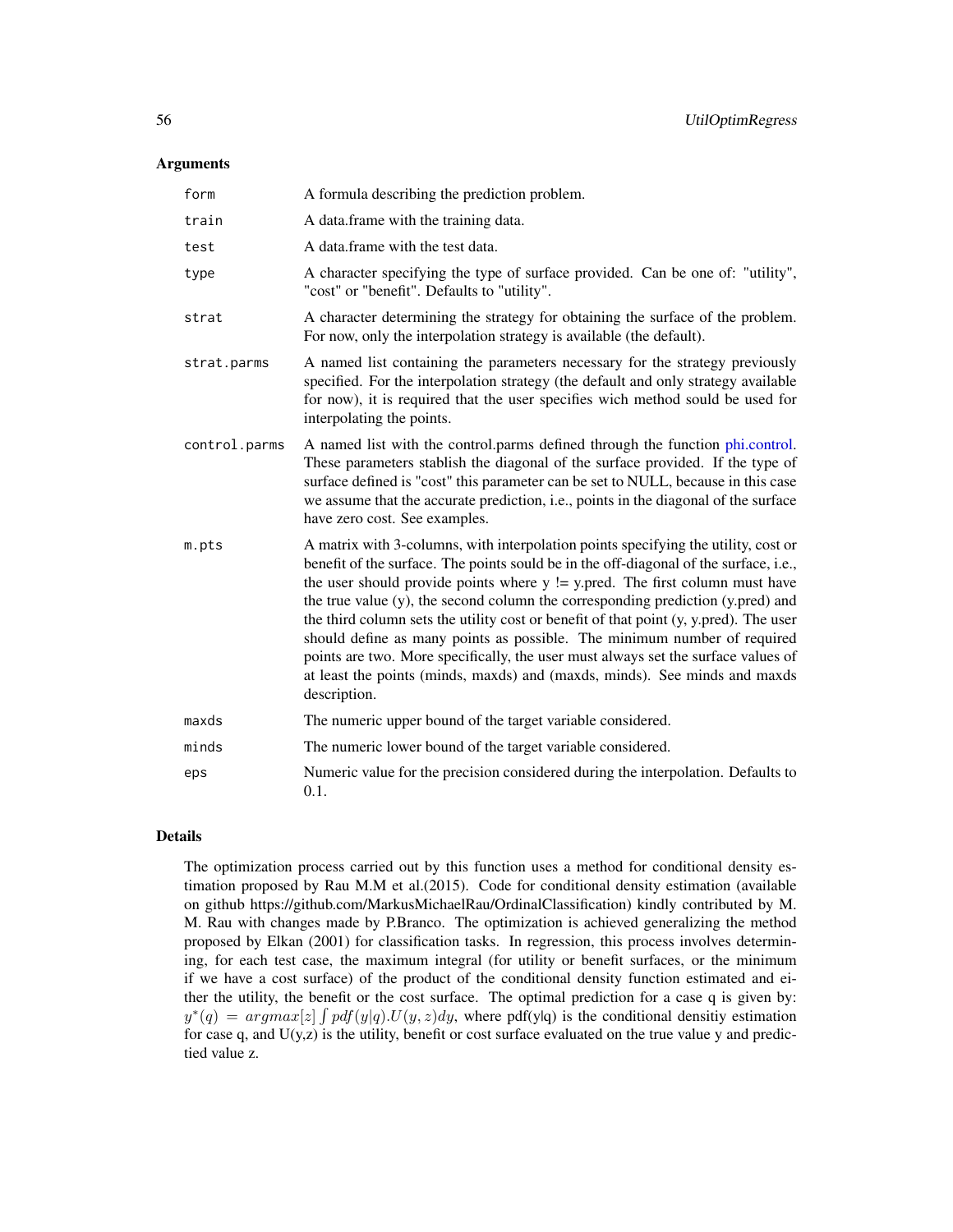## Arguments

| | |
|---|---|
| form | A formula describing the prediction problem. |
| train | A data.frame with the training data. |
| test | A data.frame with the test data. |
| type | A character specifying the type of surface provided. Can be one of: "utility", "cost" or "benefit". Defaults to "utility". |
| strat | A character determining the strategy for obtaining the surface of the problem. For now, only the interpolation strategy is available (the default). |
| strat.parms | A named list containing the parameters necessary for the strategy previously specified. For the interpolation strategy (the default and only strategy available for now), it is required that the user specifies wich method sould be used for interpolating the points. |
| control.parms | A named list with the control.parms defined through the function phi.control. These parameters stablish the diagonal of the surface provided. If the type of surface defined is "cost" this parameter can be set to NULL, because in this case we assume that the accurate prediction, i.e., points in the diagonal of the surface have zero cost. See examples. |
| m.pts | A matrix with 3-columns, with interpolation points specifying the utility, cost or benefit of the surface. The points sould be in the off-diagonal of the surface, i.e., the user should provide points where y != y.pred. The first column must have the true value (y), the second column the corresponding prediction (y.pred) and the third column sets the utility cost or benefit of that point (y, y.pred). The user should define as many points as possible. The minimum number of required points are two. More specifically, the user must always set the surface values of at least the points (minds, maxds) and (maxds, minds). See minds and maxds description. |
| maxds | The numeric upper bound of the target variable considered. |
| minds | The numeric lower bound of the target variable considered. |
| eps | Numeric value for the precision considered during the interpolation. Defaults to 0.1. |

## Details

The optimization process carried out by this function uses a method for conditional density estimation proposed by Rau M.M et al.(2015). Code for conditional density estimation (available on github https://github.com/MarkusMichaelRau/OrdinalClassification) kindly contributed by M. M. Rau with changes made by P.Branco. The optimization is achieved generalizing the method proposed by Elkan (2001) for classification tasks. In regression, this process involves determining, for each test case, the maximum integral (for utility or benefit surfaces, or the minimum if we have a cost surface) of the product of the conditional density function estimated and either the utility, the benefit or the cost surface. The optimal prediction for a case q is given by: $y^*(q) = argmax[z] \int pdf(y|q).U(y,z)dy$, where pdf(y|q) is the conditional densitiy estimation for case q, and U(y,z) is the utility, benefit or cost surface evaluated on the true value y and predictied value z.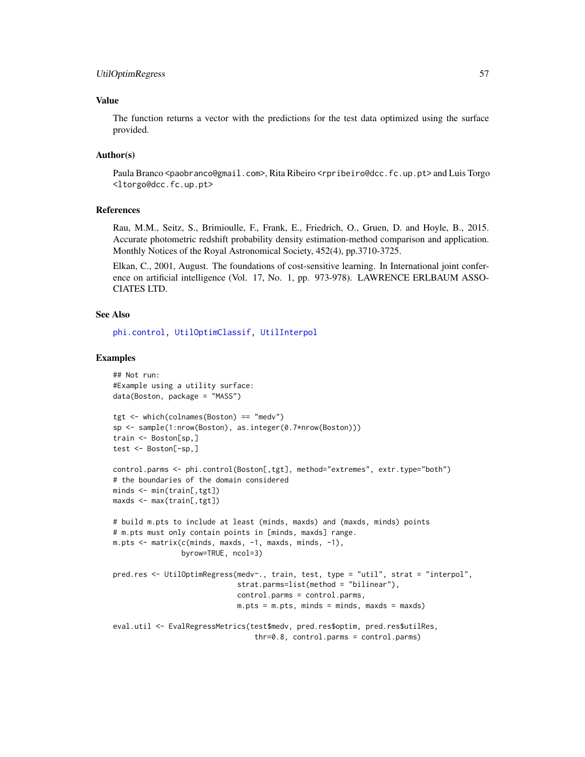### Value

The function returns a vector with the predictions for the test data optimized using the surface provided.

### Author(s)

Paula Branco <paobranco@gmail.com>, Rita Ribeiro <rpribeiro@dcc.fc.up.pt> and Luis Torgo <ltorgo@dcc.fc.up.pt>

### References

Rau, M.M., Seitz, S., Brimioulle, F., Frank, E., Friedrich, O., Gruen, D. and Hoyle, B., 2015. Accurate photometric redshift probability density estimation-method comparison and application. Monthly Notices of the Royal Astronomical Society, 452(4), pp.3710-3725.

Elkan, C., 2001, August. The foundations of cost-sensitive learning. In International joint conference on artificial intelligence (Vol. 17, No. 1, pp. 973-978). LAWRENCE ERLBAUM ASSOCIATES LTD.

### See Also

phi.control, UtilOptimClassif, UtilInterpol

### Examples

```
## Not run:
#Example using a utility surface:
data(Boston, package = "MASS")

tgt <- which(colnames(Boston) == "medv")
sp <- sample(1:nrow(Boston), as.integer(0.7*nrow(Boston)))
train <- Boston[sp,]
test <- Boston[-sp,]

control.parms <- phi.control(Boston[,tgt], method="extremes", extr.type="both")
# the boundaries of the domain considered
minds <- min(train[,tgt])
maxds <- max(train[,tgt])

# build m.pts to include at least (minds, maxds) and (maxds, minds) points
# m.pts must only contain points in [minds, maxds] range.
m.pts <- matrix(c(minds, maxds, -1, maxds, minds, -1),
                byrow=TRUE, ncol=3)

pred.res <- UtilOptimRegress(medv~., train, test, type = "util", strat = "interpol",
                             strat.parms=list(method = "bilinear"),
                             control.parms = control.parms,
                             m.pts = m.pts, minds = minds, maxds = maxds)

eval.util <- EvalRegressMetrics(test$medv, pred.res$optim, pred.res$utilRes,
                                thr=0.8, control.parms = control.parms)
```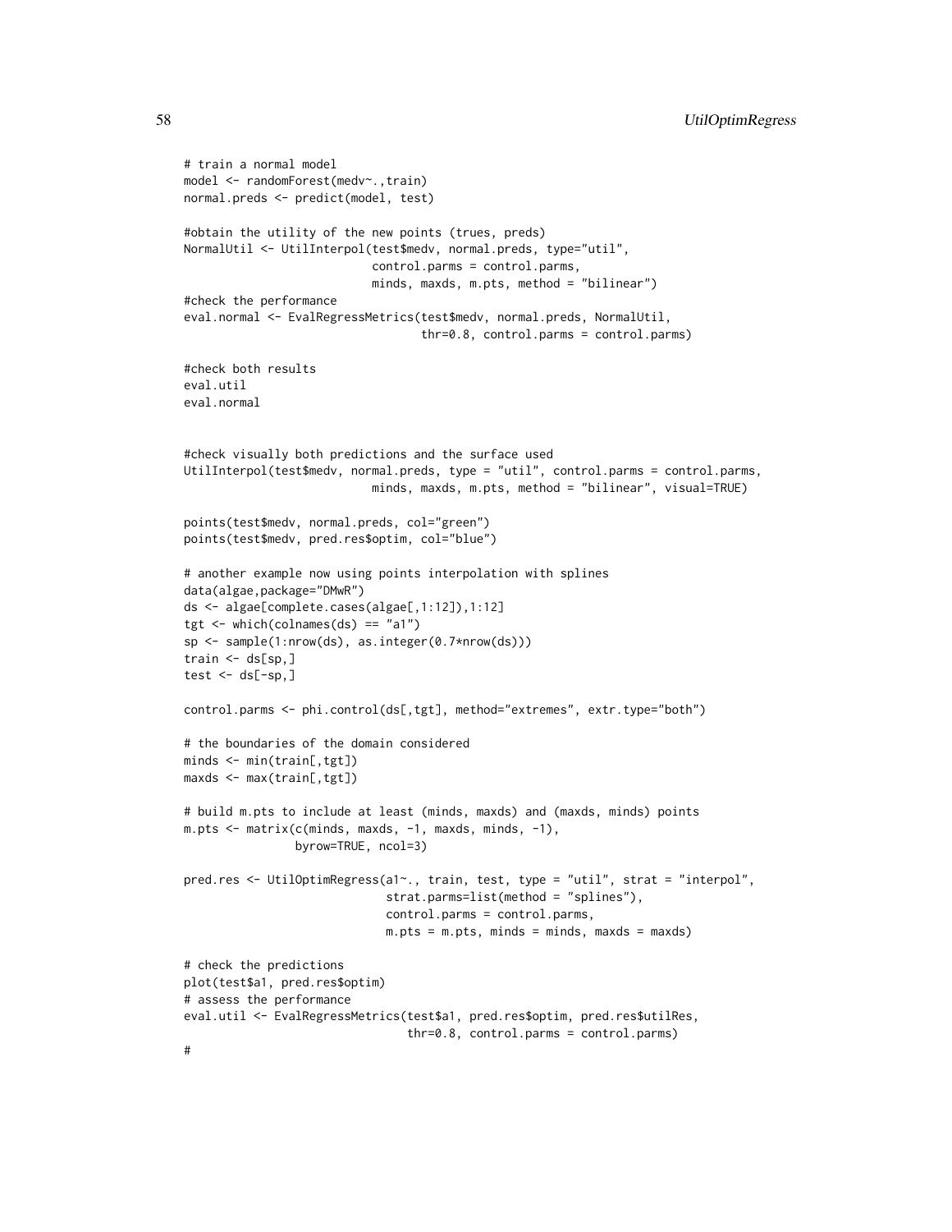```
# train a normal model
model <- randomForest(medv~.,train)
normal.preds <- predict(model, test)

#obtain the utility of the new points (trues, preds)
NormalUtil <- UtilInterpol(test$medv, normal.preds, type="util",
                           control.parms = control.parms,
                           minds, maxds, m.pts, method = "bilinear")
#check the performance
eval.normal <- EvalRegressMetrics(test$medv, normal.preds, NormalUtil,
                                  thr=0.8, control.parms = control.parms)

#check both results
eval.util
eval.normal


#check visually both predictions and the surface used
UtilInterpol(test$medv, normal.preds, type = "util", control.parms = control.parms,
                           minds, maxds, m.pts, method = "bilinear", visual=TRUE)

points(test$medv, normal.preds, col="green")
points(test$medv, pred.res$optim, col="blue")

# another example now using points interpolation with splines
data(algae,package="DMwR")
ds <- algae[complete.cases(algae[,1:12]),1:12]
tgt <- which(colnames(ds) == "a1")
sp <- sample(1:nrow(ds), as.integer(0.7*nrow(ds)))
train <- ds[sp,]
test <- ds[-sp,]

control.parms <- phi.control(ds[,tgt], method="extremes", extr.type="both")

# the boundaries of the domain considered
minds <- min(train[,tgt])
maxds <- max(train[,tgt])

# build m.pts to include at least (minds, maxds) and (maxds, minds) points
m.pts <- matrix(c(minds, maxds, -1, maxds, minds, -1),
                byrow=TRUE, ncol=3)

pred.res <- UtilOptimRegress(a1~., train, test, type = "util", strat = "interpol",
                             strat.parms=list(method = "splines"),
                             control.parms = control.parms,
                             m.pts = m.pts, minds = minds, maxds = maxds)

# check the predictions
plot(test$a1, pred.res$optim)
# assess the performance
eval.util <- EvalRegressMetrics(test$a1, pred.res$optim, pred.res$utilRes,
                                thr=0.8, control.parms = control.parms)
#
```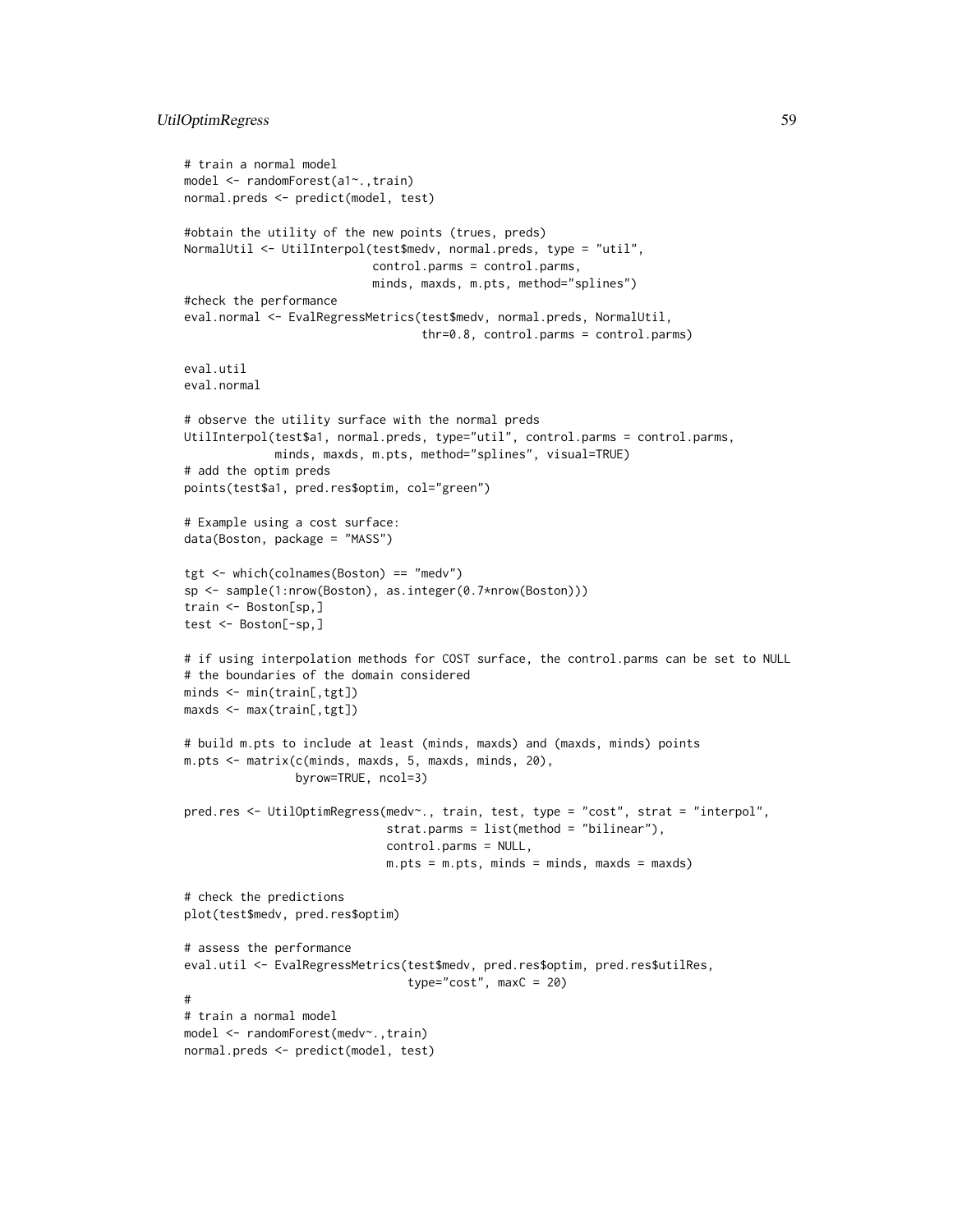```
# train a normal model
model <- randomForest(a1~.,train)
normal.preds <- predict(model, test)

#obtain the utility of the new points (trues, preds)
NormalUtil <- UtilInterpol(test$medv, normal.preds, type = "util",
                           control.parms = control.parms,
                           minds, maxds, m.pts, method="splines")
#check the performance
eval.normal <- EvalRegressMetrics(test$medv, normal.preds, NormalUtil,
                                  thr=0.8, control.parms = control.parms)

eval.util
eval.normal

# observe the utility surface with the normal preds
UtilInterpol(test$a1, normal.preds, type="util", control.parms = control.parms,
             minds, maxds, m.pts, method="splines", visual=TRUE)
# add the optim preds
points(test$a1, pred.res$optim, col="green")

# Example using a cost surface:
data(Boston, package = "MASS")

tgt <- which(colnames(Boston) == "medv")
sp <- sample(1:nrow(Boston), as.integer(0.7*nrow(Boston)))
train <- Boston[sp,]
test <- Boston[-sp,]

# if using interpolation methods for COST surface, the control.parms can be set to NULL
# the boundaries of the domain considered
minds <- min(train[,tgt])
maxds <- max(train[,tgt])

# build m.pts to include at least (minds, maxds) and (maxds, minds) points
m.pts <- matrix(c(minds, maxds, 5, maxds, minds, 20),
                byrow=TRUE, ncol=3)

pred.res <- UtilOptimRegress(medv~., train, test, type = "cost", strat = "interpol",
                             strat.parms = list(method = "bilinear"),
                             control.parms = NULL,
                             m.pts = m.pts, minds = minds, maxds = maxds)

# check the predictions
plot(test$medv, pred.res$optim)

# assess the performance
eval.util <- EvalRegressMetrics(test$medv, pred.res$optim, pred.res$utilRes,
                                type="cost", maxC = 20)
#
# train a normal model
model <- randomForest(medv~.,train)
normal.preds <- predict(model, test)
```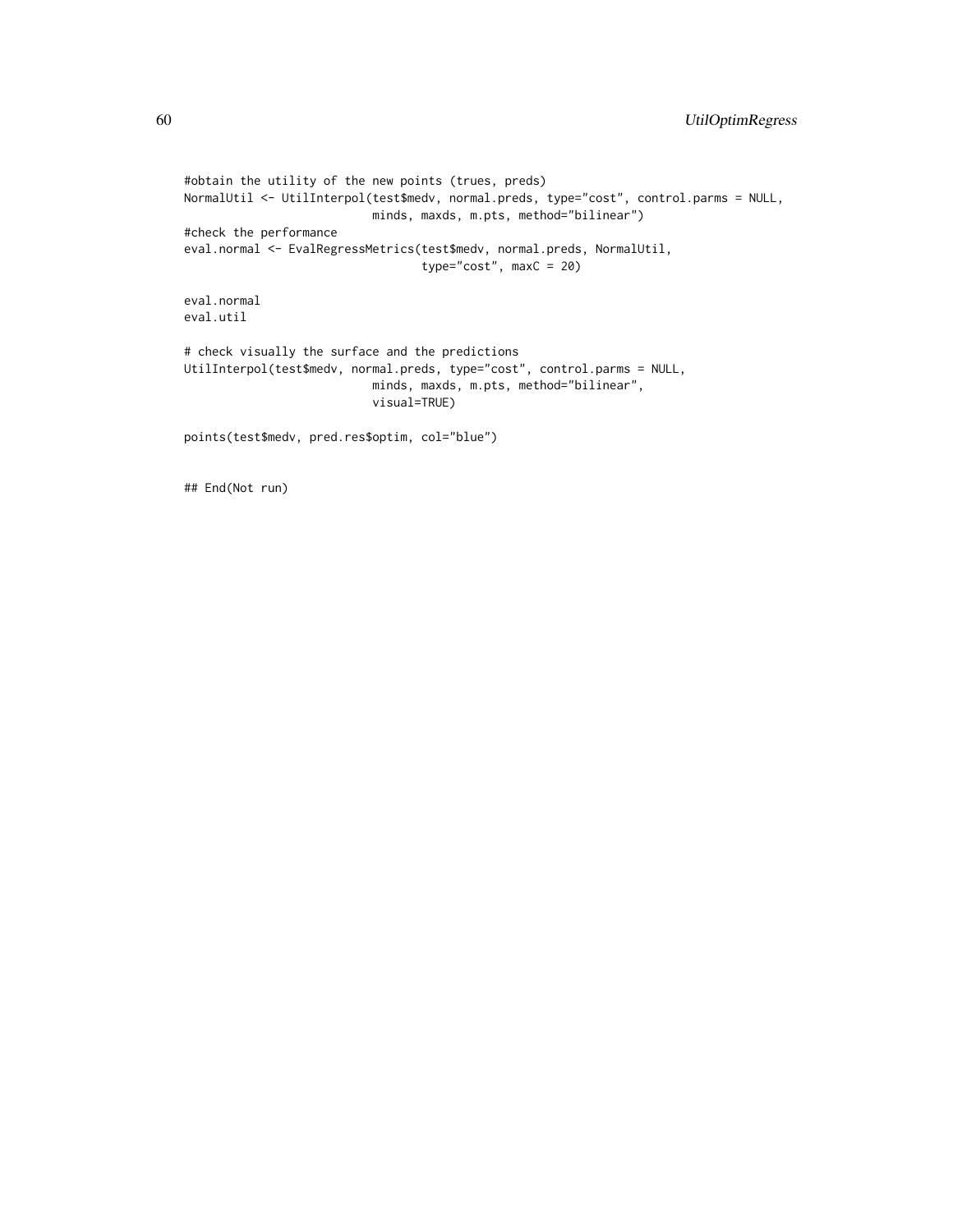```
#obtain the utility of the new points (trues, preds)
NormalUtil <- UtilInterpol(test$medv, normal.preds, type="cost", control.parms = NULL,
                           minds, maxds, m.pts, method="bilinear")
#check the performance
eval.normal <- EvalRegressMetrics(test$medv, normal.preds, NormalUtil,
                                  type="cost", maxC = 20)

eval.normal
eval.util

# check visually the surface and the predictions
UtilInterpol(test$medv, normal.preds, type="cost", control.parms = NULL,
                           minds, maxds, m.pts, method="bilinear",
                           visual=TRUE)

points(test$medv, pred.res$optim, col="blue")


## End(Not run)
```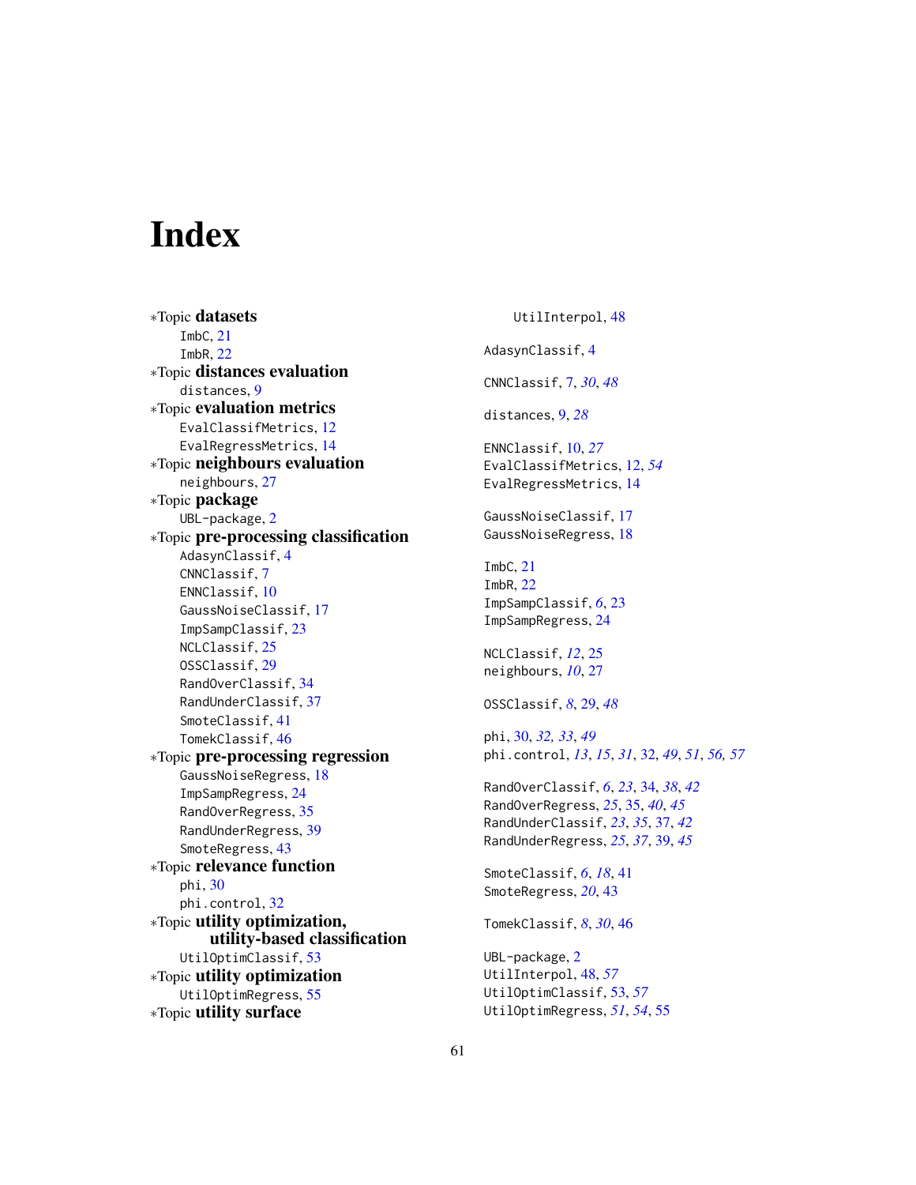# Index

∗Topic **datasets**
- ImbC, 21
- ImbR, 22

∗Topic **distances evaluation**
- distances, 9

∗Topic **evaluation metrics**
- EvalClassifMetrics, 12
- EvalRegressMetrics, 14

∗Topic **neighbours evaluation**
- neighbours, 27

∗Topic **package**
- UBL-package, 2

∗Topic **pre-processing classification**
- AdasynClassif, 4
- CNNClassif, 7
- ENNClassif, 10
- GaussNoiseClassif, 17
- ImpSampClassif, 23
- NCLClassif, 25
- OSSClassif, 29
- RandOverClassif, 34
- RandUnderClassif, 37
- SmoteClassif, 41
- TomekClassif, 46

∗Topic **pre-processing regression**
- GaussNoiseRegress, 18
- ImpSampRegress, 24
- RandOverRegress, 35
- RandUnderRegress, 39
- SmoteRegress, 43

∗Topic **relevance function**
- phi, 30
- phi.control, 32

∗Topic **utility optimization, utility-based classification**
- UtilOptimClassif, 53

∗Topic **utility optimization**
- UtilOptimRegress, 55

∗Topic **utility surface**
- UtilInterpol, 48

AdasynClassif, 4

CNNClassif, 7, *30*, *48*

distances, 9, *28*

ENNClassif, 10, *27*
EvalClassifMetrics, 12, *54*
EvalRegressMetrics, 14

GaussNoiseClassif, 17
GaussNoiseRegress, 18

ImbC, 21
ImbR, 22
ImpSampClassif, *6*, 23
ImpSampRegress, 24

NCLClassif, *12*, 25
neighbours, *10*, 27

OSSClassif, *8*, 29, *48*

phi, 30, *32*, *33*, *49*
phi.control, *13*, *15*, *31*, 32, *49*, *51*, *56*, *57*

RandOverClassif, *6*, *23*, 34, *38*, *42*
RandOverRegress, *25*, 35, *40*, *45*
RandUnderClassif, *23*, *35*, 37, *42*
RandUnderRegress, *25*, *37*, 39, *45*

SmoteClassif, *6*, *18*, 41
SmoteRegress, *20*, 43

TomekClassif, *8*, *30*, 46

UBL-package, 2
UtilInterpol, 48, *57*
UtilOptimClassif, 53, *57*
UtilOptimRegress, *51*, *54*, 55